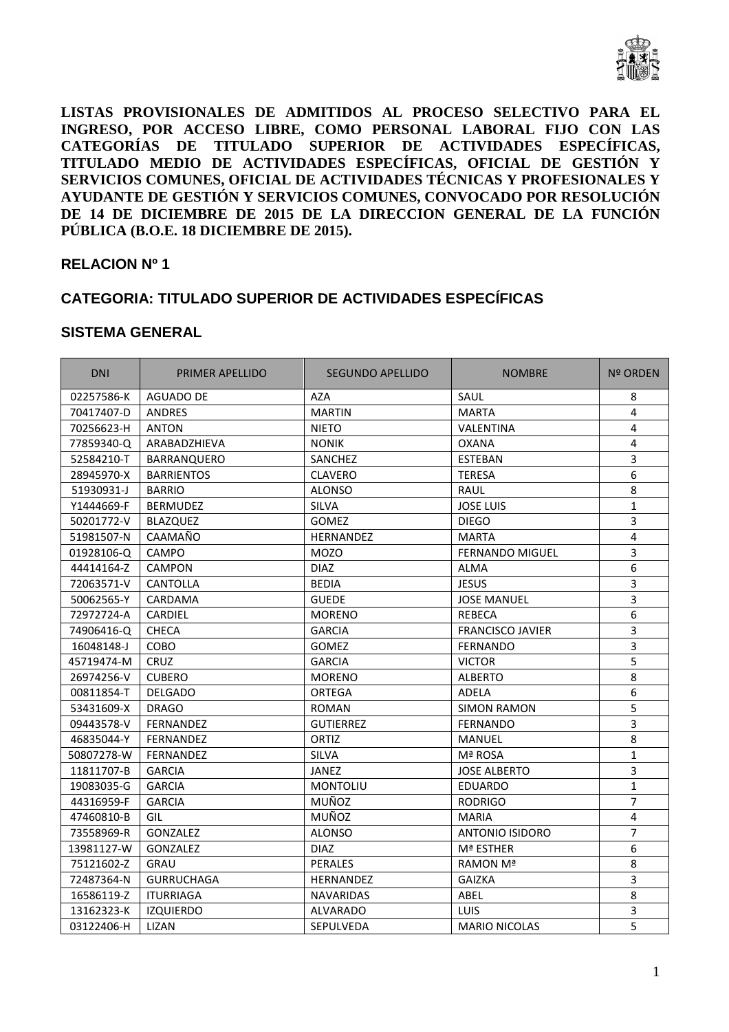**LISTAS PROVISIONALES DE ADMITIDOS AL PROCESO SELECTIVO PARA EL INGRESO, POR ACCESO LIBRE, COMO PERSONAL LABORAL FIJO CON LAS CATEGORÍAS DE TITULADO SUPERIOR DE ACTIVIDADES ESPECÍFICAS, TITULADO MEDIO DE ACTIVIDADES ESPECÍFICAS, OFICIAL DE GESTIÓN Y SERVICIOS COMUNES, OFICIAL DE ACTIVIDADES TÉCNICAS Y PROFESIONALES Y AYUDANTE DE GESTIÓN Y SERVICIOS COMUNES, CONVOCADO POR RESOLUCIÓN DE 14 DE DICIEMBRE DE 2015 DE LA DIRECCION GENERAL DE LA FUNCIÓN PÚBLICA (B.O.E. 18 DICIEMBRE DE 2015).**

## RELACION Nº 1

## CATEGORIA: TITULADO SUPERIOR DE ACTIVIDADES ESPECÍFICAS

## SISTEMA GENERAL

| DNI | PRIMER APELLIDO | SEGUNDO APELLIDO | NOMBRE | Nº ORDEN |
|---|---|---|---|---|
| 02257586-K | AGUADO DE | AZA | SAUL | 8 |
| 70417407-D | ANDRES | MARTIN | MARTA | 4 |
| 70256623-H | ANTON | NIETO | VALENTINA | 4 |
| 77859340-Q | ARABADZHIEVA | NONIK | OXANA | 4 |
| 52584210-T | BARRANQUERO | SANCHEZ | ESTEBAN | 3 |
| 28945970-X | BARRIENTOS | CLAVERO | TERESA | 6 |
| 51930931-J | BARRIO | ALONSO | RAUL | 8 |
| Y1444669-F | BERMUDEZ | SILVA | JOSE LUIS | 1 |
| 50201772-V | BLAZQUEZ | GOMEZ | DIEGO | 3 |
| 51981507-N | CAAMAÑO | HERNANDEZ | MARTA | 4 |
| 01928106-Q | CAMPO | MOZO | FERNANDO MIGUEL | 3 |
| 44414164-Z | CAMPON | DIAZ | ALMA | 6 |
| 72063571-V | CANTOLLA | BEDIA | JESUS | 3 |
| 50062565-Y | CARDAMA | GUEDE | JOSE MANUEL | 3 |
| 72972724-A | CARDIEL | MORENO | REBECA | 6 |
| 74906416-Q | CHECA | GARCIA | FRANCISCO JAVIER | 3 |
| 16048148-J | COBO | GOMEZ | FERNANDO | 3 |
| 45719474-M | CRUZ | GARCIA | VICTOR | 5 |
| 26974256-V | CUBERO | MORENO | ALBERTO | 8 |
| 00811854-T | DELGADO | ORTEGA | ADELA | 6 |
| 53431609-X | DRAGO | ROMAN | SIMON RAMON | 5 |
| 09443578-V | FERNANDEZ | GUTIERREZ | FERNANDO | 3 |
| 46835044-Y | FERNANDEZ | ORTIZ | MANUEL | 8 |
| 50807278-W | FERNANDEZ | SILVA | Mª ROSA | 1 |
| 11811707-B | GARCIA | JANEZ | JOSE ALBERTO | 3 |
| 19083035-G | GARCIA | MONTOLIU | EDUARDO | 1 |
| 44316959-F | GARCIA | MUÑOZ | RODRIGO | 7 |
| 47460810-B | GIL | MUÑOZ | MARIA | 4 |
| 73558969-R | GONZALEZ | ALONSO | ANTONIO ISIDORO | 7 |
| 13981127-W | GONZALEZ | DIAZ | Mª ESTHER | 6 |
| 75121602-Z | GRAU | PERALES | RAMON Mª | 8 |
| 72487364-N | GURRUCHAGA | HERNANDEZ | GAIZKA | 3 |
| 16586119-Z | ITURRIAGA | NAVARIDAS | ABEL | 8 |
| 13162323-K | IZQUIERDO | ALVARADO | LUIS | 3 |
| 03122406-H | LIZAN | SEPULVEDA | MARIO NICOLAS | 5 |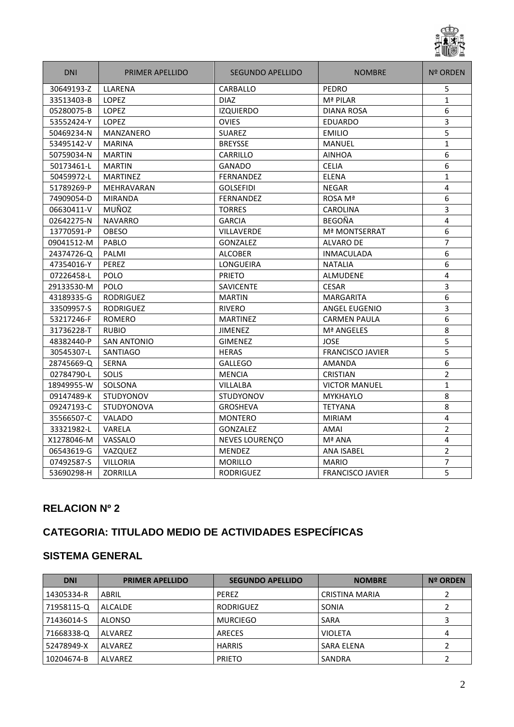| DNI | PRIMER APELLIDO | SEGUNDO APELLIDO | NOMBRE | Nº ORDEN |
|---|---|---|---|---|
| 30649193-Z | LLARENA | CARBALLO | PEDRO | 5 |
| 33513403-B | LOPEZ | DIAZ | Mª PILAR | 1 |
| 05280075-B | LOPEZ | IZQUIERDO | DIANA ROSA | 6 |
| 53552424-Y | LOPEZ | OVIES | EDUARDO | 3 |
| 50469234-N | MANZANERO | SUAREZ | EMILIO | 5 |
| 53495142-V | MARINA | BREYSSE | MANUEL | 1 |
| 50759034-N | MARTIN | CARRILLO | AINHOA | 6 |
| 50173461-L | MARTIN | GANADO | CELIA | 6 |
| 50459972-L | MARTINEZ | FERNANDEZ | ELENA | 1 |
| 51789269-P | MEHRAVARAN | GOLSEFIDI | NEGAR | 4 |
| 74909054-D | MIRANDA | FERNANDEZ | ROSA Mª | 6 |
| 06630411-V | MUÑOZ | TORRES | CAROLINA | 3 |
| 02642275-N | NAVARRO | GARCIA | BEGOÑA | 4 |
| 13770591-P | OBESO | VILLAVERDE | Mª MONTSERRAT | 6 |
| 09041512-M | PABLO | GONZALEZ | ALVARO DE | 7 |
| 24374726-Q | PALMI | ALCOBER | INMACULADA | 6 |
| 47354016-Y | PEREZ | LONGUEIRA | NATALIA | 6 |
| 07226458-L | POLO | PRIETO | ALMUDENE | 4 |
| 29133530-M | POLO | SAVICENTE | CESAR | 3 |
| 43189335-G | RODRIGUEZ | MARTIN | MARGARITA | 6 |
| 33509957-S | RODRIGUEZ | RIVERO | ANGEL EUGENIO | 3 |
| 53217246-F | ROMERO | MARTINEZ | CARMEN PAULA | 6 |
| 31736228-T | RUBIO | JIMENEZ | Mª ANGELES | 8 |
| 48382440-P | SAN ANTONIO | GIMENEZ | JOSE | 5 |
| 30545307-L | SANTIAGO | HERAS | FRANCISCO JAVIER | 5 |
| 28745669-Q | SERNA | GALLEGO | AMANDA | 6 |
| 02784790-L | SOLIS | MENCIA | CRISTIAN | 2 |
| 18949955-W | SOLSONA | VILLALBA | VICTOR MANUEL | 1 |
| 09147489-K | STUDYONOV | STUDYONOV | MYKHAYLO | 8 |
| 09247193-C | STUDYONOVA | GROSHEVA | TETYANA | 8 |
| 35566507-C | VALADO | MONTERO | MIRIAM | 4 |
| 33321982-L | VARELA | GONZALEZ | AMAI | 2 |
| X1278046-M | VASSALO | NEVES LOURENÇO | Mª ANA | 4 |
| 06543619-G | VAZQUEZ | MENDEZ | ANA ISABEL | 2 |
| 07492587-S | VILLORIA | MORILLO | MARIO | 7 |
| 53690298-H | ZORRILLA | RODRIGUEZ | FRANCISCO JAVIER | 5 |

## RELACION Nº 2

## CATEGORIA: TITULADO MEDIO DE ACTIVIDADES ESPECÍFICAS

## SISTEMA GENERAL

| DNI | PRIMER APELLIDO | SEGUNDO APELLIDO | NOMBRE | Nº ORDEN |
|---|---|---|---|---|
| 14305334-R | ABRIL | PEREZ | CRISTINA MARIA | 2 |
| 71958115-Q | ALCALDE | RODRIGUEZ | SONIA | 2 |
| 71436014-S | ALONSO | MURCIEGO | SARA | 3 |
| 71668338-Q | ALVAREZ | ARECES | VIOLETA | 4 |
| 52478949-X | ALVAREZ | HARRIS | SARA ELENA | 2 |
| 10204674-B | ALVAREZ | PRIETO | SANDRA | 2 |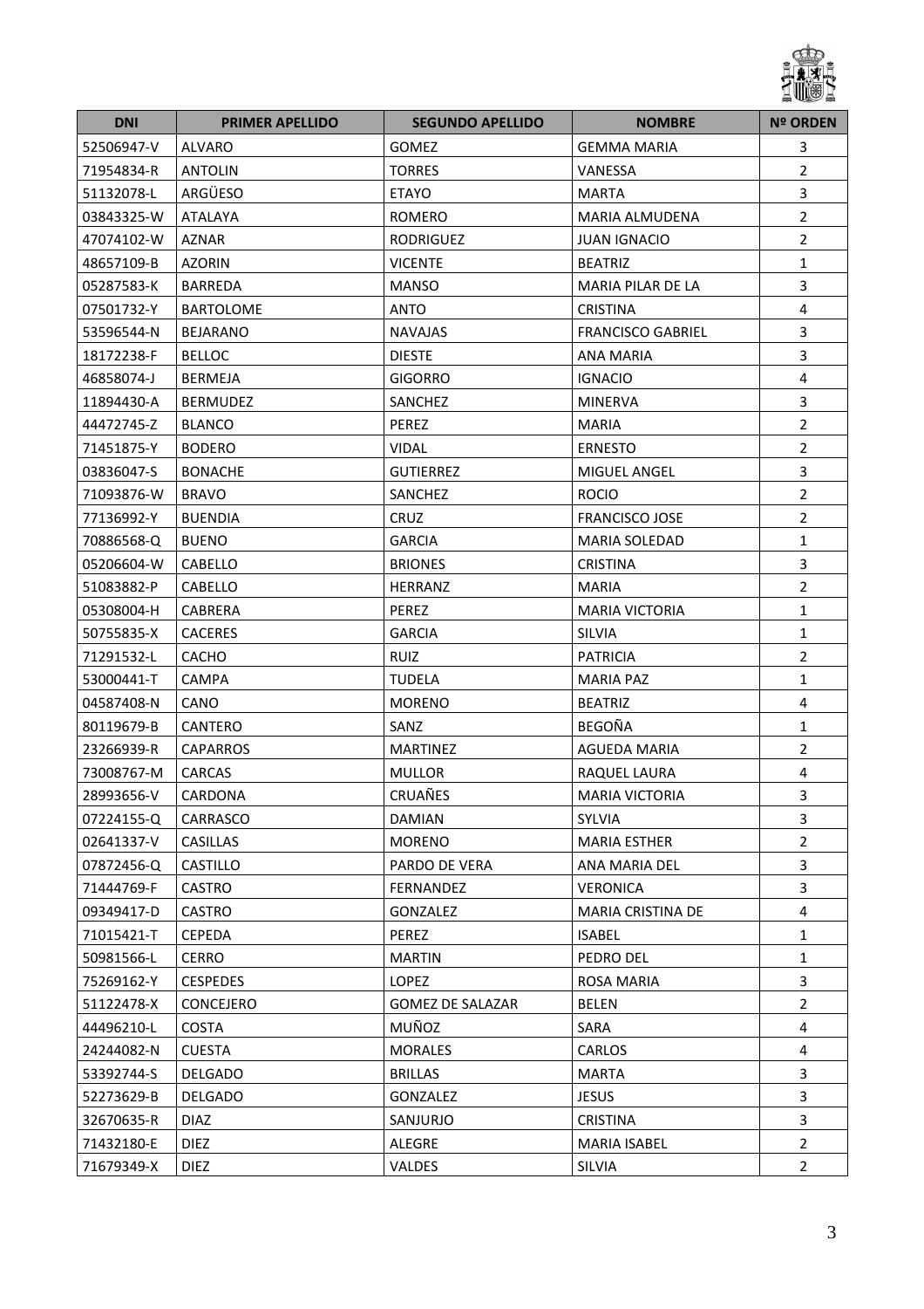| DNI | PRIMER APELLIDO | SEGUNDO APELLIDO | NOMBRE | Nº ORDEN |
|---|---|---|---|---|
| 52506947-V | ALVARO | GOMEZ | GEMMA MARIA | 3 |
| 71954834-R | ANTOLIN | TORRES | VANESSA | 2 |
| 51132078-L | ARGÜESO | ETAYO | MARTA | 3 |
| 03843325-W | ATALAYA | ROMERO | MARIA ALMUDENA | 2 |
| 47074102-W | AZNAR | RODRIGUEZ | JUAN IGNACIO | 2 |
| 48657109-B | AZORIN | VICENTE | BEATRIZ | 1 |
| 05287583-K | BARREDA | MANSO | MARIA PILAR DE LA | 3 |
| 07501732-Y | BARTOLOME | ANTO | CRISTINA | 4 |
| 53596544-N | BEJARANO | NAVAJAS | FRANCISCO GABRIEL | 3 |
| 18172238-F | BELLOC | DIESTE | ANA MARIA | 3 |
| 46858074-J | BERMEJA | GIGORRO | IGNACIO | 4 |
| 11894430-A | BERMUDEZ | SANCHEZ | MINERVA | 3 |
| 44472745-Z | BLANCO | PEREZ | MARIA | 2 |
| 71451875-Y | BODERO | VIDAL | ERNESTO | 2 |
| 03836047-S | BONACHE | GUTIERREZ | MIGUEL ANGEL | 3 |
| 71093876-W | BRAVO | SANCHEZ | ROCIO | 2 |
| 77136992-Y | BUENDIA | CRUZ | FRANCISCO JOSE | 2 |
| 70886568-Q | BUENO | GARCIA | MARIA SOLEDAD | 1 |
| 05206604-W | CABELLO | BRIONES | CRISTINA | 3 |
| 51083882-P | CABELLO | HERRANZ | MARIA | 2 |
| 05308004-H | CABRERA | PEREZ | MARIA VICTORIA | 1 |
| 50755835-X | CACERES | GARCIA | SILVIA | 1 |
| 71291532-L | CACHO | RUIZ | PATRICIA | 2 |
| 53000441-T | CAMPA | TUDELA | MARIA PAZ | 1 |
| 04587408-N | CANO | MORENO | BEATRIZ | 4 |
| 80119679-B | CANTERO | SANZ | BEGOÑA | 1 |
| 23266939-R | CAPARROS | MARTINEZ | AGUEDA MARIA | 2 |
| 73008767-M | CARCAS | MULLOR | RAQUEL LAURA | 4 |
| 28993656-V | CARDONA | CRUAÑES | MARIA VICTORIA | 3 |
| 07224155-Q | CARRASCO | DAMIAN | SYLVIA | 3 |
| 02641337-V | CASILLAS | MORENO | MARIA ESTHER | 2 |
| 07872456-Q | CASTILLO | PARDO DE VERA | ANA MARIA DEL | 3 |
| 71444769-F | CASTRO | FERNANDEZ | VERONICA | 3 |
| 09349417-D | CASTRO | GONZALEZ | MARIA CRISTINA DE | 4 |
| 71015421-T | CEPEDA | PEREZ | ISABEL | 1 |
| 50981566-L | CERRO | MARTIN | PEDRO DEL | 1 |
| 75269162-Y | CESPEDES | LOPEZ | ROSA MARIA | 3 |
| 51122478-X | CONCEJERO | GOMEZ DE SALAZAR | BELEN | 2 |
| 44496210-L | COSTA | MUÑOZ | SARA | 4 |
| 24244082-N | CUESTA | MORALES | CARLOS | 4 |
| 53392744-S | DELGADO | BRILLAS | MARTA | 3 |
| 52273629-B | DELGADO | GONZALEZ | JESUS | 3 |
| 32670635-R | DIAZ | SANJURJO | CRISTINA | 3 |
| 71432180-E | DIEZ | ALEGRE | MARIA ISABEL | 2 |
| 71679349-X | DIEZ | VALDES | SILVIA | 2 |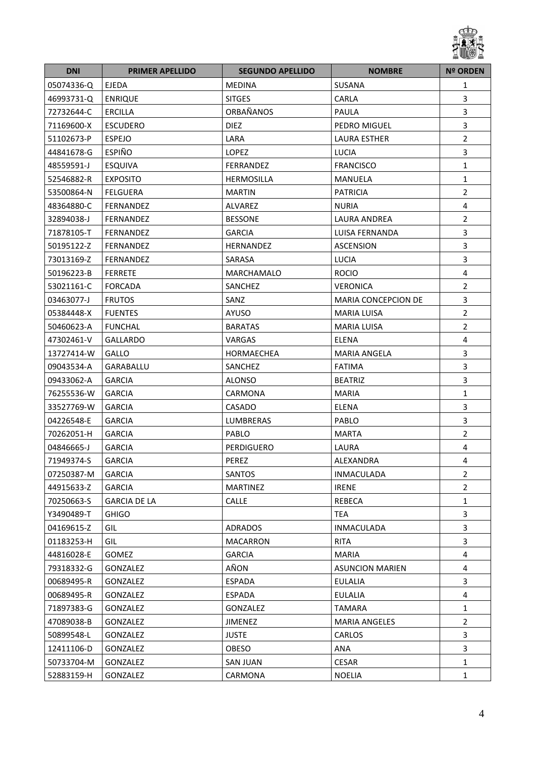| DNI | PRIMER APELLIDO | SEGUNDO APELLIDO | NOMBRE | Nº ORDEN |
|---|---|---|---|---|
| 05074336-Q | EJEDA | MEDINA | SUSANA | 1 |
| 46993731-Q | ENRIQUE | SITGES | CARLA | 3 |
| 72732644-C | ERCILLA | ORBAÑANOS | PAULA | 3 |
| 71169600-X | ESCUDERO | DIEZ | PEDRO MIGUEL | 3 |
| 51102673-P | ESPEJO | LARA | LAURA ESTHER | 2 |
| 44841678-G | ESPIÑO | LOPEZ | LUCIA | 3 |
| 48559591-J | ESQUIVA | FERRANDEZ | FRANCISCO | 1 |
| 52546882-R | EXPOSITO | HERMOSILLA | MANUELA | 1 |
| 53500864-N | FELGUERA | MARTIN | PATRICIA | 2 |
| 48364880-C | FERNANDEZ | ALVAREZ | NURIA | 4 |
| 32894038-J | FERNANDEZ | BESSONE | LAURA ANDREA | 2 |
| 71878105-T | FERNANDEZ | GARCIA | LUISA FERNANDA | 3 |
| 50195122-Z | FERNANDEZ | HERNANDEZ | ASCENSION | 3 |
| 73013169-Z | FERNANDEZ | SARASA | LUCIA | 3 |
| 50196223-B | FERRETE | MARCHAMALO | ROCIO | 4 |
| 53021161-C | FORCADA | SANCHEZ | VERONICA | 2 |
| 03463077-J | FRUTOS | SANZ | MARIA CONCEPCION DE | 3 |
| 05384448-X | FUENTES | AYUSO | MARIA LUISA | 2 |
| 50460623-A | FUNCHAL | BARATAS | MARIA LUISA | 2 |
| 47302461-V | GALLARDO | VARGAS | ELENA | 4 |
| 13727414-W | GALLO | HORMAECHEA | MARIA ANGELA | 3 |
| 09043534-A | GARABALLU | SANCHEZ | FATIMA | 3 |
| 09433062-A | GARCIA | ALONSO | BEATRIZ | 3 |
| 76255536-W | GARCIA | CARMONA | MARIA | 1 |
| 33527769-W | GARCIA | CASADO | ELENA | 3 |
| 04226548-E | GARCIA | LUMBRERAS | PABLO | 3 |
| 70262051-H | GARCIA | PABLO | MARTA | 2 |
| 04846665-J | GARCIA | PERDIGUERO | LAURA | 4 |
| 71949374-S | GARCIA | PEREZ | ALEXANDRA | 4 |
| 07250387-M | GARCIA | SANTOS | INMACULADA | 2 |
| 44915633-Z | GARCIA | MARTINEZ | IRENE | 2 |
| 70250663-S | GARCIA DE LA | CALLE | REBECA | 1 |
| Y3490489-T | GHIGO | | TEA | 3 |
| 04169615-Z | GIL | ADRADOS | INMACULADA | 3 |
| 01183253-H | GIL | MACARRON | RITA | 3 |
| 44816028-E | GOMEZ | GARCIA | MARIA | 4 |
| 79318332-G | GONZALEZ | AÑON | ASUNCION MARIEN | 4 |
| 00689495-R | GONZALEZ | ESPADA | EULALIA | 3 |
| 00689495-R | GONZALEZ | ESPADA | EULALIA | 4 |
| 71897383-G | GONZALEZ | GONZALEZ | TAMARA | 1 |
| 47089038-B | GONZALEZ | JIMENEZ | MARIA ANGELES | 2 |
| 50899548-L | GONZALEZ | JUSTE | CARLOS | 3 |
| 12411106-D | GONZALEZ | OBESO | ANA | 3 |
| 50733704-M | GONZALEZ | SAN JUAN | CESAR | 1 |
| 52883159-H | GONZALEZ | CARMONA | NOELIA | 1 |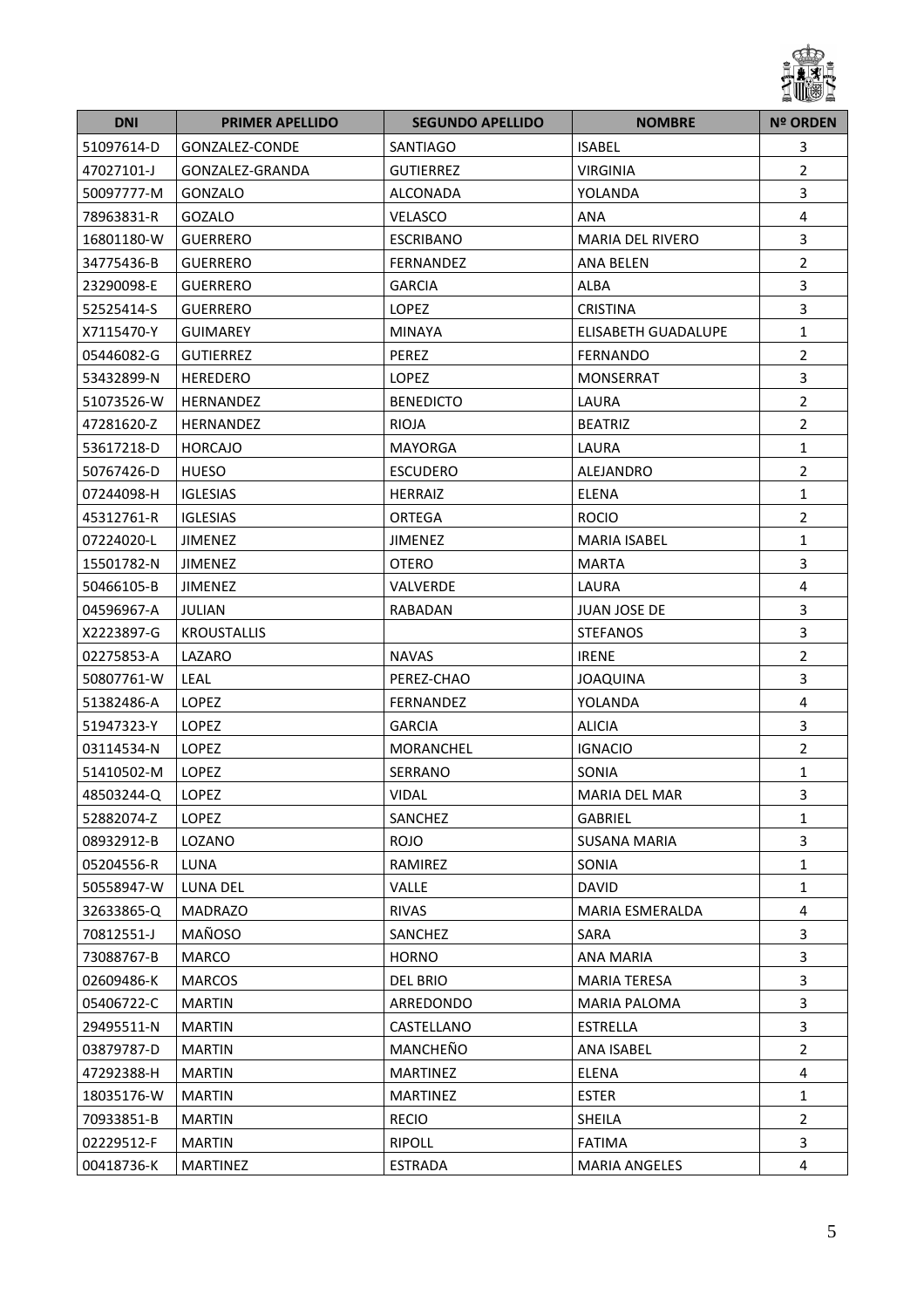| DNI | PRIMER APELLIDO | SEGUNDO APELLIDO | NOMBRE | Nº ORDEN |
|---|---|---|---|---|
| 51097614-D | GONZALEZ-CONDE | SANTIAGO | ISABEL | 3 |
| 47027101-J | GONZALEZ-GRANDA | GUTIERREZ | VIRGINIA | 2 |
| 50097777-M | GONZALO | ALCONADA | YOLANDA | 3 |
| 78963831-R | GOZALO | VELASCO | ANA | 4 |
| 16801180-W | GUERRERO | ESCRIBANO | MARIA DEL RIVERO | 3 |
| 34775436-B | GUERRERO | FERNANDEZ | ANA BELEN | 2 |
| 23290098-E | GUERRERO | GARCIA | ALBA | 3 |
| 52525414-S | GUERRERO | LOPEZ | CRISTINA | 3 |
| X7115470-Y | GUIMAREY | MINAYA | ELISABETH GUADALUPE | 1 |
| 05446082-G | GUTIERREZ | PEREZ | FERNANDO | 2 |
| 53432899-N | HEREDERO | LOPEZ | MONSERRAT | 3 |
| 51073526-W | HERNANDEZ | BENEDICTO | LAURA | 2 |
| 47281620-Z | HERNANDEZ | RIOJA | BEATRIZ | 2 |
| 53617218-D | HORCAJO | MAYORGA | LAURA | 1 |
| 50767426-D | HUESO | ESCUDERO | ALEJANDRO | 2 |
| 07244098-H | IGLESIAS | HERRAIZ | ELENA | 1 |
| 45312761-R | IGLESIAS | ORTEGA | ROCIO | 2 |
| 07224020-L | JIMENEZ | JIMENEZ | MARIA ISABEL | 1 |
| 15501782-N | JIMENEZ | OTERO | MARTA | 3 |
| 50466105-B | JIMENEZ | VALVERDE | LAURA | 4 |
| 04596967-A | JULIAN | RABADAN | JUAN JOSE DE | 3 |
| X2223897-G | KROUSTALLIS | | STEFANOS | 3 |
| 02275853-A | LAZARO | NAVAS | IRENE | 2 |
| 50807761-W | LEAL | PEREZ-CHAO | JOAQUINA | 3 |
| 51382486-A | LOPEZ | FERNANDEZ | YOLANDA | 4 |
| 51947323-Y | LOPEZ | GARCIA | ALICIA | 3 |
| 03114534-N | LOPEZ | MORANCHEL | IGNACIO | 2 |
| 51410502-M | LOPEZ | SERRANO | SONIA | 1 |
| 48503244-Q | LOPEZ | VIDAL | MARIA DEL MAR | 3 |
| 52882074-Z | LOPEZ | SANCHEZ | GABRIEL | 1 |
| 08932912-B | LOZANO | ROJO | SUSANA MARIA | 3 |
| 05204556-R | LUNA | RAMIREZ | SONIA | 1 |
| 50558947-W | LUNA DEL | VALLE | DAVID | 1 |
| 32633865-Q | MADRAZO | RIVAS | MARIA ESMERALDA | 4 |
| 70812551-J | MAÑOSO | SANCHEZ | SARA | 3 |
| 73088767-B | MARCO | HORNO | ANA MARIA | 3 |
| 02609486-K | MARCOS | DEL BRIO | MARIA TERESA | 3 |
| 05406722-C | MARTIN | ARREDONDO | MARIA PALOMA | 3 |
| 29495511-N | MARTIN | CASTELLANO | ESTRELLA | 3 |
| 03879787-D | MARTIN | MANCHEÑO | ANA ISABEL | 2 |
| 47292388-H | MARTIN | MARTINEZ | ELENA | 4 |
| 18035176-W | MARTIN | MARTINEZ | ESTER | 1 |
| 70933851-B | MARTIN | RECIO | SHEILA | 2 |
| 02229512-F | MARTIN | RIPOLL | FATIMA | 3 |
| 00418736-K | MARTINEZ | ESTRADA | MARIA ANGELES | 4 |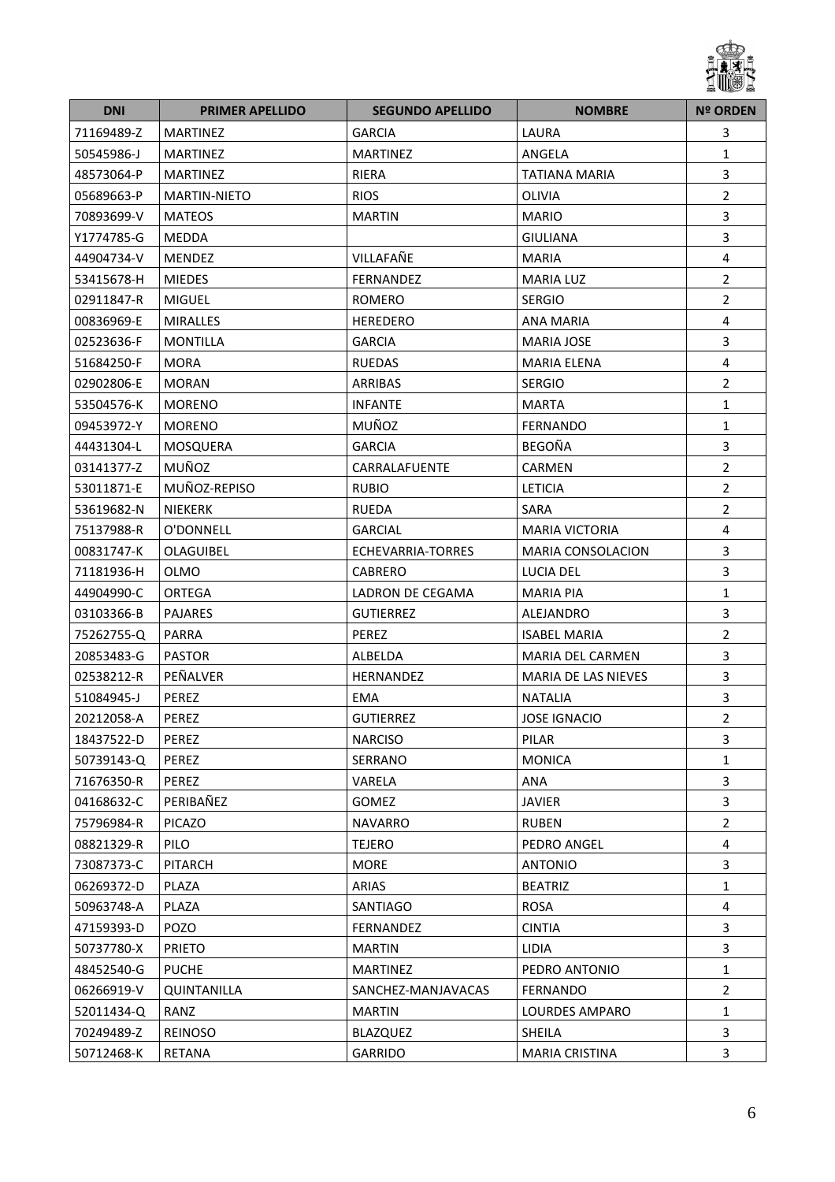| DNI | PRIMER APELLIDO | SEGUNDO APELLIDO | NOMBRE | Nº ORDEN |
|---|---|---|---|---|
| 71169489-Z | MARTINEZ | GARCIA | LAURA | 3 |
| 50545986-J | MARTINEZ | MARTINEZ | ANGELA | 1 |
| 48573064-P | MARTINEZ | RIERA | TATIANA MARIA | 3 |
| 05689663-P | MARTIN-NIETO | RIOS | OLIVIA | 2 |
| 70893699-V | MATEOS | MARTIN | MARIO | 3 |
| Y1774785-G | MEDDA | | GIULIANA | 3 |
| 44904734-V | MENDEZ | VILLAFAÑE | MARIA | 4 |
| 53415678-H | MIEDES | FERNANDEZ | MARIA LUZ | 2 |
| 02911847-R | MIGUEL | ROMERO | SERGIO | 2 |
| 00836969-E | MIRALLES | HEREDERO | ANA MARIA | 4 |
| 02523636-F | MONTILLA | GARCIA | MARIA JOSE | 3 |
| 51684250-F | MORA | RUEDAS | MARIA ELENA | 4 |
| 02902806-E | MORAN | ARRIBAS | SERGIO | 2 |
| 53504576-K | MORENO | INFANTE | MARTA | 1 |
| 09453972-Y | MORENO | MUÑOZ | FERNANDO | 1 |
| 44431304-L | MOSQUERA | GARCIA | BEGOÑA | 3 |
| 03141377-Z | MUÑOZ | CARRALAFUENTE | CARMEN | 2 |
| 53011871-E | MUÑOZ-REPISO | RUBIO | LETICIA | 2 |
| 53619682-N | NIEKERK | RUEDA | SARA | 2 |
| 75137988-R | O'DONNELL | GARCIAL | MARIA VICTORIA | 4 |
| 00831747-K | OLAGUIBEL | ECHEVARRIA-TORRES | MARIA CONSOLACION | 3 |
| 71181936-H | OLMO | CABRERO | LUCIA DEL | 3 |
| 44904990-C | ORTEGA | LADRON DE CEGAMA | MARIA PIA | 1 |
| 03103366-B | PAJARES | GUTIERREZ | ALEJANDRO | 3 |
| 75262755-Q | PARRA | PEREZ | ISABEL MARIA | 2 |
| 20853483-G | PASTOR | ALBELDA | MARIA DEL CARMEN | 3 |
| 02538212-R | PEÑALVER | HERNANDEZ | MARIA DE LAS NIEVES | 3 |
| 51084945-J | PEREZ | EMA | NATALIA | 3 |
| 20212058-A | PEREZ | GUTIERREZ | JOSE IGNACIO | 2 |
| 18437522-D | PEREZ | NARCISO | PILAR | 3 |
| 50739143-Q | PEREZ | SERRANO | MONICA | 1 |
| 71676350-R | PEREZ | VARELA | ANA | 3 |
| 04168632-C | PERIBAÑEZ | GOMEZ | JAVIER | 3 |
| 75796984-R | PICAZO | NAVARRO | RUBEN | 2 |
| 08821329-R | PILO | TEJERO | PEDRO ANGEL | 4 |
| 73087373-C | PITARCH | MORE | ANTONIO | 3 |
| 06269372-D | PLAZA | ARIAS | BEATRIZ | 1 |
| 50963748-A | PLAZA | SANTIAGO | ROSA | 4 |
| 47159393-D | POZO | FERNANDEZ | CINTIA | 3 |
| 50737780-X | PRIETO | MARTIN | LIDIA | 3 |
| 48452540-G | PUCHE | MARTINEZ | PEDRO ANTONIO | 1 |
| 06266919-V | QUINTANILLA | SANCHEZ-MANJAVACAS | FERNANDO | 2 |
| 52011434-Q | RANZ | MARTIN | LOURDES AMPARO | 1 |
| 70249489-Z | REINOSO | BLAZQUEZ | SHEILA | 3 |
| 50712468-K | RETANA | GARRIDO | MARIA CRISTINA | 3 |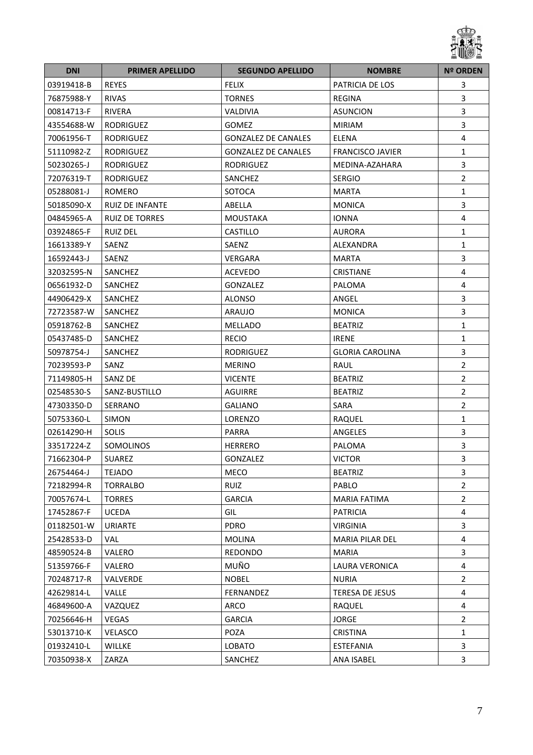| DNI | PRIMER APELLIDO | SEGUNDO APELLIDO | NOMBRE | Nº ORDEN |
|---|---|---|---|---|
| 03919418-B | REYES | FELIX | PATRICIA DE LOS | 3 |
| 76875988-Y | RIVAS | TORNES | REGINA | 3 |
| 00814713-F | RIVERA | VALDIVIA | ASUNCION | 3 |
| 43554688-W | RODRIGUEZ | GOMEZ | MIRIAM | 3 |
| 70061956-T | RODRIGUEZ | GONZALEZ DE CANALES | ELENA | 4 |
| 51110982-Z | RODRIGUEZ | GONZALEZ DE CANALES | FRANCISCO JAVIER | 1 |
| 50230265-J | RODRIGUEZ | RODRIGUEZ | MEDINA-AZAHARA | 3 |
| 72076319-T | RODRIGUEZ | SANCHEZ | SERGIO | 2 |
| 05288081-J | ROMERO | SOTOCA | MARTA | 1 |
| 50185090-X | RUIZ DE INFANTE | ABELLA | MONICA | 3 |
| 04845965-A | RUIZ DE TORRES | MOUSTAKA | IONNA | 4 |
| 03924865-F | RUIZ DEL | CASTILLO | AURORA | 1 |
| 16613389-Y | SAENZ | SAENZ | ALEXANDRA | 1 |
| 16592443-J | SAENZ | VERGARA | MARTA | 3 |
| 32032595-N | SANCHEZ | ACEVEDO | CRISTIANE | 4 |
| 06561932-D | SANCHEZ | GONZALEZ | PALOMA | 4 |
| 44906429-X | SANCHEZ | ALONSO | ANGEL | 3 |
| 72723587-W | SANCHEZ | ARAUJO | MONICA | 3 |
| 05918762-B | SANCHEZ | MELLADO | BEATRIZ | 1 |
| 05437485-D | SANCHEZ | RECIO | IRENE | 1 |
| 50978754-J | SANCHEZ | RODRIGUEZ | GLORIA CAROLINA | 3 |
| 70239593-P | SANZ | MERINO | RAUL | 2 |
| 71149805-H | SANZ DE | VICENTE | BEATRIZ | 2 |
| 02548530-S | SANZ-BUSTILLO | AGUIRRE | BEATRIZ | 2 |
| 47303350-D | SERRANO | GALIANO | SARA | 2 |
| 50753360-L | SIMON | LORENZO | RAQUEL | 1 |
| 02614290-H | SOLIS | PARRA | ANGELES | 3 |
| 33517224-Z | SOMOLINOS | HERRERO | PALOMA | 3 |
| 71662304-P | SUAREZ | GONZALEZ | VICTOR | 3 |
| 26754464-J | TEJADO | MECO | BEATRIZ | 3 |
| 72182994-R | TORRALBO | RUIZ | PABLO | 2 |
| 70057674-L | TORRES | GARCIA | MARIA FATIMA | 2 |
| 17452867-F | UCEDA | GIL | PATRICIA | 4 |
| 01182501-W | URIARTE | PDRO | VIRGINIA | 3 |
| 25428533-D | VAL | MOLINA | MARIA PILAR DEL | 4 |
| 48590524-B | VALERO | REDONDO | MARIA | 3 |
| 51359766-F | VALERO | MUÑO | LAURA VERONICA | 4 |
| 70248717-R | VALVERDE | NOBEL | NURIA | 2 |
| 42629814-L | VALLE | FERNANDEZ | TERESA DE JESUS | 4 |
| 46849600-A | VAZQUEZ | ARCO | RAQUEL | 4 |
| 70256646-H | VEGAS | GARCIA | JORGE | 2 |
| 53013710-K | VELASCO | POZA | CRISTINA | 1 |
| 01932410-L | WILLKE | LOBATO | ESTEFANIA | 3 |
| 70350938-X | ZARZA | SANCHEZ | ANA ISABEL | 3 |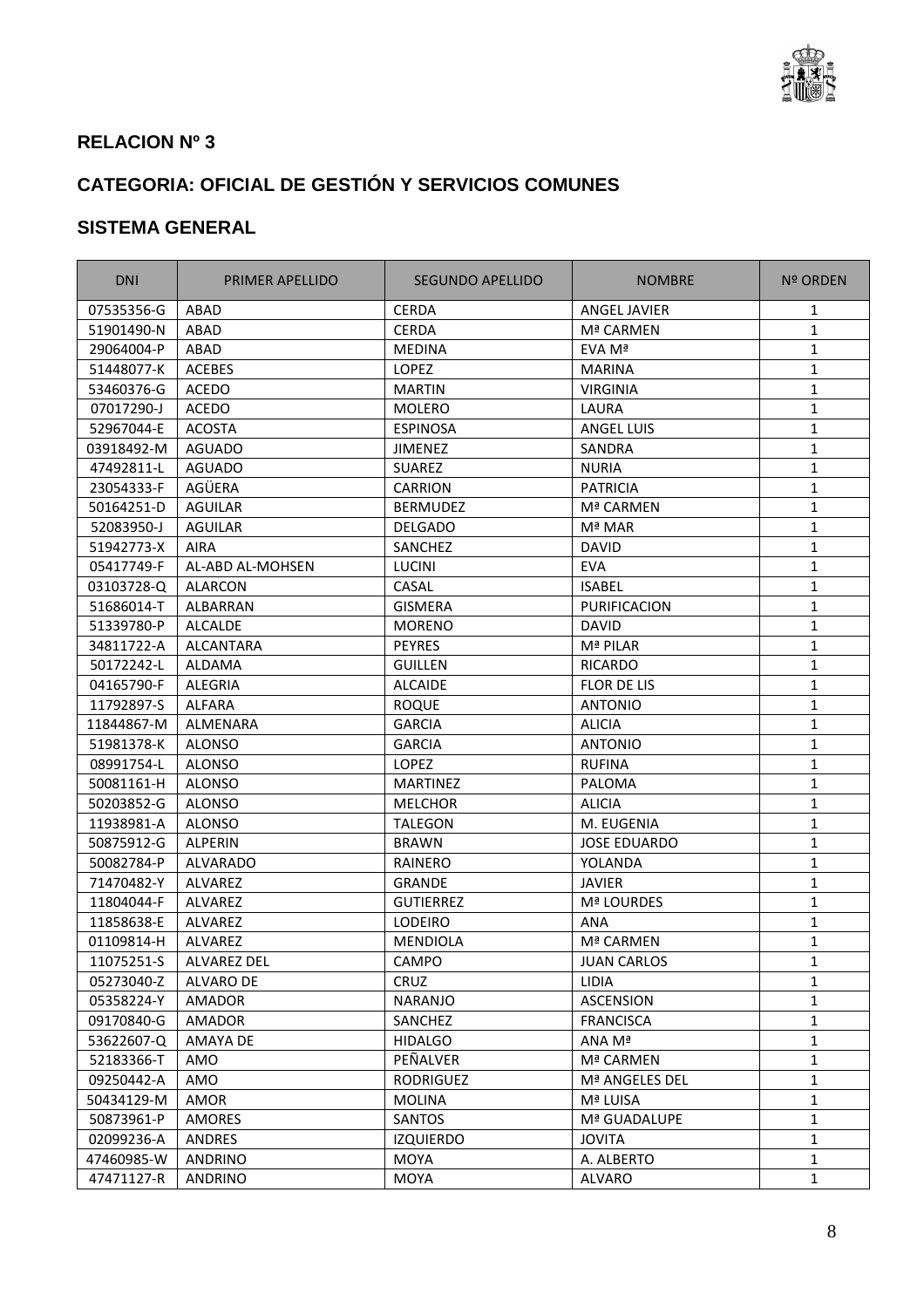**RELACION Nº 3**

**CATEGORIA: OFICIAL DE GESTIÓN Y SERVICIOS COMUNES**

**SISTEMA GENERAL**

| DNI | PRIMER APELLIDO | SEGUNDO APELLIDO | NOMBRE | Nº ORDEN |
|---|---|---|---|---|
| 07535356-G | ABAD | CERDA | ANGEL JAVIER | 1 |
| 51901490-N | ABAD | CERDA | Mª CARMEN | 1 |
| 29064004-P | ABAD | MEDINA | EVA Mª | 1 |
| 51448077-K | ACEBES | LOPEZ | MARINA | 1 |
| 53460376-G | ACEDO | MARTIN | VIRGINIA | 1 |
| 07017290-J | ACEDO | MOLERO | LAURA | 1 |
| 52967044-E | ACOSTA | ESPINOSA | ANGEL LUIS | 1 |
| 03918492-M | AGUADO | JIMENEZ | SANDRA | 1 |
| 47492811-L | AGUADO | SUAREZ | NURIA | 1 |
| 23054333-F | AGÜERA | CARRION | PATRICIA | 1 |
| 50164251-D | AGUILAR | BERMUDEZ | Mª CARMEN | 1 |
| 52083950-J | AGUILAR | DELGADO | Mª MAR | 1 |
| 51942773-X | AIRA | SANCHEZ | DAVID | 1 |
| 05417749-F | AL-ABD AL-MOHSEN | LUCINI | EVA | 1 |
| 03103728-Q | ALARCON | CASAL | ISABEL | 1 |
| 51686014-T | ALBARRAN | GISMERA | PURIFICACION | 1 |
| 51339780-P | ALCALDE | MORENO | DAVID | 1 |
| 34811722-A | ALCANTARA | PEYRES | Mª PILAR | 1 |
| 50172242-L | ALDAMA | GUILLEN | RICARDO | 1 |
| 04165790-F | ALEGRIA | ALCAIDE | FLOR DE LIS | 1 |
| 11792897-S | ALFARA | ROQUE | ANTONIO | 1 |
| 11844867-M | ALMENARA | GARCIA | ALICIA | 1 |
| 51981378-K | ALONSO | GARCIA | ANTONIO | 1 |
| 08991754-L | ALONSO | LOPEZ | RUFINA | 1 |
| 50081161-H | ALONSO | MARTINEZ | PALOMA | 1 |
| 50203852-G | ALONSO | MELCHOR | ALICIA | 1 |
| 11938981-A | ALONSO | TALEGON | M. EUGENIA | 1 |
| 50875912-G | ALPERIN | BRAWN | JOSE EDUARDO | 1 |
| 50082784-P | ALVARADO | RAINERO | YOLANDA | 1 |
| 71470482-Y | ALVAREZ | GRANDE | JAVIER | 1 |
| 11804044-F | ALVAREZ | GUTIERREZ | Mª LOURDES | 1 |
| 11858638-E | ALVAREZ | LODEIRO | ANA | 1 |
| 01109814-H | ALVAREZ | MENDIOLA | Mª CARMEN | 1 |
| 11075251-S | ALVAREZ DEL | CAMPO | JUAN CARLOS | 1 |
| 05273040-Z | ALVARO DE | CRUZ | LIDIA | 1 |
| 05358224-Y | AMADOR | NARANJO | ASCENSION | 1 |
| 09170840-G | AMADOR | SANCHEZ | FRANCISCA | 1 |
| 53622607-Q | AMAYA DE | HIDALGO | ANA Mª | 1 |
| 52183366-T | AMO | PEÑALVER | Mª CARMEN | 1 |
| 09250442-A | AMO | RODRIGUEZ | Mª ANGELES DEL | 1 |
| 50434129-M | AMOR | MOLINA | Mª LUISA | 1 |
| 50873961-P | AMORES | SANTOS | Mª GUADALUPE | 1 |
| 02099236-A | ANDRES | IZQUIERDO | JOVITA | 1 |
| 47460985-W | ANDRINO | MOYA | A. ALBERTO | 1 |
| 47471127-R | ANDRINO | MOYA | ALVARO | 1 |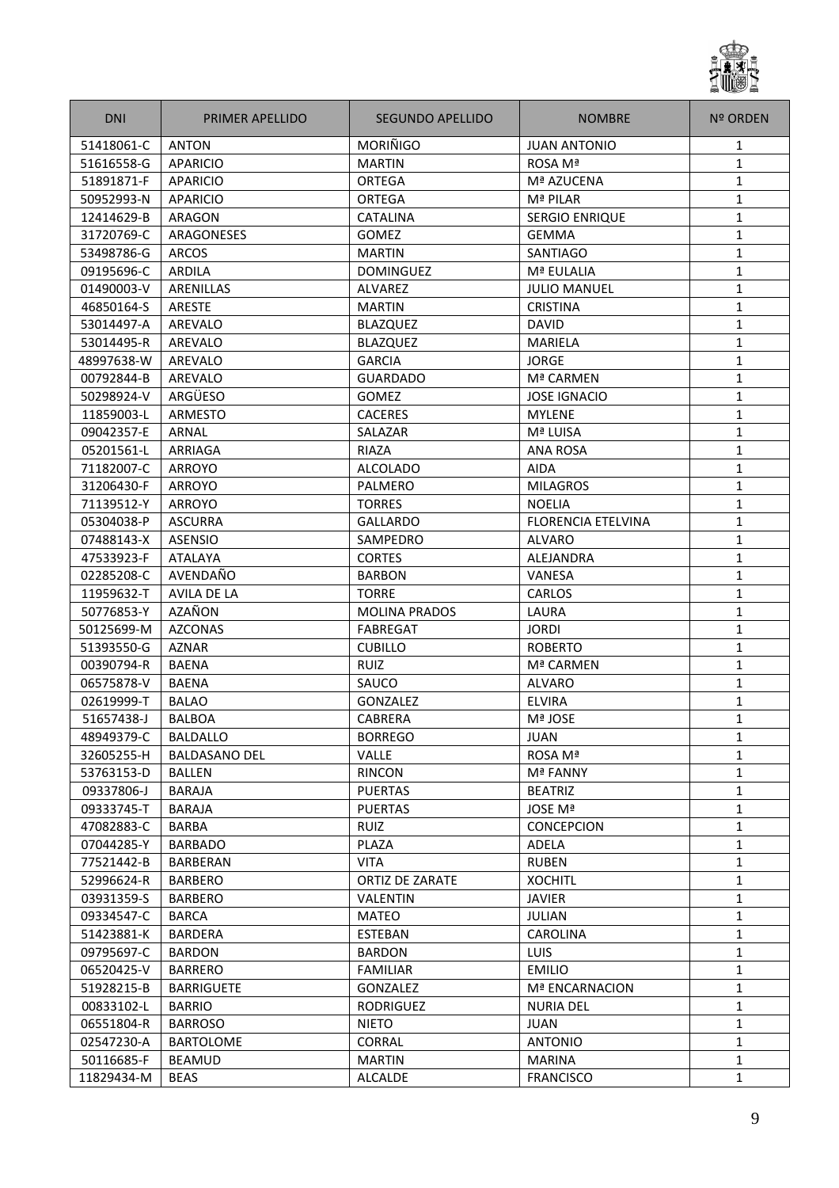| DNI | PRIMER APELLIDO | SEGUNDO APELLIDO | NOMBRE | Nº ORDEN |
|---|---|---|---|---|
| 51418061-C | ANTON | MORIÑIGO | JUAN ANTONIO | 1 |
| 51616558-G | APARICIO | MARTIN | ROSA Mª | 1 |
| 51891871-F | APARICIO | ORTEGA | Mª AZUCENA | 1 |
| 50952993-N | APARICIO | ORTEGA | Mª PILAR | 1 |
| 12414629-B | ARAGON | CATALINA | SERGIO ENRIQUE | 1 |
| 31720769-C | ARAGONESES | GOMEZ | GEMMA | 1 |
| 53498786-G | ARCOS | MARTIN | SANTIAGO | 1 |
| 09195696-C | ARDILA | DOMINGUEZ | Mª EULALIA | 1 |
| 01490003-V | ARENILLAS | ALVAREZ | JULIO MANUEL | 1 |
| 46850164-S | ARESTE | MARTIN | CRISTINA | 1 |
| 53014497-A | AREVALO | BLAZQUEZ | DAVID | 1 |
| 53014495-R | AREVALO | BLAZQUEZ | MARIELA | 1 |
| 48997638-W | AREVALO | GARCIA | JORGE | 1 |
| 00792844-B | AREVALO | GUARDADO | Mª CARMEN | 1 |
| 50298924-V | ARGÜESO | GOMEZ | JOSE IGNACIO | 1 |
| 11859003-L | ARMESTO | CACERES | MYLENE | 1 |
| 09042357-E | ARNAL | SALAZAR | Mª LUISA | 1 |
| 05201561-L | ARRIAGA | RIAZA | ANA ROSA | 1 |
| 71182007-C | ARROYO | ALCOLADO | AIDA | 1 |
| 31206430-F | ARROYO | PALMERO | MILAGROS | 1 |
| 71139512-Y | ARROYO | TORRES | NOELIA | 1 |
| 05304038-P | ASCURRA | GALLARDO | FLORENCIA ETELVINA | 1 |
| 07488143-X | ASENSIO | SAMPEDRO | ALVARO | 1 |
| 47533923-F | ATALAYA | CORTES | ALEJANDRA | 1 |
| 02285208-C | AVENDAÑO | BARBON | VANESA | 1 |
| 11959632-T | AVILA DE LA | TORRE | CARLOS | 1 |
| 50776853-Y | AZAÑON | MOLINA PRADOS | LAURA | 1 |
| 50125699-M | AZCONAS | FABREGAT | JORDI | 1 |
| 51393550-G | AZNAR | CUBILLO | ROBERTO | 1 |
| 00390794-R | BAENA | RUIZ | Mª CARMEN | 1 |
| 06575878-V | BAENA | SAUCO | ALVARO | 1 |
| 02619999-T | BALAO | GONZALEZ | ELVIRA | 1 |
| 51657438-J | BALBOA | CABRERA | Mª JOSE | 1 |
| 48949379-C | BALDALLO | BORREGO | JUAN | 1 |
| 32605255-H | BALDASANO DEL | VALLE | ROSA Mª | 1 |
| 53763153-D | BALLEN | RINCON | Mª FANNY | 1 |
| 09337806-J | BARAJA | PUERTAS | BEATRIZ | 1 |
| 09333745-T | BARAJA | PUERTAS | JOSE Mª | 1 |
| 47082883-C | BARBA | RUIZ | CONCEPCION | 1 |
| 07044285-Y | BARBADO | PLAZA | ADELA | 1 |
| 77521442-B | BARBERAN | VITA | RUBEN | 1 |
| 52996624-R | BARBERO | ORTIZ DE ZARATE | XOCHITL | 1 |
| 03931359-S | BARBERO | VALENTIN | JAVIER | 1 |
| 09334547-C | BARCA | MATEO | JULIAN | 1 |
| 51423881-K | BARDERA | ESTEBAN | CAROLINA | 1 |
| 09795697-C | BARDON | BARDON | LUIS | 1 |
| 06520425-V | BARRERO | FAMILIAR | EMILIO | 1 |
| 51928215-B | BARRIGUETE | GONZALEZ | Mª ENCARNACION | 1 |
| 00833102-L | BARRIO | RODRIGUEZ | NURIA DEL | 1 |
| 06551804-R | BARROSO | NIETO | JUAN | 1 |
| 02547230-A | BARTOLOME | CORRAL | ANTONIO | 1 |
| 50116685-F | BEAMUD | MARTIN | MARINA | 1 |
| 11829434-M | BEAS | ALCALDE | FRANCISCO | 1 |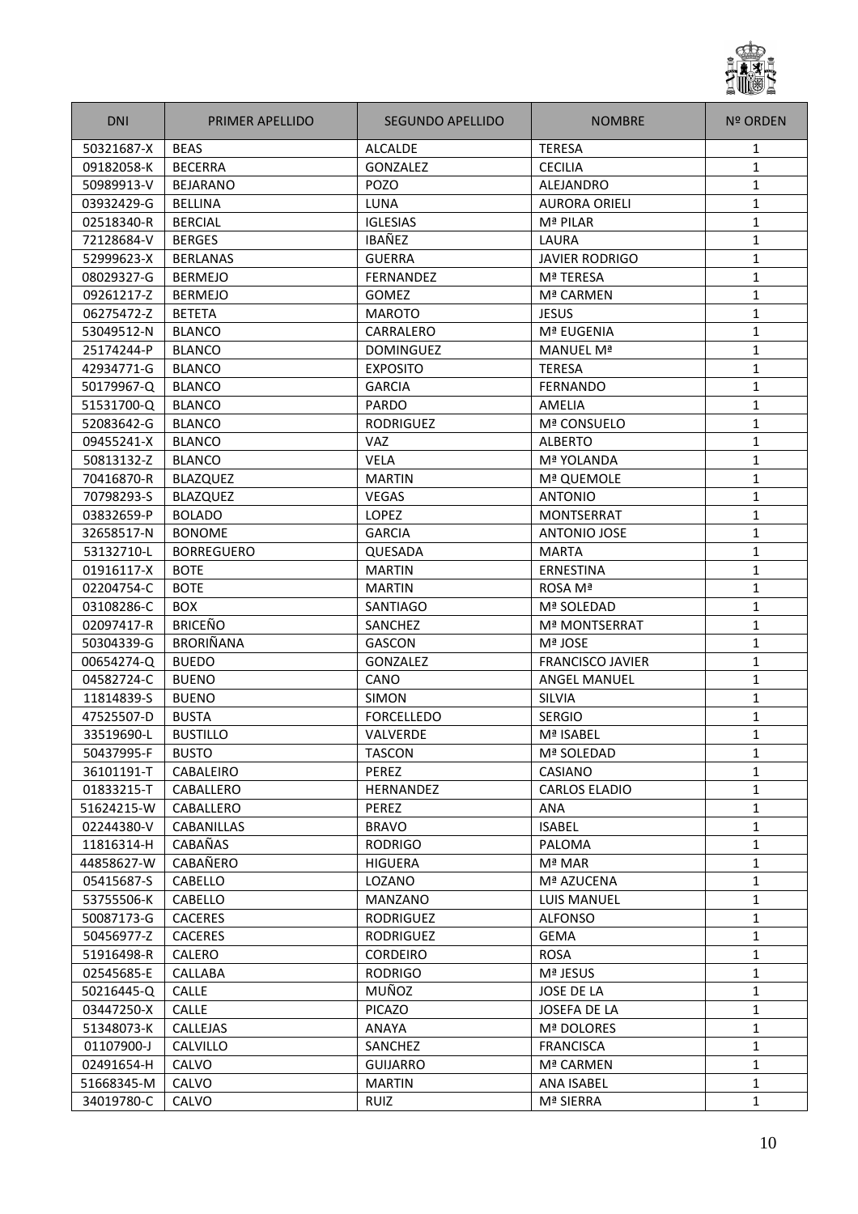| DNI | PRIMER APELLIDO | SEGUNDO APELLIDO | NOMBRE | Nº ORDEN |
|---|---|---|---|---|
| 50321687-X | BEAS | ALCALDE | TERESA | 1 |
| 09182058-K | BECERRA | GONZALEZ | CECILIA | 1 |
| 50989913-V | BEJARANO | POZO | ALEJANDRO | 1 |
| 03932429-G | BELLINA | LUNA | AURORA ORIELI | 1 |
| 02518340-R | BERCIAL | IGLESIAS | Mª PILAR | 1 |
| 72128684-V | BERGES | IBAÑEZ | LAURA | 1 |
| 52999623-X | BERLANAS | GUERRA | JAVIER RODRIGO | 1 |
| 08029327-G | BERMEJO | FERNANDEZ | Mª TERESA | 1 |
| 09261217-Z | BERMEJO | GOMEZ | Mª CARMEN | 1 |
| 06275472-Z | BETETA | MAROTO | JESUS | 1 |
| 53049512-N | BLANCO | CARRALERO | Mª EUGENIA | 1 |
| 25174244-P | BLANCO | DOMINGUEZ | MANUEL Mª | 1 |
| 42934771-G | BLANCO | EXPOSITO | TERESA | 1 |
| 50179967-Q | BLANCO | GARCIA | FERNANDO | 1 |
| 51531700-Q | BLANCO | PARDO | AMELIA | 1 |
| 52083642-G | BLANCO | RODRIGUEZ | Mª CONSUELO | 1 |
| 09455241-X | BLANCO | VAZ | ALBERTO | 1 |
| 50813132-Z | BLANCO | VELA | Mª YOLANDA | 1 |
| 70416870-R | BLAZQUEZ | MARTIN | Mª QUEMOLE | 1 |
| 70798293-S | BLAZQUEZ | VEGAS | ANTONIO | 1 |
| 03832659-P | BOLADO | LOPEZ | MONTSERRAT | 1 |
| 32658517-N | BONOME | GARCIA | ANTONIO JOSE | 1 |
| 53132710-L | BORREGUERO | QUESADA | MARTA | 1 |
| 01916117-X | BOTE | MARTIN | ERNESTINA | 1 |
| 02204754-C | BOTE | MARTIN | ROSA Mª | 1 |
| 03108286-C | BOX | SANTIAGO | Mª SOLEDAD | 1 |
| 02097417-R | BRICEÑO | SANCHEZ | Mª MONTSERRAT | 1 |
| 50304339-G | BRORIÑANA | GASCON | Mª JOSE | 1 |
| 00654274-Q | BUEDO | GONZALEZ | FRANCISCO JAVIER | 1 |
| 04582724-C | BUENO | CANO | ANGEL MANUEL | 1 |
| 11814839-S | BUENO | SIMON | SILVIA | 1 |
| 47525507-D | BUSTA | FORCELLEDO | SERGIO | 1 |
| 33519690-L | BUSTILLO | VALVERDE | Mª ISABEL | 1 |
| 50437995-F | BUSTO | TASCON | Mª SOLEDAD | 1 |
| 36101191-T | CABALEIRO | PEREZ | CASIANO | 1 |
| 01833215-T | CABALLERO | HERNANDEZ | CARLOS ELADIO | 1 |
| 51624215-W | CABALLERO | PEREZ | ANA | 1 |
| 02244380-V | CABANILLAS | BRAVO | ISABEL | 1 |
| 11816314-H | CABAÑAS | RODRIGO | PALOMA | 1 |
| 44858627-W | CABAÑERO | HIGUERA | Mª MAR | 1 |
| 05415687-S | CABELLO | LOZANO | Mª AZUCENA | 1 |
| 53755506-K | CABELLO | MANZANO | LUIS MANUEL | 1 |
| 50087173-G | CACERES | RODRIGUEZ | ALFONSO | 1 |
| 50456977-Z | CACERES | RODRIGUEZ | GEMA | 1 |
| 51916498-R | CALERO | CORDEIRO | ROSA | 1 |
| 02545685-E | CALLABA | RODRIGO | Mª JESUS | 1 |
| 50216445-Q | CALLE | MUÑOZ | JOSE DE LA | 1 |
| 03447250-X | CALLE | PICAZO | JOSEFA DE LA | 1 |
| 51348073-K | CALLEJAS | ANAYA | Mª DOLORES | 1 |
| 01107900-J | CALVILLO | SANCHEZ | FRANCISCA | 1 |
| 02491654-H | CALVO | GUIJARRO | Mª CARMEN | 1 |
| 51668345-M | CALVO | MARTIN | ANA ISABEL | 1 |
| 34019780-C | CALVO | RUIZ | Mª SIERRA | 1 |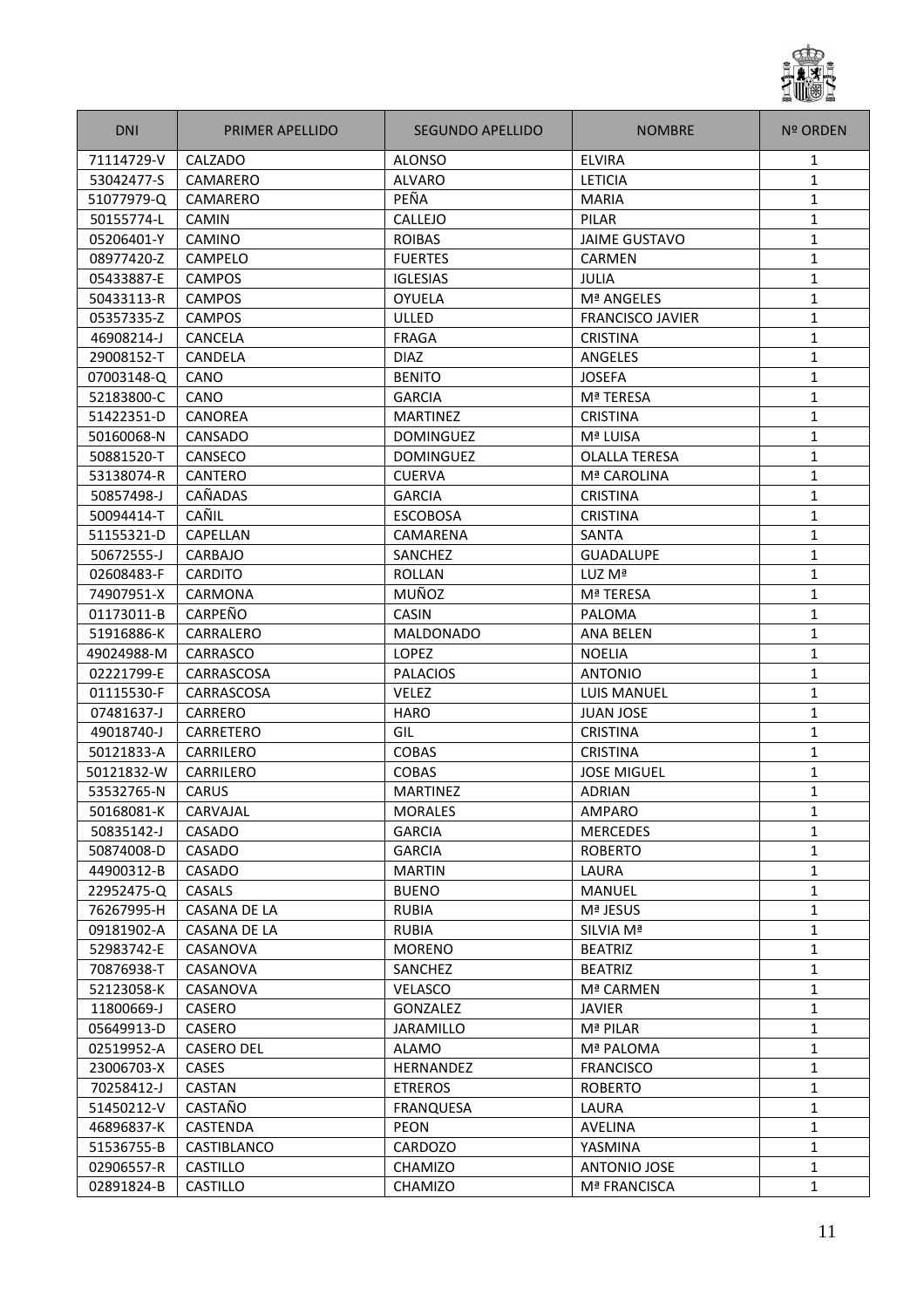| DNI | PRIMER APELLIDO | SEGUNDO APELLIDO | NOMBRE | Nº ORDEN |
|---|---|---|---|---|
| 71114729-V | CALZADO | ALONSO | ELVIRA | 1 |
| 53042477-S | CAMARERO | ALVARO | LETICIA | 1 |
| 51077979-Q | CAMARERO | PEÑA | MARIA | 1 |
| 50155774-L | CAMIN | CALLEJO | PILAR | 1 |
| 05206401-Y | CAMINO | ROIBAS | JAIME GUSTAVO | 1 |
| 08977420-Z | CAMPELO | FUERTES | CARMEN | 1 |
| 05433887-E | CAMPOS | IGLESIAS | JULIA | 1 |
| 50433113-R | CAMPOS | OYUELA | Mª ANGELES | 1 |
| 05357335-Z | CAMPOS | ULLED | FRANCISCO JAVIER | 1 |
| 46908214-J | CANCELA | FRAGA | CRISTINA | 1 |
| 29008152-T | CANDELA | DIAZ | ANGELES | 1 |
| 07003148-Q | CANO | BENITO | JOSEFA | 1 |
| 52183800-C | CANO | GARCIA | Mª TERESA | 1 |
| 51422351-D | CANOREA | MARTINEZ | CRISTINA | 1 |
| 50160068-N | CANSADO | DOMINGUEZ | Mª LUISA | 1 |
| 50881520-T | CANSECO | DOMINGUEZ | OLALLA TERESA | 1 |
| 53138074-R | CANTERO | CUERVA | Mª CAROLINA | 1 |
| 50857498-J | CAÑADAS | GARCIA | CRISTINA | 1 |
| 50094414-T | CAÑIL | ESCOBOSA | CRISTINA | 1 |
| 51155321-D | CAPELLAN | CAMARENA | SANTA | 1 |
| 50672555-J | CARBAJO | SANCHEZ | GUADALUPE | 1 |
| 02608483-F | CARDITO | ROLLAN | LUZ Mª | 1 |
| 74907951-X | CARMONA | MUÑOZ | Mª TERESA | 1 |
| 01173011-B | CARPEÑO | CASIN | PALOMA | 1 |
| 51916886-K | CARRALERO | MALDONADO | ANA BELEN | 1 |
| 49024988-M | CARRASCO | LOPEZ | NOELIA | 1 |
| 02221799-E | CARRASCOSA | PALACIOS | ANTONIO | 1 |
| 01115530-F | CARRASCOSA | VELEZ | LUIS MANUEL | 1 |
| 07481637-J | CARRERO | HARO | JUAN JOSE | 1 |
| 49018740-J | CARRETERO | GIL | CRISTINA | 1 |
| 50121833-A | CARRILERO | COBAS | CRISTINA | 1 |
| 50121832-W | CARRILERO | COBAS | JOSE MIGUEL | 1 |
| 53532765-N | CARUS | MARTINEZ | ADRIAN | 1 |
| 50168081-K | CARVAJAL | MORALES | AMPARO | 1 |
| 50835142-J | CASADO | GARCIA | MERCEDES | 1 |
| 50874008-D | CASADO | GARCIA | ROBERTO | 1 |
| 44900312-B | CASADO | MARTIN | LAURA | 1 |
| 22952475-Q | CASALS | BUENO | MANUEL | 1 |
| 76267995-H | CASANA DE LA | RUBIA | Mª JESUS | 1 |
| 09181902-A | CASANA DE LA | RUBIA | SILVIA Mª | 1 |
| 52983742-E | CASANOVA | MORENO | BEATRIZ | 1 |
| 70876938-T | CASANOVA | SANCHEZ | BEATRIZ | 1 |
| 52123058-K | CASANOVA | VELASCO | Mª CARMEN | 1 |
| 11800669-J | CASERO | GONZALEZ | JAVIER | 1 |
| 05649913-D | CASERO | JARAMILLO | Mª PILAR | 1 |
| 02519952-A | CASERO DEL | ALAMO | Mª PALOMA | 1 |
| 23006703-X | CASES | HERNANDEZ | FRANCISCO | 1 |
| 70258412-J | CASTAN | ETREROS | ROBERTO | 1 |
| 51450212-V | CASTAÑO | FRANQUESA | LAURA | 1 |
| 46896837-K | CASTENDA | PEON | AVELINA | 1 |
| 51536755-B | CASTIBLANCO | CARDOZO | YASMINA | 1 |
| 02906557-R | CASTILLO | CHAMIZO | ANTONIO JOSE | 1 |
| 02891824-B | CASTILLO | CHAMIZO | Mª FRANCISCA | 1 |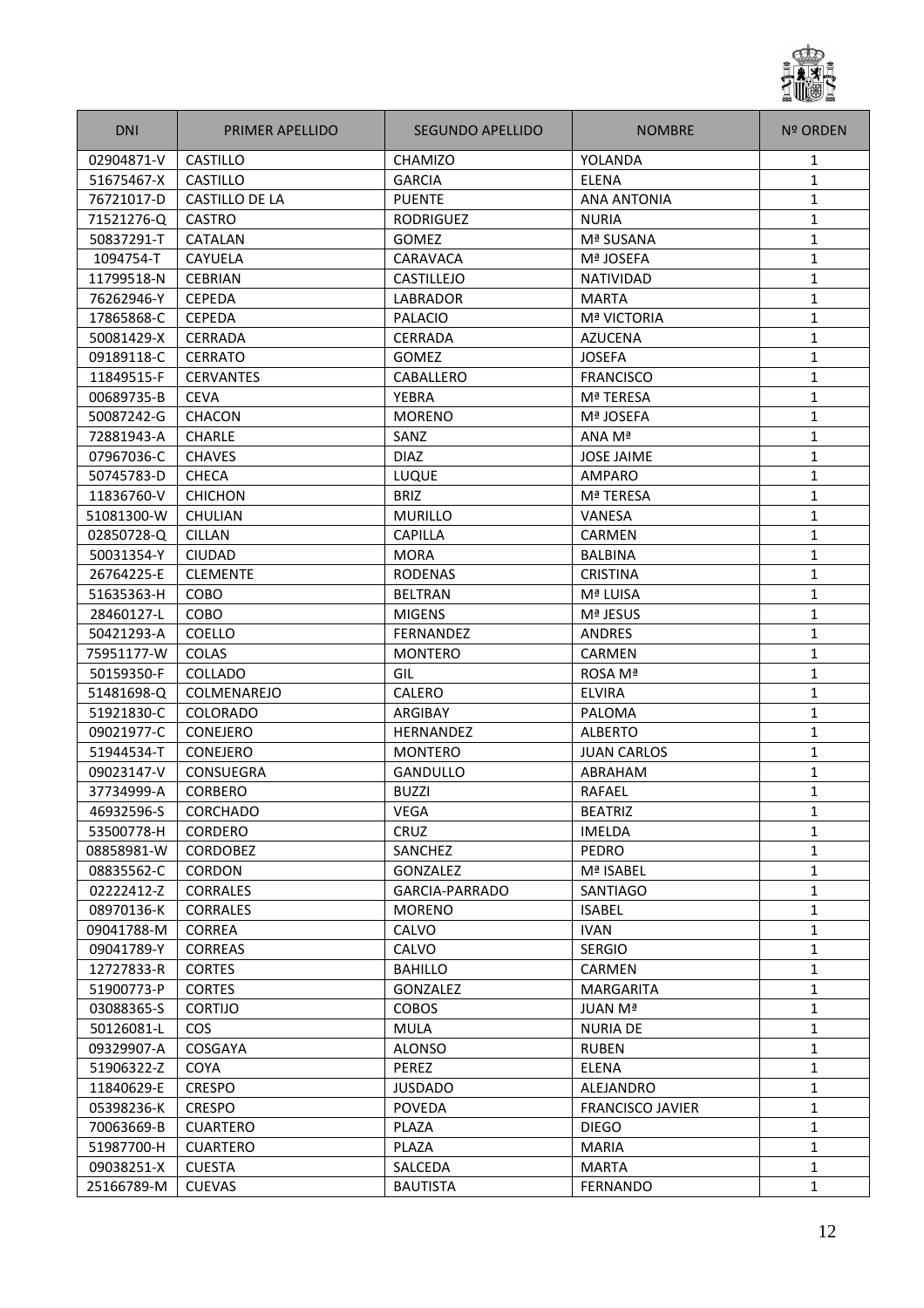| DNI | PRIMER APELLIDO | SEGUNDO APELLIDO | NOMBRE | Nº ORDEN |
|---|---|---|---|---|
| 02904871-V | CASTILLO | CHAMIZO | YOLANDA | 1 |
| 51675467-X | CASTILLO | GARCIA | ELENA | 1 |
| 76721017-D | CASTILLO DE LA | PUENTE | ANA ANTONIA | 1 |
| 71521276-Q | CASTRO | RODRIGUEZ | NURIA | 1 |
| 50837291-T | CATALAN | GOMEZ | Mª SUSANA | 1 |
| 1094754-T | CAYUELA | CARAVACA | Mª JOSEFA | 1 |
| 11799518-N | CEBRIAN | CASTILLEJO | NATIVIDAD | 1 |
| 76262946-Y | CEPEDA | LABRADOR | MARTA | 1 |
| 17865868-C | CEPEDA | PALACIO | Mª VICTORIA | 1 |
| 50081429-X | CERRADA | CERRADA | AZUCENA | 1 |
| 09189118-C | CERRATO | GOMEZ | JOSEFA | 1 |
| 11849515-F | CERVANTES | CABALLERO | FRANCISCO | 1 |
| 00689735-B | CEVA | YEBRA | Mª TERESA | 1 |
| 50087242-G | CHACON | MORENO | Mª JOSEFA | 1 |
| 72881943-A | CHARLE | SANZ | ANA Mª | 1 |
| 07967036-C | CHAVES | DIAZ | JOSE JAIME | 1 |
| 50745783-D | CHECA | LUQUE | AMPARO | 1 |
| 11836760-V | CHICHON | BRIZ | Mª TERESA | 1 |
| 51081300-W | CHULIAN | MURILLO | VANESA | 1 |
| 02850728-Q | CILLAN | CAPILLA | CARMEN | 1 |
| 50031354-Y | CIUDAD | MORA | BALBINA | 1 |
| 26764225-E | CLEMENTE | RODENAS | CRISTINA | 1 |
| 51635363-H | COBO | BELTRAN | Mª LUISA | 1 |
| 28460127-L | COBO | MIGENS | Mª JESUS | 1 |
| 50421293-A | COELLO | FERNANDEZ | ANDRES | 1 |
| 75951177-W | COLAS | MONTERO | CARMEN | 1 |
| 50159350-F | COLLADO | GIL | ROSA Mª | 1 |
| 51481698-Q | COLMENAREJO | CALERO | ELVIRA | 1 |
| 51921830-C | COLORADO | ARGIBAY | PALOMA | 1 |
| 09021977-C | CONEJERO | HERNANDEZ | ALBERTO | 1 |
| 51944534-T | CONEJERO | MONTERO | JUAN CARLOS | 1 |
| 09023147-V | CONSUEGRA | GANDULLO | ABRAHAM | 1 |
| 37734999-A | CORBERO | BUZZI | RAFAEL | 1 |
| 46932596-S | CORCHADO | VEGA | BEATRIZ | 1 |
| 53500778-H | CORDERO | CRUZ | IMELDA | 1 |
| 08858981-W | CORDOBEZ | SANCHEZ | PEDRO | 1 |
| 08835562-C | CORDON | GONZALEZ | Mª ISABEL | 1 |
| 02222412-Z | CORRALES | GARCIA-PARRADO | SANTIAGO | 1 |
| 08970136-K | CORRALES | MORENO | ISABEL | 1 |
| 09041788-M | CORREA | CALVO | IVAN | 1 |
| 09041789-Y | CORREAS | CALVO | SERGIO | 1 |
| 12727833-R | CORTES | BAHILLO | CARMEN | 1 |
| 51900773-P | CORTES | GONZALEZ | MARGARITA | 1 |
| 03088365-S | CORTIJO | COBOS | JUAN Mª | 1 |
| 50126081-L | COS | MULA | NURIA DE | 1 |
| 09329907-A | COSGAYA | ALONSO | RUBEN | 1 |
| 51906322-Z | COYA | PEREZ | ELENA | 1 |
| 11840629-E | CRESPO | JUSDADO | ALEJANDRO | 1 |
| 05398236-K | CRESPO | POVEDA | FRANCISCO JAVIER | 1 |
| 70063669-B | CUARTERO | PLAZA | DIEGO | 1 |
| 51987700-H | CUARTERO | PLAZA | MARIA | 1 |
| 09038251-X | CUESTA | SALCEDA | MARTA | 1 |
| 25166789-M | CUEVAS | BAUTISTA | FERNANDO | 1 |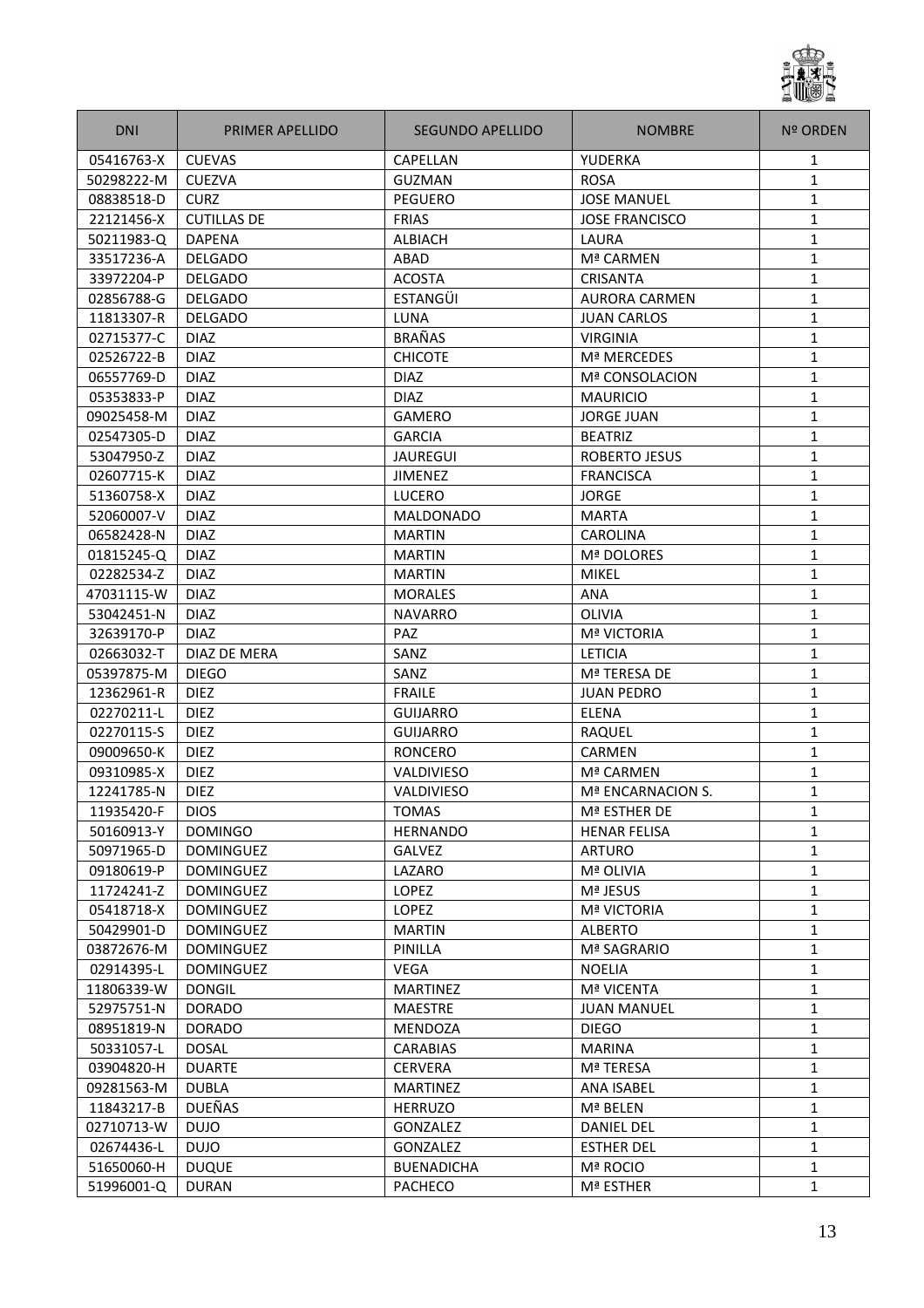| DNI | PRIMER APELLIDO | SEGUNDO APELLIDO | NOMBRE | Nº ORDEN |
| --- | --- | --- | --- | --- |
| 05416763-X | CUEVAS | CAPELLAN | YUDERKA | 1 |
| 50298222-M | CUEZVA | GUZMAN | ROSA | 1 |
| 08838518-D | CURZ | PEGUERO | JOSE MANUEL | 1 |
| 22121456-X | CUTILLAS DE | FRIAS | JOSE FRANCISCO | 1 |
| 50211983-Q | DAPENA | ALBIACH | LAURA | 1 |
| 33517236-A | DELGADO | ABAD | Mª CARMEN | 1 |
| 33972204-P | DELGADO | ACOSTA | CRISANTA | 1 |
| 02856788-G | DELGADO | ESTANGÜI | AURORA CARMEN | 1 |
| 11813307-R | DELGADO | LUNA | JUAN CARLOS | 1 |
| 02715377-C | DIAZ | BRAÑAS | VIRGINIA | 1 |
| 02526722-B | DIAZ | CHICOTE | Mª MERCEDES | 1 |
| 06557769-D | DIAZ | DIAZ | Mª CONSOLACION | 1 |
| 05353833-P | DIAZ | DIAZ | MAURICIO | 1 |
| 09025458-M | DIAZ | GAMERO | JORGE JUAN | 1 |
| 02547305-D | DIAZ | GARCIA | BEATRIZ | 1 |
| 53047950-Z | DIAZ | JAUREGUI | ROBERTO JESUS | 1 |
| 02607715-K | DIAZ | JIMENEZ | FRANCISCA | 1 |
| 51360758-X | DIAZ | LUCERO | JORGE | 1 |
| 52060007-V | DIAZ | MALDONADO | MARTA | 1 |
| 06582428-N | DIAZ | MARTIN | CAROLINA | 1 |
| 01815245-Q | DIAZ | MARTIN | Mª DOLORES | 1 |
| 02282534-Z | DIAZ | MARTIN | MIKEL | 1 |
| 47031115-W | DIAZ | MORALES | ANA | 1 |
| 53042451-N | DIAZ | NAVARRO | OLIVIA | 1 |
| 32639170-P | DIAZ | PAZ | Mª VICTORIA | 1 |
| 02663032-T | DIAZ DE MERA | SANZ | LETICIA | 1 |
| 05397875-M | DIEGO | SANZ | Mª TERESA DE | 1 |
| 12362961-R | DIEZ | FRAILE | JUAN PEDRO | 1 |
| 02270211-L | DIEZ | GUIJARRO | ELENA | 1 |
| 02270115-S | DIEZ | GUIJARRO | RAQUEL | 1 |
| 09009650-K | DIEZ | RONCERO | CARMEN | 1 |
| 09310985-X | DIEZ | VALDIVIESO | Mª CARMEN | 1 |
| 12241785-N | DIEZ | VALDIVIESO | Mª ENCARNACION S. | 1 |
| 11935420-F | DIOS | TOMAS | Mª ESTHER DE | 1 |
| 50160913-Y | DOMINGO | HERNANDO | HENAR FELISA | 1 |
| 50971965-D | DOMINGUEZ | GALVEZ | ARTURO | 1 |
| 09180619-P | DOMINGUEZ | LAZARO | Mª OLIVIA | 1 |
| 11724241-Z | DOMINGUEZ | LOPEZ | Mª JESUS | 1 |
| 05418718-X | DOMINGUEZ | LOPEZ | Mª VICTORIA | 1 |
| 50429901-D | DOMINGUEZ | MARTIN | ALBERTO | 1 |
| 03872676-M | DOMINGUEZ | PINILLA | Mª SAGRARIO | 1 |
| 02914395-L | DOMINGUEZ | VEGA | NOELIA | 1 |
| 11806339-W | DONGIL | MARTINEZ | Mª VICENTA | 1 |
| 52975751-N | DORADO | MAESTRE | JUAN MANUEL | 1 |
| 08951819-N | DORADO | MENDOZA | DIEGO | 1 |
| 50331057-L | DOSAL | CARABIAS | MARINA | 1 |
| 03904820-H | DUARTE | CERVERA | Mª TERESA | 1 |
| 09281563-M | DUBLA | MARTINEZ | ANA ISABEL | 1 |
| 11843217-B | DUEÑAS | HERRUZO | Mª BELEN | 1 |
| 02710713-W | DUJO | GONZALEZ | DANIEL DEL | 1 |
| 02674436-L | DUJO | GONZALEZ | ESTHER DEL | 1 |
| 51650060-H | DUQUE | BUENADICHA | Mª ROCIO | 1 |
| 51996001-Q | DURAN | PACHECO | Mª ESTHER | 1 |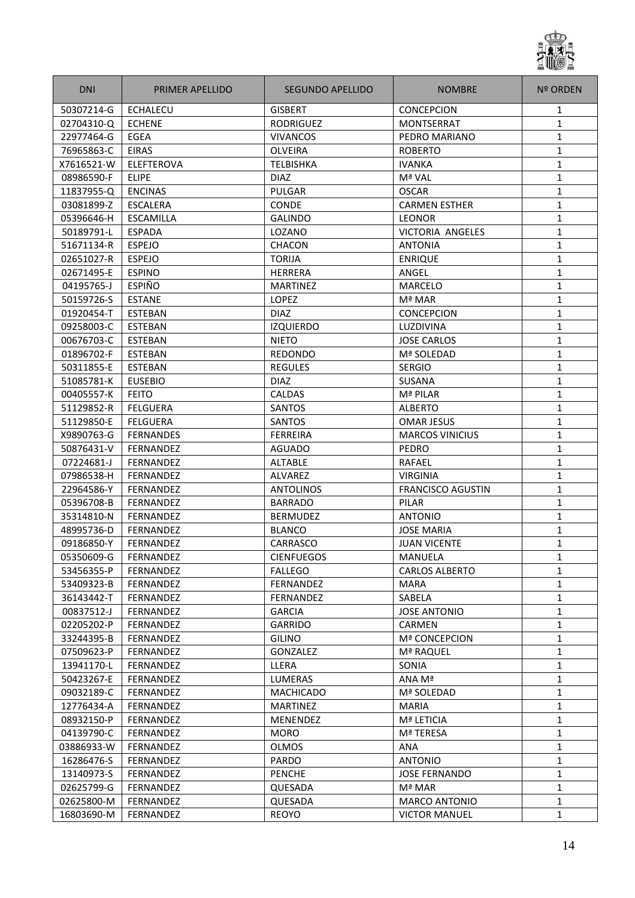| DNI | PRIMER APELLIDO | SEGUNDO APELLIDO | NOMBRE | Nº ORDEN |
|---|---|---|---|---|
| 50307214-G | ECHALECU | GISBERT | CONCEPCION | 1 |
| 02704310-Q | ECHENE | RODRIGUEZ | MONTSERRAT | 1 |
| 22977464-G | EGEA | VIVANCOS | PEDRO MARIANO | 1 |
| 76965863-C | EIRAS | OLVEIRA | ROBERTO | 1 |
| X7616521-W | ELEFTEROVA | TELBISHKA | IVANKA | 1 |
| 08986590-F | ELIPE | DIAZ | Mª VAL | 1 |
| 11837955-Q | ENCINAS | PULGAR | OSCAR | 1 |
| 03081899-Z | ESCALERA | CONDE | CARMEN ESTHER | 1 |
| 05396646-H | ESCAMILLA | GALINDO | LEONOR | 1 |
| 50189791-L | ESPADA | LOZANO | VICTORIA  ANGELES | 1 |
| 51671134-R | ESPEJO | CHACON | ANTONIA | 1 |
| 02651027-R | ESPEJO | TORIJA | ENRIQUE | 1 |
| 02671495-E | ESPINO | HERRERA | ANGEL | 1 |
| 04195765-J | ESPIÑO | MARTINEZ | MARCELO | 1 |
| 50159726-S | ESTANE | LOPEZ | Mª MAR | 1 |
| 01920454-T | ESTEBAN | DIAZ | CONCEPCION | 1 |
| 09258003-C | ESTEBAN | IZQUIERDO | LUZDIVINA | 1 |
| 00676703-C | ESTEBAN | NIETO | JOSE CARLOS | 1 |
| 01896702-F | ESTEBAN | REDONDO | Mª SOLEDAD | 1 |
| 50311855-E | ESTEBAN | REGULES | SERGIO | 1 |
| 51085781-K | EUSEBIO | DIAZ | SUSANA | 1 |
| 00405557-K | FEITO | CALDAS | Mª PILAR | 1 |
| 51129852-R | FELGUERA | SANTOS | ALBERTO | 1 |
| 51129850-E | FELGUERA | SANTOS | OMAR JESUS | 1 |
| X9890763-G | FERNANDES | FERREIRA | MARCOS VINICIUS | 1 |
| 50876431-V | FERNANDEZ | AGUADO | PEDRO | 1 |
| 07224681-J | FERNANDEZ | ALTABLE | RAFAEL | 1 |
| 07986538-H | FERNANDEZ | ALVAREZ | VIRGINIA | 1 |
| 22964586-Y | FERNANDEZ | ANTOLINOS | FRANCISCO AGUSTIN | 1 |
| 05396708-B | FERNANDEZ | BARRADO | PILAR | 1 |
| 35314810-N | FERNANDEZ | BERMUDEZ | ANTONIO | 1 |
| 48995736-D | FERNANDEZ | BLANCO | JOSE MARIA | 1 |
| 09186850-Y | FERNANDEZ | CARRASCO | JUAN VICENTE | 1 |
| 05350609-G | FERNANDEZ | CIENFUEGOS | MANUELA | 1 |
| 53456355-P | FERNANDEZ | FALLEGO | CARLOS ALBERTO | 1 |
| 53409323-B | FERNANDEZ | FERNANDEZ | MARA | 1 |
| 36143442-T | FERNANDEZ | FERNANDEZ | SABELA | 1 |
| 00837512-J | FERNANDEZ | GARCIA | JOSE ANTONIO | 1 |
| 02205202-P | FERNANDEZ | GARRIDO | CARMEN | 1 |
| 33244395-B | FERNANDEZ | GILINO | Mª CONCEPCION | 1 |
| 07509623-P | FERNANDEZ | GONZALEZ | Mª RAQUEL | 1 |
| 13941170-L | FERNANDEZ | LLERA | SONIA | 1 |
| 50423267-E | FERNANDEZ | LUMERAS | ANA Mª | 1 |
| 09032189-C | FERNANDEZ | MACHICADO | Mª SOLEDAD | 1 |
| 12776434-A | FERNANDEZ | MARTINEZ | MARIA | 1 |
| 08932150-P | FERNANDEZ | MENENDEZ | Mª LETICIA | 1 |
| 04139790-C | FERNANDEZ | MORO | Mª TERESA | 1 |
| 03886933-W | FERNANDEZ | OLMOS | ANA | 1 |
| 16286476-S | FERNANDEZ | PARDO | ANTONIO | 1 |
| 13140973-S | FERNANDEZ | PENCHE | JOSE FERNANDO | 1 |
| 02625799-G | FERNANDEZ | QUESADA | Mª MAR | 1 |
| 02625800-M | FERNANDEZ | QUESADA | MARCO ANTONIO | 1 |
| 16803690-M | FERNANDEZ | REOYO | VICTOR MANUEL | 1 |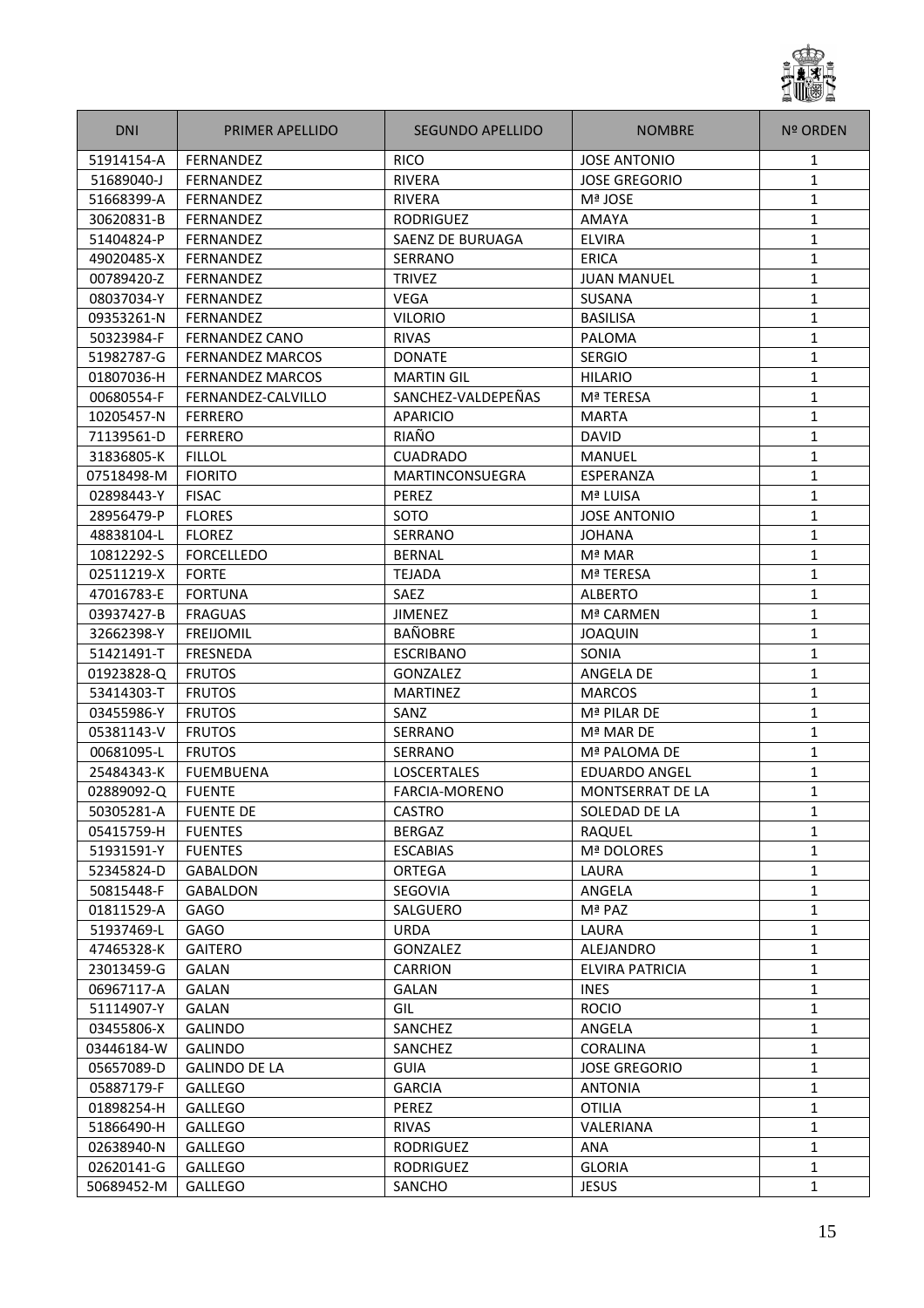| DNI | PRIMER APELLIDO | SEGUNDO APELLIDO | NOMBRE | Nº ORDEN |
|---|---|---|---|---|
| 51914154-A | FERNANDEZ | RICO | JOSE ANTONIO | 1 |
| 51689040-J | FERNANDEZ | RIVERA | JOSE GREGORIO | 1 |
| 51668399-A | FERNANDEZ | RIVERA | Mª JOSE | 1 |
| 30620831-B | FERNANDEZ | RODRIGUEZ | AMAYA | 1 |
| 51404824-P | FERNANDEZ | SAENZ DE BURUAGA | ELVIRA | 1 |
| 49020485-X | FERNANDEZ | SERRANO | ERICA | 1 |
| 00789420-Z | FERNANDEZ | TRIVEZ | JUAN MANUEL | 1 |
| 08037034-Y | FERNANDEZ | VEGA | SUSANA | 1 |
| 09353261-N | FERNANDEZ | VILORIO | BASILISA | 1 |
| 50323984-F | FERNANDEZ CANO | RIVAS | PALOMA | 1 |
| 51982787-G | FERNANDEZ MARCOS | DONATE | SERGIO | 1 |
| 01807036-H | FERNANDEZ MARCOS | MARTIN GIL | HILARIO | 1 |
| 00680554-F | FERNANDEZ-CALVILLO | SANCHEZ-VALDEPEÑAS | Mª TERESA | 1 |
| 10205457-N | FERRERO | APARICIO | MARTA | 1 |
| 71139561-D | FERRERO | RIAÑO | DAVID | 1 |
| 31836805-K | FILLOL | CUADRADO | MANUEL | 1 |
| 07518498-M | FIORITO | MARTINCONSUEGRA | ESPERANZA | 1 |
| 02898443-Y | FISAC | PEREZ | Mª LUISA | 1 |
| 28956479-P | FLORES | SOTO | JOSE ANTONIO | 1 |
| 48838104-L | FLOREZ | SERRANO | JOHANA | 1 |
| 10812292-S | FORCELLEDO | BERNAL | Mª MAR | 1 |
| 02511219-X | FORTE | TEJADA | Mª TERESA | 1 |
| 47016783-E | FORTUNA | SAEZ | ALBERTO | 1 |
| 03937427-B | FRAGUAS | JIMENEZ | Mª CARMEN | 1 |
| 32662398-Y | FREIJOMIL | BAÑOBRE | JOAQUIN | 1 |
| 51421491-T | FRESNEDA | ESCRIBANO | SONIA | 1 |
| 01923828-Q | FRUTOS | GONZALEZ | ANGELA DE | 1 |
| 53414303-T | FRUTOS | MARTINEZ | MARCOS | 1 |
| 03455986-Y | FRUTOS | SANZ | Mª PILAR DE | 1 |
| 05381143-V | FRUTOS | SERRANO | Mª MAR DE | 1 |
| 00681095-L | FRUTOS | SERRANO | Mª PALOMA DE | 1 |
| 25484343-K | FUEMBUENA | LOSCERTALES | EDUARDO ANGEL | 1 |
| 02889092-Q | FUENTE | FARCIA-MORENO | MONTSERRAT DE LA | 1 |
| 50305281-A | FUENTE DE | CASTRO | SOLEDAD DE LA | 1 |
| 05415759-H | FUENTES | BERGAZ | RAQUEL | 1 |
| 51931591-Y | FUENTES | ESCABIAS | Mª DOLORES | 1 |
| 52345824-D | GABALDON | ORTEGA | LAURA | 1 |
| 50815448-F | GABALDON | SEGOVIA | ANGELA | 1 |
| 01811529-A | GAGO | SALGUERO | Mª PAZ | 1 |
| 51937469-L | GAGO | URDA | LAURA | 1 |
| 47465328-K | GAITERO | GONZALEZ | ALEJANDRO | 1 |
| 23013459-G | GALAN | CARRION | ELVIRA PATRICIA | 1 |
| 06967117-A | GALAN | GALAN | INES | 1 |
| 51114907-Y | GALAN | GIL | ROCIO | 1 |
| 03455806-X | GALINDO | SANCHEZ | ANGELA | 1 |
| 03446184-W | GALINDO | SANCHEZ | CORALINA | 1 |
| 05657089-D | GALINDO DE LA | GUIA | JOSE GREGORIO | 1 |
| 05887179-F | GALLEGO | GARCIA | ANTONIA | 1 |
| 01898254-H | GALLEGO | PEREZ | OTILIA | 1 |
| 51866490-H | GALLEGO | RIVAS | VALERIANA | 1 |
| 02638940-N | GALLEGO | RODRIGUEZ | ANA | 1 |
| 02620141-G | GALLEGO | RODRIGUEZ | GLORIA | 1 |
| 50689452-M | GALLEGO | SANCHO | JESUS | 1 |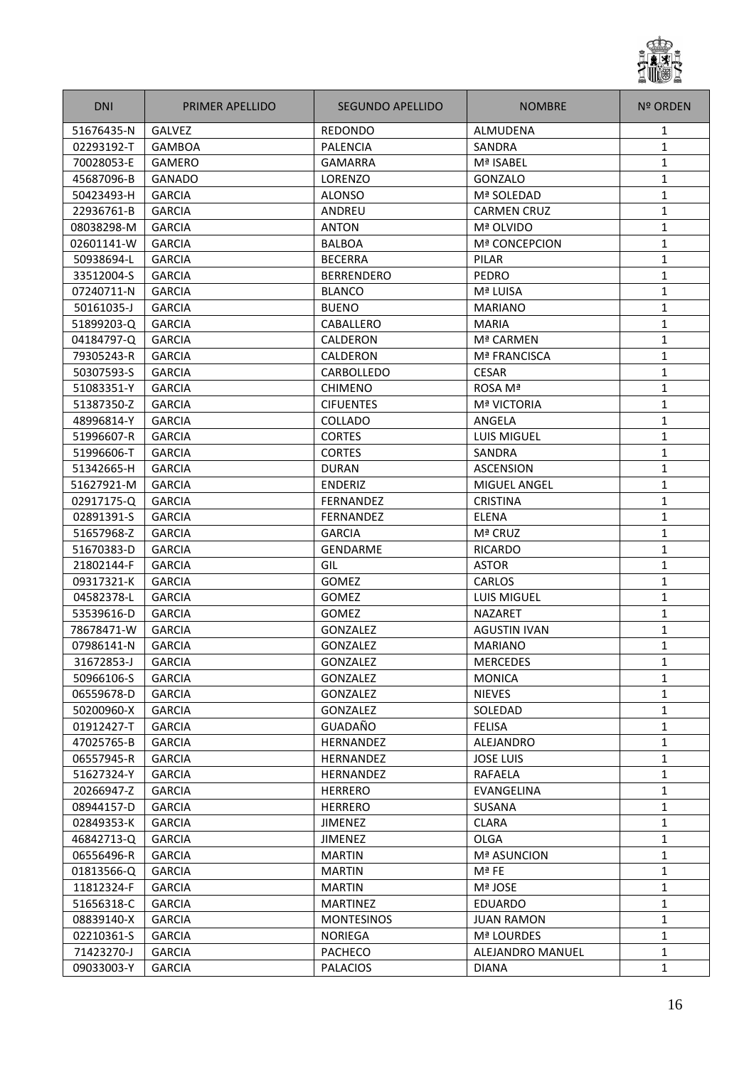| DNI | PRIMER APELLIDO | SEGUNDO APELLIDO | NOMBRE | Nº ORDEN |
|---|---|---|---|---|
| 51676435-N | GALVEZ | REDONDO | ALMUDENA | 1 |
| 02293192-T | GAMBOA | PALENCIA | SANDRA | 1 |
| 70028053-E | GAMERO | GAMARRA | Mª ISABEL | 1 |
| 45687096-B | GANADO | LORENZO | GONZALO | 1 |
| 50423493-H | GARCIA | ALONSO | Mª SOLEDAD | 1 |
| 22936761-B | GARCIA | ANDREU | CARMEN CRUZ | 1 |
| 08038298-M | GARCIA | ANTON | Mª OLVIDO | 1 |
| 02601141-W | GARCIA | BALBOA | Mª CONCEPCION | 1 |
| 50938694-L | GARCIA | BECERRA | PILAR | 1 |
| 33512004-S | GARCIA | BERRENDERO | PEDRO | 1 |
| 07240711-N | GARCIA | BLANCO | Mª LUISA | 1 |
| 50161035-J | GARCIA | BUENO | MARIANO | 1 |
| 51899203-Q | GARCIA | CABALLERO | MARIA | 1 |
| 04184797-Q | GARCIA | CALDERON | Mª CARMEN | 1 |
| 79305243-R | GARCIA | CALDERON | Mª FRANCISCA | 1 |
| 50307593-S | GARCIA | CARBOLLEDO | CESAR | 1 |
| 51083351-Y | GARCIA | CHIMENO | ROSA Mª | 1 |
| 51387350-Z | GARCIA | CIFUENTES | Mª VICTORIA | 1 |
| 48996814-Y | GARCIA | COLLADO | ANGELA | 1 |
| 51996607-R | GARCIA | CORTES | LUIS MIGUEL | 1 |
| 51996606-T | GARCIA | CORTES | SANDRA | 1 |
| 51342665-H | GARCIA | DURAN | ASCENSION | 1 |
| 51627921-M | GARCIA | ENDERIZ | MIGUEL ANGEL | 1 |
| 02917175-Q | GARCIA | FERNANDEZ | CRISTINA | 1 |
| 02891391-S | GARCIA | FERNANDEZ | ELENA | 1 |
| 51657968-Z | GARCIA | GARCIA | Mª CRUZ | 1 |
| 51670383-D | GARCIA | GENDARME | RICARDO | 1 |
| 21802144-F | GARCIA | GIL | ASTOR | 1 |
| 09317321-K | GARCIA | GOMEZ | CARLOS | 1 |
| 04582378-L | GARCIA | GOMEZ | LUIS MIGUEL | 1 |
| 53539616-D | GARCIA | GOMEZ | NAZARET | 1 |
| 78678471-W | GARCIA | GONZALEZ | AGUSTIN IVAN | 1 |
| 07986141-N | GARCIA | GONZALEZ | MARIANO | 1 |
| 31672853-J | GARCIA | GONZALEZ | MERCEDES | 1 |
| 50966106-S | GARCIA | GONZALEZ | MONICA | 1 |
| 06559678-D | GARCIA | GONZALEZ | NIEVES | 1 |
| 50200960-X | GARCIA | GONZALEZ | SOLEDAD | 1 |
| 01912427-T | GARCIA | GUADAÑO | FELISA | 1 |
| 47025765-B | GARCIA | HERNANDEZ | ALEJANDRO | 1 |
| 06557945-R | GARCIA | HERNANDEZ | JOSE LUIS | 1 |
| 51627324-Y | GARCIA | HERNANDEZ | RAFAELA | 1 |
| 20266947-Z | GARCIA | HERRERO | EVANGELINA | 1 |
| 08944157-D | GARCIA | HERRERO | SUSANA | 1 |
| 02849353-K | GARCIA | JIMENEZ | CLARA | 1 |
| 46842713-Q | GARCIA | JIMENEZ | OLGA | 1 |
| 06556496-R | GARCIA | MARTIN | Mª ASUNCION | 1 |
| 01813566-Q | GARCIA | MARTIN | Mª FE | 1 |
| 11812324-F | GARCIA | MARTIN | Mª JOSE | 1 |
| 51656318-C | GARCIA | MARTINEZ | EDUARDO | 1 |
| 08839140-X | GARCIA | MONTESINOS | JUAN RAMON | 1 |
| 02210361-S | GARCIA | NORIEGA | Mª LOURDES | 1 |
| 71423270-J | GARCIA | PACHECO | ALEJANDRO MANUEL | 1 |
| 09033003-Y | GARCIA | PALACIOS | DIANA | 1 |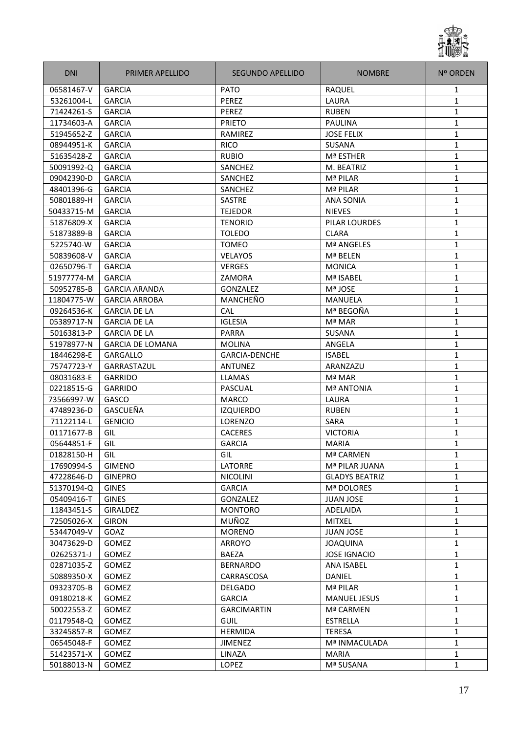| DNI | PRIMER APELLIDO | SEGUNDO APELLIDO | NOMBRE | Nº ORDEN |
|---|---|---|---|---|
| 06581467-V | GARCIA | PATO | RAQUEL | 1 |
| 53261004-L | GARCIA | PEREZ | LAURA | 1 |
| 71424261-S | GARCIA | PEREZ | RUBEN | 1 |
| 11734603-A | GARCIA | PRIETO | PAULINA | 1 |
| 51945652-Z | GARCIA | RAMIREZ | JOSE FELIX | 1 |
| 08944951-K | GARCIA | RICO | SUSANA | 1 |
| 51635428-Z | GARCIA | RUBIO | Mª ESTHER | 1 |
| 50091992-Q | GARCIA | SANCHEZ | M. BEATRIZ | 1 |
| 09042390-D | GARCIA | SANCHEZ | Mª PILAR | 1 |
| 48401396-G | GARCIA | SANCHEZ | Mª PILAR | 1 |
| 50801889-H | GARCIA | SASTRE | ANA SONIA | 1 |
| 50433715-M | GARCIA | TEJEDOR | NIEVES | 1 |
| 51876809-X | GARCIA | TENORIO | PILAR LOURDES | 1 |
| 51873889-B | GARCIA | TOLEDO | CLARA | 1 |
| 5225740-W | GARCIA | TOMEO | Mª ANGELES | 1 |
| 50839608-V | GARCIA | VELAYOS | Mª BELEN | 1 |
| 02650796-T | GARCIA | VERGES | MONICA | 1 |
| 51977774-M | GARCIA | ZAMORA | Mª ISABEL | 1 |
| 50952785-B | GARCIA ARANDA | GONZALEZ | Mª JOSE | 1 |
| 11804775-W | GARCIA ARROBA | MANCHEÑO | MANUELA | 1 |
| 09264536-K | GARCIA DE LA | CAL | Mª BEGOÑA | 1 |
| 05389717-N | GARCIA DE LA | IGLESIA | Mª MAR | 1 |
| 50163813-P | GARCIA DE LA | PARRA | SUSANA | 1 |
| 51978977-N | GARCIA DE LOMANA | MOLINA | ANGELA | 1 |
| 18446298-E | GARGALLO | GARCIA-DENCHE | ISABEL | 1 |
| 75747723-Y | GARRASTAZUL | ANTUNEZ | ARANZAZU | 1 |
| 08031683-E | GARRIDO | LLAMAS | Mª MAR | 1 |
| 02218515-G | GARRIDO | PASCUAL | Mª ANTONIA | 1 |
| 73566997-W | GASCO | MARCO | LAURA | 1 |
| 47489236-D | GASCUEÑA | IZQUIERDO | RUBEN | 1 |
| 71122114-L | GENICIO | LORENZO | SARA | 1 |
| 01171677-B | GIL | CACERES | VICTORIA | 1 |
| 05644851-F | GIL | GARCIA | MARIA | 1 |
| 01828150-H | GIL | GIL | Mª CARMEN | 1 |
| 17690994-S | GIMENO | LATORRE | Mª PILAR JUANA | 1 |
| 47228646-D | GINEPRO | NICOLINI | GLADYS BEATRIZ | 1 |
| 51370194-Q | GINES | GARCIA | Mª DOLORES | 1 |
| 05409416-T | GINES | GONZALEZ | JUAN JOSE | 1 |
| 11843451-S | GIRALDEZ | MONTORO | ADELAIDA | 1 |
| 72505026-X | GIRON | MUÑOZ | MITXEL | 1 |
| 53447049-V | GOAZ | MORENO | JUAN JOSE | 1 |
| 30473629-D | GOMEZ | ARROYO | JOAQUINA | 1 |
| 02625371-J | GOMEZ | BAEZA | JOSE IGNACIO | 1 |
| 02871035-Z | GOMEZ | BERNARDO | ANA ISABEL | 1 |
| 50889350-X | GOMEZ | CARRASCOSA | DANIEL | 1 |
| 09323705-B | GOMEZ | DELGADO | Mª PILAR | 1 |
| 09180218-K | GOMEZ | GARCIA | MANUEL JESUS | 1 |
| 50022553-Z | GOMEZ | GARCIMARTIN | Mª CARMEN | 1 |
| 01179548-Q | GOMEZ | GUIL | ESTRELLA | 1 |
| 33245857-R | GOMEZ | HERMIDA | TERESA | 1 |
| 06545048-F | GOMEZ | JIMENEZ | Mª INMACULADA | 1 |
| 51423571-X | GOMEZ | LINAZA | MARIA | 1 |
| 50188013-N | GOMEZ | LOPEZ | Mª SUSANA | 1 |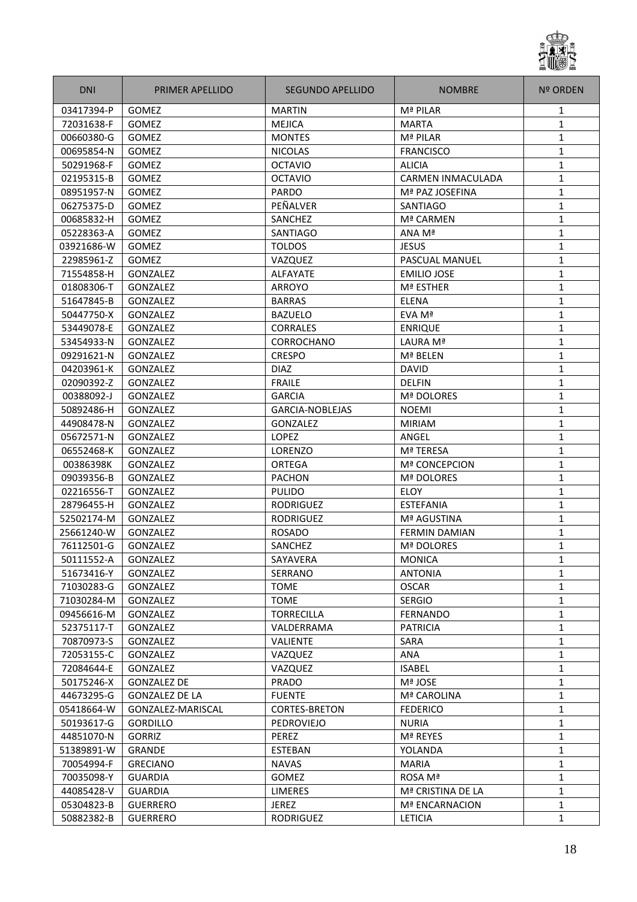| DNI | PRIMER APELLIDO | SEGUNDO APELLIDO | NOMBRE | Nº ORDEN |
|---|---|---|---|---|
| 03417394-P | GOMEZ | MARTIN | Mª PILAR | 1 |
| 72031638-F | GOMEZ | MEJICA | MARTA | 1 |
| 00660380-G | GOMEZ | MONTES | Mª PILAR | 1 |
| 00695854-N | GOMEZ | NICOLAS | FRANCISCO | 1 |
| 50291968-F | GOMEZ | OCTAVIO | ALICIA | 1 |
| 02195315-B | GOMEZ | OCTAVIO | CARMEN INMACULADA | 1 |
| 08951957-N | GOMEZ | PARDO | Mª PAZ JOSEFINA | 1 |
| 06275375-D | GOMEZ | PEÑALVER | SANTIAGO | 1 |
| 00685832-H | GOMEZ | SANCHEZ | Mª CARMEN | 1 |
| 05228363-A | GOMEZ | SANTIAGO | ANA Mª | 1 |
| 03921686-W | GOMEZ | TOLDOS | JESUS | 1 |
| 22985961-Z | GOMEZ | VAZQUEZ | PASCUAL MANUEL | 1 |
| 71554858-H | GONZALEZ | ALFAYATE | EMILIO JOSE | 1 |
| 01808306-T | GONZALEZ | ARROYO | Mª ESTHER | 1 |
| 51647845-B | GONZALEZ | BARRAS | ELENA | 1 |
| 50447750-X | GONZALEZ | BAZUELO | EVA Mª | 1 |
| 53449078-E | GONZALEZ | CORRALES | ENRIQUE | 1 |
| 53454933-N | GONZALEZ | CORROCHANO | LAURA Mª | 1 |
| 09291621-N | GONZALEZ | CRESPO | Mª BELEN | 1 |
| 04203961-K | GONZALEZ | DIAZ | DAVID | 1 |
| 02090392-Z | GONZALEZ | FRAILE | DELFIN | 1 |
| 00388092-J | GONZALEZ | GARCIA | Mª DOLORES | 1 |
| 50892486-H | GONZALEZ | GARCIA-NOBLEJAS | NOEMI | 1 |
| 44908478-N | GONZALEZ | GONZALEZ | MIRIAM | 1 |
| 05672571-N | GONZALEZ | LOPEZ | ANGEL | 1 |
| 06552468-K | GONZALEZ | LORENZO | Mª TERESA | 1 |
| 00386398K | GONZALEZ | ORTEGA | Mª CONCEPCION | 1 |
| 09039356-B | GONZALEZ | PACHON | Mª DOLORES | 1 |
| 02216556-T | GONZALEZ | PULIDO | ELOY | 1 |
| 28796455-H | GONZALEZ | RODRIGUEZ | ESTEFANIA | 1 |
| 52502174-M | GONZALEZ | RODRIGUEZ | Mª AGUSTINA | 1 |
| 25661240-W | GONZALEZ | ROSADO | FERMIN DAMIAN | 1 |
| 76112501-G | GONZALEZ | SANCHEZ | Mª DOLORES | 1 |
| 50111552-A | GONZALEZ | SAYAVERA | MONICA | 1 |
| 51673416-Y | GONZALEZ | SERRANO | ANTONIA | 1 |
| 71030283-G | GONZALEZ | TOME | OSCAR | 1 |
| 71030284-M | GONZALEZ | TOME | SERGIO | 1 |
| 09456616-M | GONZALEZ | TORRECILLA | FERNANDO | 1 |
| 52375117-T | GONZALEZ | VALDERRAMA | PATRICIA | 1 |
| 70870973-S | GONZALEZ | VALIENTE | SARA | 1 |
| 72053155-C | GONZALEZ | VAZQUEZ | ANA | 1 |
| 72084644-E | GONZALEZ | VAZQUEZ | ISABEL | 1 |
| 50175246-X | GONZALEZ DE | PRADO | Mª JOSE | 1 |
| 44673295-G | GONZALEZ DE LA | FUENTE | Mª CAROLINA | 1 |
| 05418664-W | GONZALEZ-MARISCAL | CORTES-BRETON | FEDERICO | 1 |
| 50193617-G | GORDILLO | PEDROVIEJO | NURIA | 1 |
| 44851070-N | GORRIZ | PEREZ | Mª REYES | 1 |
| 51389891-W | GRANDE | ESTEBAN | YOLANDA | 1 |
| 70054994-F | GRECIANO | NAVAS | MARIA | 1 |
| 70035098-Y | GUARDIA | GOMEZ | ROSA Mª | 1 |
| 44085428-V | GUARDIA | LIMERES | Mª CRISTINA DE LA | 1 |
| 05304823-B | GUERRERO | JEREZ | Mª ENCARNACION | 1 |
| 50882382-B | GUERRERO | RODRIGUEZ | LETICIA | 1 |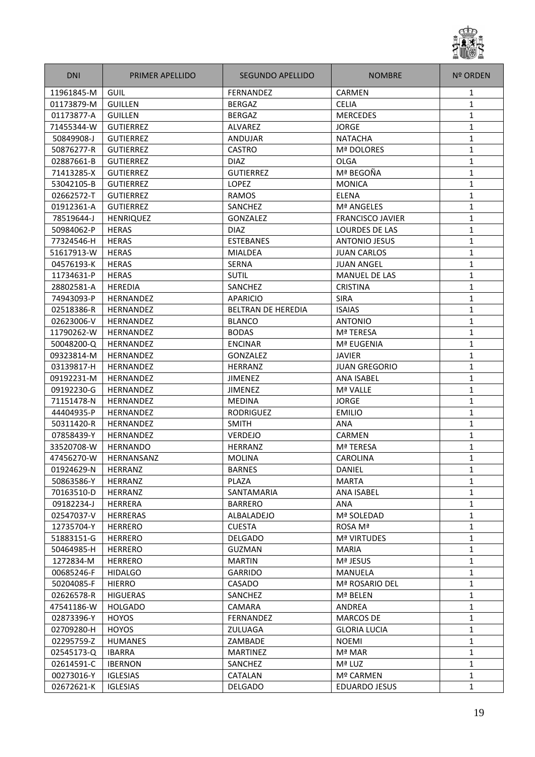| DNI | PRIMER APELLIDO | SEGUNDO APELLIDO | NOMBRE | Nº ORDEN |
|---|---|---|---|---|
| 11961845-M | GUIL | FERNANDEZ | CARMEN | 1 |
| 01173879-M | GUILLEN | BERGAZ | CELIA | 1 |
| 01173877-A | GUILLEN | BERGAZ | MERCEDES | 1 |
| 71455344-W | GUTIERREZ | ALVAREZ | JORGE | 1 |
| 50849908-J | GUTIERREZ | ANDUJAR | NATACHA | 1 |
| 50876277-R | GUTIERREZ | CASTRO | Mª DOLORES | 1 |
| 02887661-B | GUTIERREZ | DIAZ | OLGA | 1 |
| 71413285-X | GUTIERREZ | GUTIERREZ | Mª BEGOÑA | 1 |
| 53042105-B | GUTIERREZ | LOPEZ | MONICA | 1 |
| 02662572-T | GUTIERREZ | RAMOS | ELENA | 1 |
| 01912361-A | GUTIERREZ | SANCHEZ | Mª ANGELES | 1 |
| 78519644-J | HENRIQUEZ | GONZALEZ | FRANCISCO JAVIER | 1 |
| 50984062-P | HERAS | DIAZ | LOURDES DE LAS | 1 |
| 77324546-H | HERAS | ESTEBANES | ANTONIO JESUS | 1 |
| 51617913-W | HERAS | MIALDEA | JUAN CARLOS | 1 |
| 04576193-K | HERAS | SERNA | JUAN ANGEL | 1 |
| 11734631-P | HERAS | SUTIL | MANUEL DE LAS | 1 |
| 28802581-A | HEREDIA | SANCHEZ | CRISTINA | 1 |
| 74943093-P | HERNANDEZ | APARICIO | SIRA | 1 |
| 02518386-R | HERNANDEZ | BELTRAN DE HEREDIA | ISAIAS | 1 |
| 02623006-V | HERNANDEZ | BLANCO | ANTONIO | 1 |
| 11790262-W | HERNANDEZ | BODAS | Mª TERESA | 1 |
| 50048200-Q | HERNANDEZ | ENCINAR | Mª EUGENIA | 1 |
| 09323814-M | HERNANDEZ | GONZALEZ | JAVIER | 1 |
| 03139817-H | HERNANDEZ | HERRANZ | JUAN GREGORIO | 1 |
| 09192231-M | HERNANDEZ | JIMENEZ | ANA ISABEL | 1 |
| 09192230-G | HERNANDEZ | JIMENEZ | Mª VALLE | 1 |
| 71151478-N | HERNANDEZ | MEDINA | JORGE | 1 |
| 44404935-P | HERNANDEZ | RODRIGUEZ | EMILIO | 1 |
| 50311420-R | HERNANDEZ | SMITH | ANA | 1 |
| 07858439-Y | HERNANDEZ | VERDEJO | CARMEN | 1 |
| 33520708-W | HERNANDO | HERRANZ | Mª TERESA | 1 |
| 47456270-W | HERNANSANZ | MOLINA | CAROLINA | 1 |
| 01924629-N | HERRANZ | BARNES | DANIEL | 1 |
| 50863586-Y | HERRANZ | PLAZA | MARTA | 1 |
| 70163510-D | HERRANZ | SANTAMARIA | ANA ISABEL | 1 |
| 09182234-J | HERRERA | BARRERO | ANA | 1 |
| 02547037-V | HERRERAS | ALBALADEJO | Mª SOLEDAD | 1 |
| 12735704-Y | HERRERO | CUESTA | ROSA Mª | 1 |
| 51883151-G | HERRERO | DELGADO | Mª VIRTUDES | 1 |
| 50464985-H | HERRERO | GUZMAN | MARIA | 1 |
| 1272834-M | HERRERO | MARTIN | Mª JESUS | 1 |
| 00685246-F | HIDALGO | GARRIDO | MANUELA | 1 |
| 50204085-F | HIERRO | CASADO | Mª ROSARIO DEL | 1 |
| 02626578-R | HIGUERAS | SANCHEZ | Mª BELEN | 1 |
| 47541186-W | HOLGADO | CAMARA | ANDREA | 1 |
| 02873396-Y | HOYOS | FERNANDEZ | MARCOS DE | 1 |
| 02709280-H | HOYOS | ZULUAGA | GLORIA LUCIA | 1 |
| 02295759-Z | HUMANES | ZAMBADE | NOEMI | 1 |
| 02545173-Q | IBARRA | MARTINEZ | Mª MAR | 1 |
| 02614591-C | IBERNON | SANCHEZ | Mª LUZ | 1 |
| 00273016-Y | IGLESIAS | CATALAN | Mº CARMEN | 1 |
| 02672621-K | IGLESIAS | DELGADO | EDUARDO JESUS | 1 |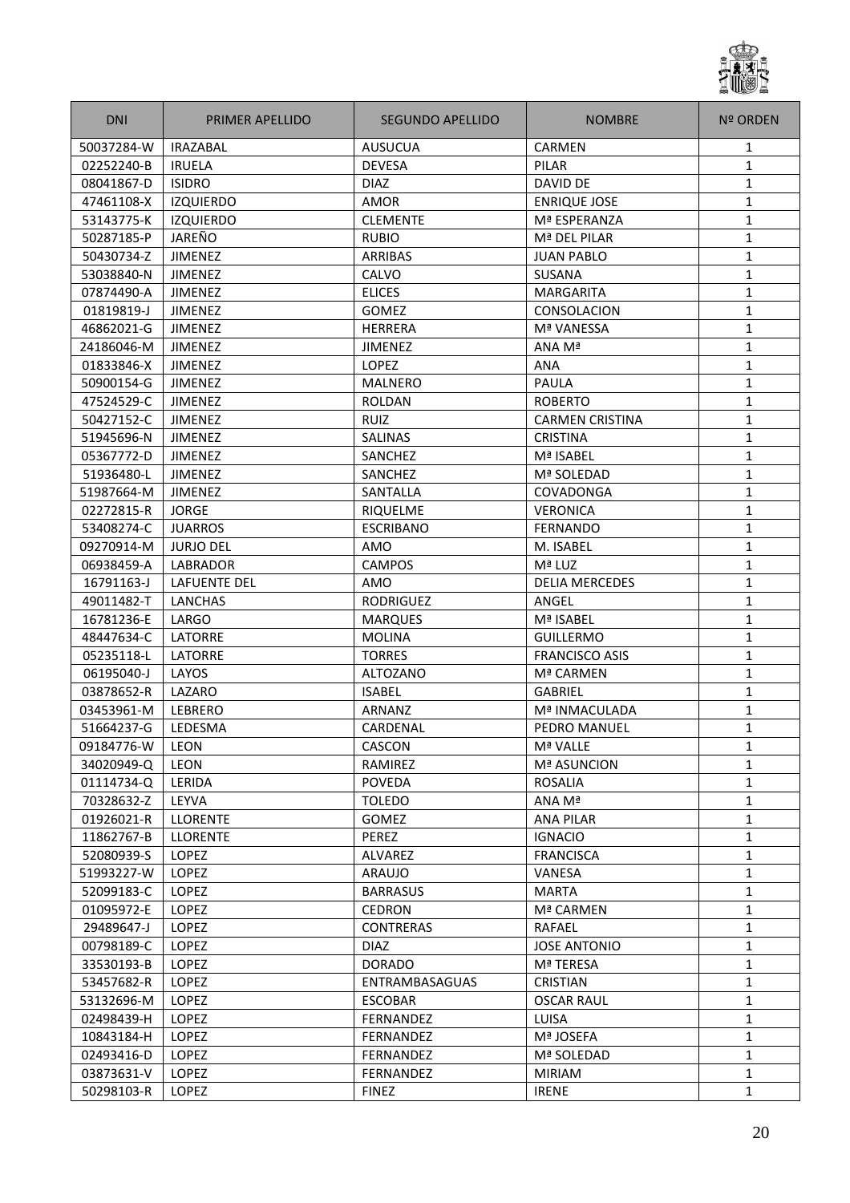| DNI | PRIMER APELLIDO | SEGUNDO APELLIDO | NOMBRE | Nº ORDEN |
|---|---|---|---|---|
| 50037284-W | IRAZABAL | AUSUCUA | CARMEN | 1 |
| 02252240-B | IRUELA | DEVESA | PILAR | 1 |
| 08041867-D | ISIDRO | DIAZ | DAVID DE | 1 |
| 47461108-X | IZQUIERDO | AMOR | ENRIQUE JOSE | 1 |
| 53143775-K | IZQUIERDO | CLEMENTE | Mª ESPERANZA | 1 |
| 50287185-P | JAREÑO | RUBIO | Mª DEL PILAR | 1 |
| 50430734-Z | JIMENEZ | ARRIBAS | JUAN PABLO | 1 |
| 53038840-N | JIMENEZ | CALVO | SUSANA | 1 |
| 07874490-A | JIMENEZ | ELICES | MARGARITA | 1 |
| 01819819-J | JIMENEZ | GOMEZ | CONSOLACION | 1 |
| 46862021-G | JIMENEZ | HERRERA | Mª VANESSA | 1 |
| 24186046-M | JIMENEZ | JIMENEZ | ANA Mª | 1 |
| 01833846-X | JIMENEZ | LOPEZ | ANA | 1 |
| 50900154-G | JIMENEZ | MALNERO | PAULA | 1 |
| 47524529-C | JIMENEZ | ROLDAN | ROBERTO | 1 |
| 50427152-C | JIMENEZ | RUIZ | CARMEN CRISTINA | 1 |
| 51945696-N | JIMENEZ | SALINAS | CRISTINA | 1 |
| 05367772-D | JIMENEZ | SANCHEZ | Mª ISABEL | 1 |
| 51936480-L | JIMENEZ | SANCHEZ | Mª SOLEDAD | 1 |
| 51987664-M | JIMENEZ | SANTALLA | COVADONGA | 1 |
| 02272815-R | JORGE | RIQUELME | VERONICA | 1 |
| 53408274-C | JUARROS | ESCRIBANO | FERNANDO | 1 |
| 09270914-M | JURJO DEL | AMO | M. ISABEL | 1 |
| 06938459-A | LABRADOR | CAMPOS | Mª LUZ | 1 |
| 16791163-J | LAFUENTE DEL | AMO | DELIA MERCEDES | 1 |
| 49011482-T | LANCHAS | RODRIGUEZ | ANGEL | 1 |
| 16781236-E | LARGO | MARQUES | Mª ISABEL | 1 |
| 48447634-C | LATORRE | MOLINA | GUILLERMO | 1 |
| 05235118-L | LATORRE | TORRES | FRANCISCO ASIS | 1 |
| 06195040-J | LAYOS | ALTOZANO | Mª CARMEN | 1 |
| 03878652-R | LAZARO | ISABEL | GABRIEL | 1 |
| 03453961-M | LEBRERO | ARNANZ | Mª INMACULADA | 1 |
| 51664237-G | LEDESMA | CARDENAL | PEDRO MANUEL | 1 |
| 09184776-W | LEON | CASCON | Mª VALLE | 1 |
| 34020949-Q | LEON | RAMIREZ | Mª ASUNCION | 1 |
| 01114734-Q | LERIDA | POVEDA | ROSALIA | 1 |
| 70328632-Z | LEYVA | TOLEDO | ANA Mª | 1 |
| 01926021-R | LLORENTE | GOMEZ | ANA PILAR | 1 |
| 11862767-B | LLORENTE | PEREZ | IGNACIO | 1 |
| 52080939-S | LOPEZ | ALVAREZ | FRANCISCA | 1 |
| 51993227-W | LOPEZ | ARAUJO | VANESA | 1 |
| 52099183-C | LOPEZ | BARRASUS | MARTA | 1 |
| 01095972-E | LOPEZ | CEDRON | Mª CARMEN | 1 |
| 29489647-J | LOPEZ | CONTRERAS | RAFAEL | 1 |
| 00798189-C | LOPEZ | DIAZ | JOSE ANTONIO | 1 |
| 33530193-B | LOPEZ | DORADO | Mª TERESA | 1 |
| 53457682-R | LOPEZ | ENTRAMBASAGUAS | CRISTIAN | 1 |
| 53132696-M | LOPEZ | ESCOBAR | OSCAR RAUL | 1 |
| 02498439-H | LOPEZ | FERNANDEZ | LUISA | 1 |
| 10843184-H | LOPEZ | FERNANDEZ | Mª JOSEFA | 1 |
| 02493416-D | LOPEZ | FERNANDEZ | Mª SOLEDAD | 1 |
| 03873631-V | LOPEZ | FERNANDEZ | MIRIAM | 1 |
| 50298103-R | LOPEZ | FINEZ | IRENE | 1 |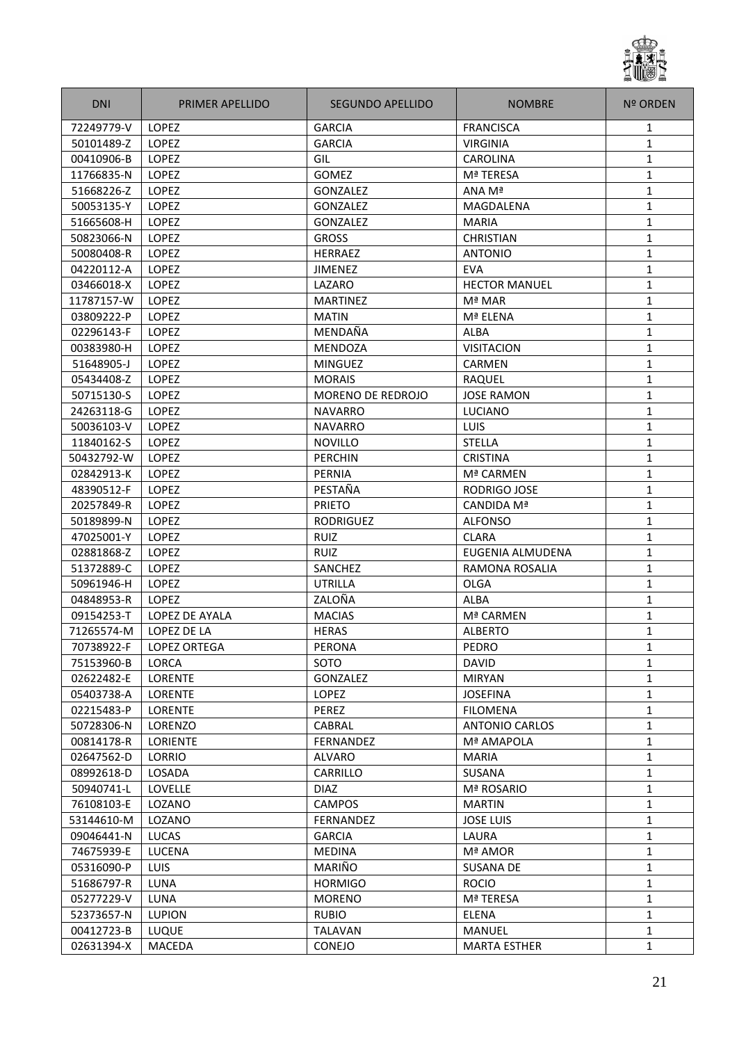| DNI | PRIMER APELLIDO | SEGUNDO APELLIDO | NOMBRE | Nº ORDEN |
|---|---|---|---|---|
| 72249779-V | LOPEZ | GARCIA | FRANCISCA | 1 |
| 50101489-Z | LOPEZ | GARCIA | VIRGINIA | 1 |
| 00410906-B | LOPEZ | GIL | CAROLINA | 1 |
| 11766835-N | LOPEZ | GOMEZ | Mª TERESA | 1 |
| 51668226-Z | LOPEZ | GONZALEZ | ANA Mª | 1 |
| 50053135-Y | LOPEZ | GONZALEZ | MAGDALENA | 1 |
| 51665608-H | LOPEZ | GONZALEZ | MARIA | 1 |
| 50823066-N | LOPEZ | GROSS | CHRISTIAN | 1 |
| 50080408-R | LOPEZ | HERRAEZ | ANTONIO | 1 |
| 04220112-A | LOPEZ | JIMENEZ | EVA | 1 |
| 03466018-X | LOPEZ | LAZARO | HECTOR MANUEL | 1 |
| 11787157-W | LOPEZ | MARTINEZ | Mª MAR | 1 |
| 03809222-P | LOPEZ | MATIN | Mª ELENA | 1 |
| 02296143-F | LOPEZ | MENDAÑA | ALBA | 1 |
| 00383980-H | LOPEZ | MENDOZA | VISITACION | 1 |
| 51648905-J | LOPEZ | MINGUEZ | CARMEN | 1 |
| 05434408-Z | LOPEZ | MORAIS | RAQUEL | 1 |
| 50715130-S | LOPEZ | MORENO DE REDROJO | JOSE RAMON | 1 |
| 24263118-G | LOPEZ | NAVARRO | LUCIANO | 1 |
| 50036103-V | LOPEZ | NAVARRO | LUIS | 1 |
| 11840162-S | LOPEZ | NOVILLO | STELLA | 1 |
| 50432792-W | LOPEZ | PERCHIN | CRISTINA | 1 |
| 02842913-K | LOPEZ | PERNIA | Mª CARMEN | 1 |
| 48390512-F | LOPEZ | PESTAÑA | RODRIGO JOSE | 1 |
| 20257849-R | LOPEZ | PRIETO | CANDIDA Mª | 1 |
| 50189899-N | LOPEZ | RODRIGUEZ | ALFONSO | 1 |
| 47025001-Y | LOPEZ | RUIZ | CLARA | 1 |
| 02881868-Z | LOPEZ | RUIZ | EUGENIA ALMUDENA | 1 |
| 51372889-C | LOPEZ | SANCHEZ | RAMONA ROSALIA | 1 |
| 50961946-H | LOPEZ | UTRILLA | OLGA | 1 |
| 04848953-R | LOPEZ | ZALOÑA | ALBA | 1 |
| 09154253-T | LOPEZ DE AYALA | MACIAS | Mª CARMEN | 1 |
| 71265574-M | LOPEZ DE LA | HERAS | ALBERTO | 1 |
| 70738922-F | LOPEZ ORTEGA | PERONA | PEDRO | 1 |
| 75153960-B | LORCA | SOTO | DAVID | 1 |
| 02622482-E | LORENTE | GONZALEZ | MIRYAN | 1 |
| 05403738-A | LORENTE | LOPEZ | JOSEFINA | 1 |
| 02215483-P | LORENTE | PEREZ | FILOMENA | 1 |
| 50728306-N | LORENZO | CABRAL | ANTONIO CARLOS | 1 |
| 00814178-R | LORIENTE | FERNANDEZ | Mª AMAPOLA | 1 |
| 02647562-D | LORRIO | ALVARO | MARIA | 1 |
| 08992618-D | LOSADA | CARRILLO | SUSANA | 1 |
| 50940741-L | LOVELLE | DIAZ | Mª ROSARIO | 1 |
| 76108103-E | LOZANO | CAMPOS | MARTIN | 1 |
| 53144610-M | LOZANO | FERNANDEZ | JOSE LUIS | 1 |
| 09046441-N | LUCAS | GARCIA | LAURA | 1 |
| 74675939-E | LUCENA | MEDINA | Mª AMOR | 1 |
| 05316090-P | LUIS | MARIÑO | SUSANA DE | 1 |
| 51686797-R | LUNA | HORMIGO | ROCIO | 1 |
| 05277229-V | LUNA | MORENO | Mª TERESA | 1 |
| 52373657-N | LUPION | RUBIO | ELENA | 1 |
| 00412723-B | LUQUE | TALAVAN | MANUEL | 1 |
| 02631394-X | MACEDA | CONEJO | MARTA ESTHER | 1 |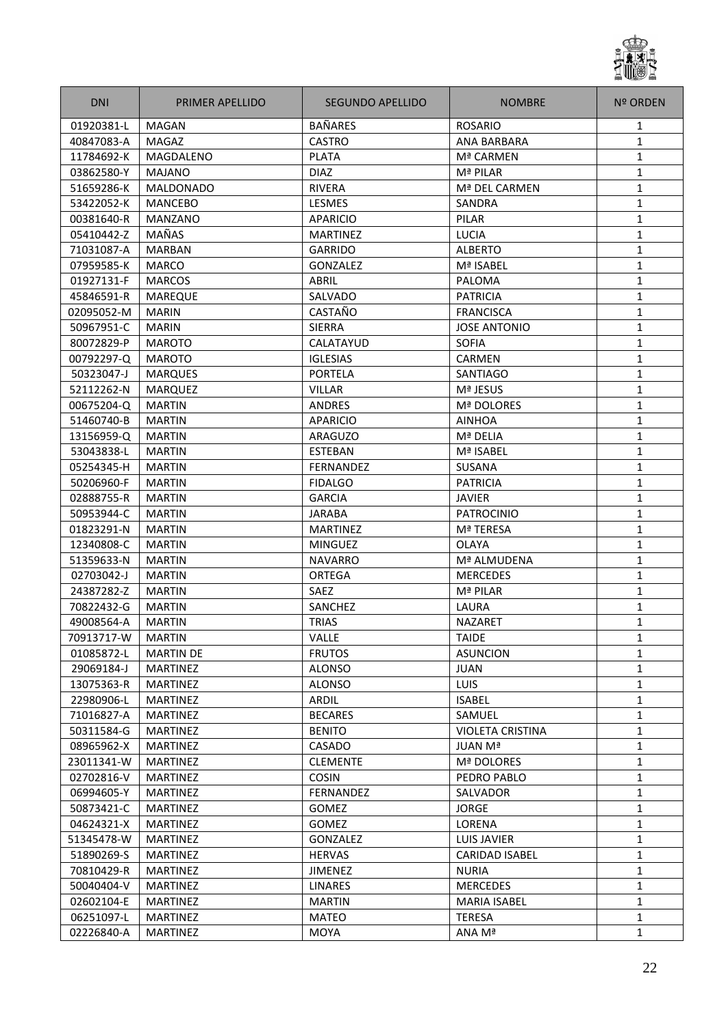| DNI | PRIMER APELLIDO | SEGUNDO APELLIDO | NOMBRE | Nº ORDEN |
|---|---|---|---|---|
| 01920381-L | MAGAN | BAÑARES | ROSARIO | 1 |
| 40847083-A | MAGAZ | CASTRO | ANA BARBARA | 1 |
| 11784692-K | MAGDALENO | PLATA | Mª CARMEN | 1 |
| 03862580-Y | MAJANO | DIAZ | Mª PILAR | 1 |
| 51659286-K | MALDONADO | RIVERA | Mª DEL CARMEN | 1 |
| 53422052-K | MANCEBO | LESMES | SANDRA | 1 |
| 00381640-R | MANZANO | APARICIO | PILAR | 1 |
| 05410442-Z | MAÑAS | MARTINEZ | LUCIA | 1 |
| 71031087-A | MARBAN | GARRIDO | ALBERTO | 1 |
| 07959585-K | MARCO | GONZALEZ | Mª ISABEL | 1 |
| 01927131-F | MARCOS | ABRIL | PALOMA | 1 |
| 45846591-R | MAREQUE | SALVADO | PATRICIA | 1 |
| 02095052-M | MARIN | CASTAÑO | FRANCISCA | 1 |
| 50967951-C | MARIN | SIERRA | JOSE ANTONIO | 1 |
| 80072829-P | MAROTO | CALATAYUD | SOFIA | 1 |
| 00792297-Q | MAROTO | IGLESIAS | CARMEN | 1 |
| 50323047-J | MARQUES | PORTELA | SANTIAGO | 1 |
| 52112262-N | MARQUEZ | VILLAR | Mª JESUS | 1 |
| 00675204-Q | MARTIN | ANDRES | Mª DOLORES | 1 |
| 51460740-B | MARTIN | APARICIO | AINHOA | 1 |
| 13156959-Q | MARTIN | ARAGUZO | Mª DELIA | 1 |
| 53043838-L | MARTIN | ESTEBAN | Mª ISABEL | 1 |
| 05254345-H | MARTIN | FERNANDEZ | SUSANA | 1 |
| 50206960-F | MARTIN | FIDALGO | PATRICIA | 1 |
| 02888755-R | MARTIN | GARCIA | JAVIER | 1 |
| 50953944-C | MARTIN | JARABA | PATROCINIO | 1 |
| 01823291-N | MARTIN | MARTINEZ | Mª TERESA | 1 |
| 12340808-C | MARTIN | MINGUEZ | OLAYA | 1 |
| 51359633-N | MARTIN | NAVARRO | Mª ALMUDENA | 1 |
| 02703042-J | MARTIN | ORTEGA | MERCEDES | 1 |
| 24387282-Z | MARTIN | SAEZ | Mª PILAR | 1 |
| 70822432-G | MARTIN | SANCHEZ | LAURA | 1 |
| 49008564-A | MARTIN | TRIAS | NAZARET | 1 |
| 70913717-W | MARTIN | VALLE | TAIDE | 1 |
| 01085872-L | MARTIN DE | FRUTOS | ASUNCION | 1 |
| 29069184-J | MARTINEZ | ALONSO | JUAN | 1 |
| 13075363-R | MARTINEZ | ALONSO | LUIS | 1 |
| 22980906-L | MARTINEZ | ARDIL | ISABEL | 1 |
| 71016827-A | MARTINEZ | BECARES | SAMUEL | 1 |
| 50311584-G | MARTINEZ | BENITO | VIOLETA CRISTINA | 1 |
| 08965962-X | MARTINEZ | CASADO | JUAN Mª | 1 |
| 23011341-W | MARTINEZ | CLEMENTE | Mª DOLORES | 1 |
| 02702816-V | MARTINEZ | COSIN | PEDRO PABLO | 1 |
| 06994605-Y | MARTINEZ | FERNANDEZ | SALVADOR | 1 |
| 50873421-C | MARTINEZ | GOMEZ | JORGE | 1 |
| 04624321-X | MARTINEZ | GOMEZ | LORENA | 1 |
| 51345478-W | MARTINEZ | GONZALEZ | LUIS JAVIER | 1 |
| 51890269-S | MARTINEZ | HERVAS | CARIDAD ISABEL | 1 |
| 70810429-R | MARTINEZ | JIMENEZ | NURIA | 1 |
| 50040404-V | MARTINEZ | LINARES | MERCEDES | 1 |
| 02602104-E | MARTINEZ | MARTIN | MARIA ISABEL | 1 |
| 06251097-L | MARTINEZ | MATEO | TERESA | 1 |
| 02226840-A | MARTINEZ | MOYA | ANA Mª | 1 |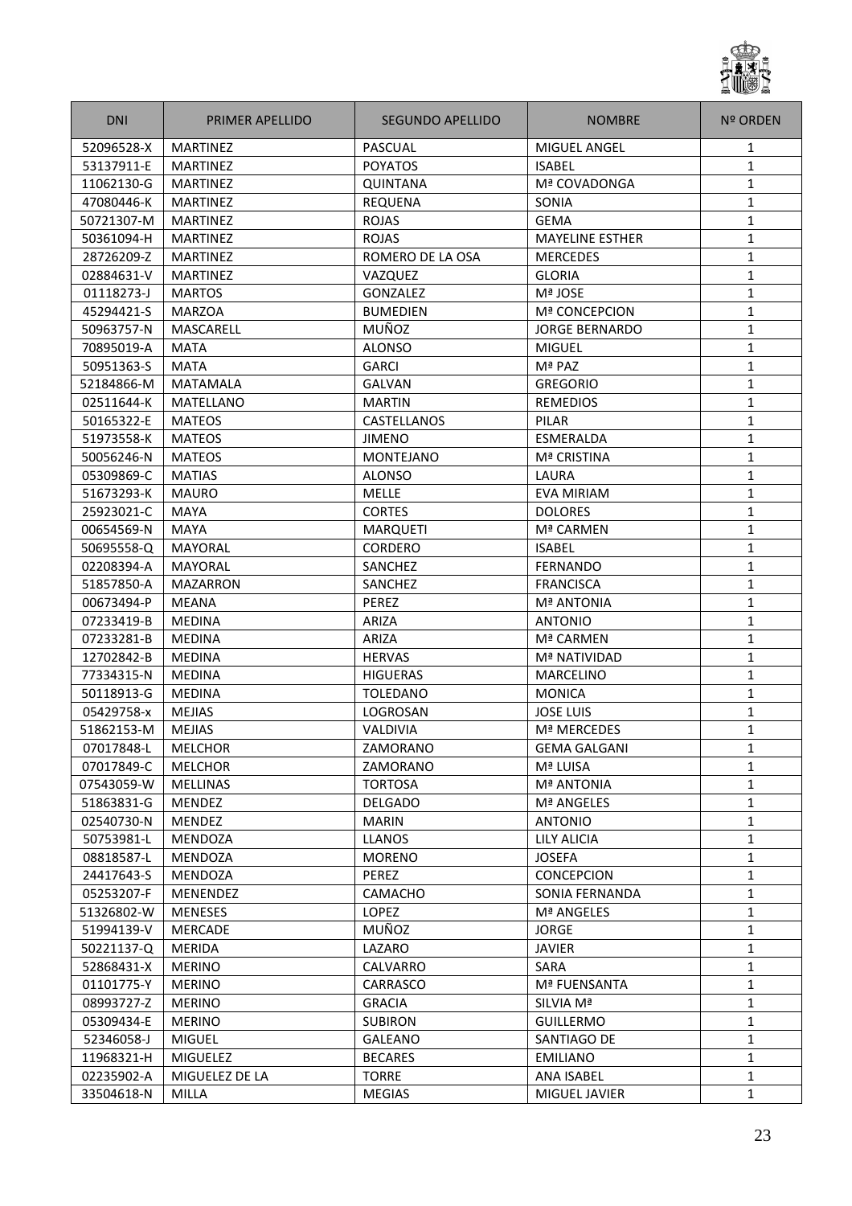| DNI | PRIMER APELLIDO | SEGUNDO APELLIDO | NOMBRE | Nº ORDEN |
|---|---|---|---|---|
| 52096528-X | MARTINEZ | PASCUAL | MIGUEL ANGEL | 1 |
| 53137911-E | MARTINEZ | POYATOS | ISABEL | 1 |
| 11062130-G | MARTINEZ | QUINTANA | Mª COVADONGA | 1 |
| 47080446-K | MARTINEZ | REQUENA | SONIA | 1 |
| 50721307-M | MARTINEZ | ROJAS | GEMA | 1 |
| 50361094-H | MARTINEZ | ROJAS | MAYELINE ESTHER | 1 |
| 28726209-Z | MARTINEZ | ROMERO DE LA OSA | MERCEDES | 1 |
| 02884631-V | MARTINEZ | VAZQUEZ | GLORIA | 1 |
| 01118273-J | MARTOS | GONZALEZ | Mª JOSE | 1 |
| 45294421-S | MARZOA | BUMEDIEN | Mª CONCEPCION | 1 |
| 50963757-N | MASCARELL | MUÑOZ | JORGE BERNARDO | 1 |
| 70895019-A | MATA | ALONSO | MIGUEL | 1 |
| 50951363-S | MATA | GARCI | Mª PAZ | 1 |
| 52184866-M | MATAMALA | GALVAN | GREGORIO | 1 |
| 02511644-K | MATELLANO | MARTIN | REMEDIOS | 1 |
| 50165322-E | MATEOS | CASTELLANOS | PILAR | 1 |
| 51973558-K | MATEOS | JIMENO | ESMERALDA | 1 |
| 50056246-N | MATEOS | MONTEJANO | Mª CRISTINA | 1 |
| 05309869-C | MATIAS | ALONSO | LAURA | 1 |
| 51673293-K | MAURO | MELLE | EVA MIRIAM | 1 |
| 25923021-C | MAYA | CORTES | DOLORES | 1 |
| 00654569-N | MAYA | MARQUETI | Mª CARMEN | 1 |
| 50695558-Q | MAYORAL | CORDERO | ISABEL | 1 |
| 02208394-A | MAYORAL | SANCHEZ | FERNANDO | 1 |
| 51857850-A | MAZARRON | SANCHEZ | FRANCISCA | 1 |
| 00673494-P | MEANA | PEREZ | Mª ANTONIA | 1 |
| 07233419-B | MEDINA | ARIZA | ANTONIO | 1 |
| 07233281-B | MEDINA | ARIZA | Mª CARMEN | 1 |
| 12702842-B | MEDINA | HERVAS | Mª NATIVIDAD | 1 |
| 77334315-N | MEDINA | HIGUERAS | MARCELINO | 1 |
| 50118913-G | MEDINA | TOLEDANO | MONICA | 1 |
| 05429758-x | MEJIAS | LOGROSAN | JOSE LUIS | 1 |
| 51862153-M | MEJIAS | VALDIVIA | Mª MERCEDES | 1 |
| 07017848-L | MELCHOR | ZAMORANO | GEMA GALGANI | 1 |
| 07017849-C | MELCHOR | ZAMORANO | Mª LUISA | 1 |
| 07543059-W | MELLINAS | TORTOSA | Mª ANTONIA | 1 |
| 51863831-G | MENDEZ | DELGADO | Mª ANGELES | 1 |
| 02540730-N | MENDEZ | MARIN | ANTONIO | 1 |
| 50753981-L | MENDOZA | LLANOS | LILY ALICIA | 1 |
| 08818587-L | MENDOZA | MORENO | JOSEFA | 1 |
| 24417643-S | MENDOZA | PEREZ | CONCEPCION | 1 |
| 05253207-F | MENENDEZ | CAMACHO | SONIA FERNANDA | 1 |
| 51326802-W | MENESES | LOPEZ | Mª ANGELES | 1 |
| 51994139-V | MERCADE | MUÑOZ | JORGE | 1 |
| 50221137-Q | MERIDA | LAZARO | JAVIER | 1 |
| 52868431-X | MERINO | CALVARRO | SARA | 1 |
| 01101775-Y | MERINO | CARRASCO | Mª FUENSANTA | 1 |
| 08993727-Z | MERINO | GRACIA | SILVIA Mª | 1 |
| 05309434-E | MERINO | SUBIRON | GUILLERMO | 1 |
| 52346058-J | MIGUEL | GALEANO | SANTIAGO DE | 1 |
| 11968321-H | MIGUELEZ | BECARES | EMILIANO | 1 |
| 02235902-A | MIGUELEZ DE LA | TORRE | ANA ISABEL | 1 |
| 33504618-N | MILLA | MEGIAS | MIGUEL JAVIER | 1 |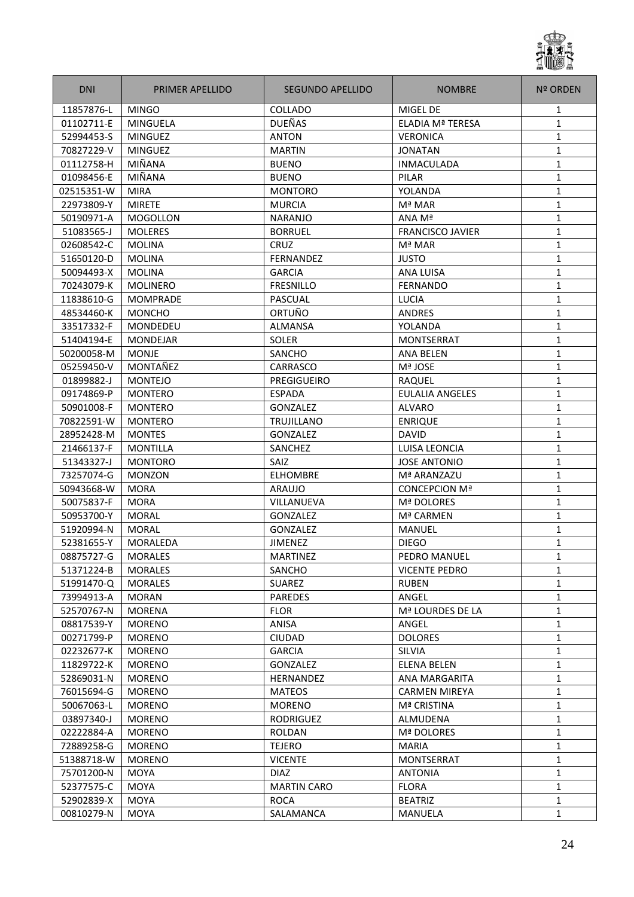| DNI | PRIMER APELLIDO | SEGUNDO APELLIDO | NOMBRE | Nº ORDEN |
|---|---|---|---|---|
| 11857876-L | MINGO | COLLADO | MIGEL DE | 1 |
| 01102711-E | MINGUELA | DUEÑAS | ELADIA Mª TERESA | 1 |
| 52994453-S | MINGUEZ | ANTON | VERONICA | 1 |
| 70827229-V | MINGUEZ | MARTIN | JONATAN | 1 |
| 01112758-H | MIÑANA | BUENO | INMACULADA | 1 |
| 01098456-E | MIÑANA | BUENO | PILAR | 1 |
| 02515351-W | MIRA | MONTORO | YOLANDA | 1 |
| 22973809-Y | MIRETE | MURCIA | Mª MAR | 1 |
| 50190971-A | MOGOLLON | NARANJO | ANA Mª | 1 |
| 51083565-J | MOLERES | BORRUEL | FRANCISCO JAVIER | 1 |
| 02608542-C | MOLINA | CRUZ | Mª MAR | 1 |
| 51650120-D | MOLINA | FERNANDEZ | JUSTO | 1 |
| 50094493-X | MOLINA | GARCIA | ANA LUISA | 1 |
| 70243079-K | MOLINERO | FRESNILLO | FERNANDO | 1 |
| 11838610-G | MOMPRADE | PASCUAL | LUCIA | 1 |
| 48534460-K | MONCHO | ORTUÑO | ANDRES | 1 |
| 33517332-F | MONDEDEU | ALMANSA | YOLANDA | 1 |
| 51404194-E | MONDEJAR | SOLER | MONTSERRAT | 1 |
| 50200058-M | MONJE | SANCHO | ANA BELEN | 1 |
| 05259450-V | MONTAÑEZ | CARRASCO | Mª JOSE | 1 |
| 01899882-J | MONTEJO | PREGIGUEIRO | RAQUEL | 1 |
| 09174869-P | MONTERO | ESPADA | EULALIA ANGELES | 1 |
| 50901008-F | MONTERO | GONZALEZ | ALVARO | 1 |
| 70822591-W | MONTERO | TRUJILLANO | ENRIQUE | 1 |
| 28952428-M | MONTES | GONZALEZ | DAVID | 1 |
| 21466137-F | MONTILLA | SANCHEZ | LUISA LEONCIA | 1 |
| 51343327-J | MONTORO | SAIZ | JOSE ANTONIO | 1 |
| 73257074-G | MONZON | ELHOMBRE | Mª ARANZAZU | 1 |
| 50943668-W | MORA | ARAUJO | CONCEPCION Mª | 1 |
| 50075837-F | MORA | VILLANUEVA | Mª DOLORES | 1 |
| 50953700-Y | MORAL | GONZALEZ | Mª CARMEN | 1 |
| 51920994-N | MORAL | GONZALEZ | MANUEL | 1 |
| 52381655-Y | MORALEDA | JIMENEZ | DIEGO | 1 |
| 08875727-G | MORALES | MARTINEZ | PEDRO MANUEL | 1 |
| 51371224-B | MORALES | SANCHO | VICENTE PEDRO | 1 |
| 51991470-Q | MORALES | SUAREZ | RUBEN | 1 |
| 73994913-A | MORAN | PAREDES | ANGEL | 1 |
| 52570767-N | MORENA | FLOR | Mª LOURDES DE LA | 1 |
| 08817539-Y | MORENO | ANISA | ANGEL | 1 |
| 00271799-P | MORENO | CIUDAD | DOLORES | 1 |
| 02232677-K | MORENO | GARCIA | SILVIA | 1 |
| 11829722-K | MORENO | GONZALEZ | ELENA BELEN | 1 |
| 52869031-N | MORENO | HERNANDEZ | ANA MARGARITA | 1 |
| 76015694-G | MORENO | MATEOS | CARMEN MIREYA | 1 |
| 50067063-L | MORENO | MORENO | Mª CRISTINA | 1 |
| 03897340-J | MORENO | RODRIGUEZ | ALMUDENA | 1 |
| 02222884-A | MORENO | ROLDAN | Mª DOLORES | 1 |
| 72889258-G | MORENO | TEJERO | MARIA | 1 |
| 51388718-W | MORENO | VICENTE | MONTSERRAT | 1 |
| 75701200-N | MOYA | DIAZ | ANTONIA | 1 |
| 52377575-C | MOYA | MARTIN CARO | FLORA | 1 |
| 52902839-X | MOYA | ROCA | BEATRIZ | 1 |
| 00810279-N | MOYA | SALAMANCA | MANUELA | 1 |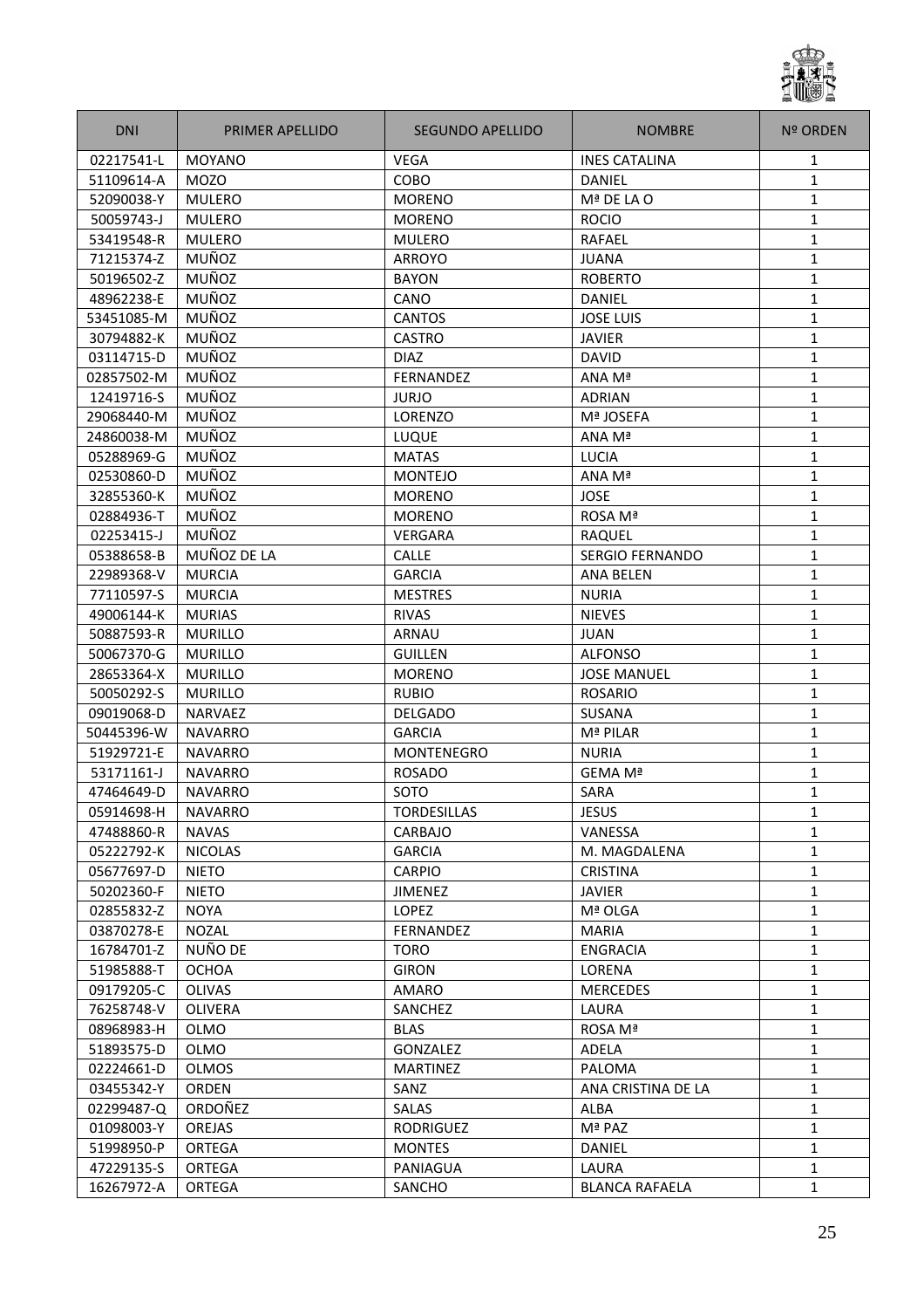| DNI | PRIMER APELLIDO | SEGUNDO APELLIDO | NOMBRE | Nº ORDEN |
|---|---|---|---|---|
| 02217541-L | MOYANO | VEGA | INES CATALINA | 1 |
| 51109614-A | MOZO | COBO | DANIEL | 1 |
| 52090038-Y | MULERO | MORENO | Mª DE LA O | 1 |
| 50059743-J | MULERO | MORENO | ROCIO | 1 |
| 53419548-R | MULERO | MULERO | RAFAEL | 1 |
| 71215374-Z | MUÑOZ | ARROYO | JUANA | 1 |
| 50196502-Z | MUÑOZ | BAYON | ROBERTO | 1 |
| 48962238-E | MUÑOZ | CANO | DANIEL | 1 |
| 53451085-M | MUÑOZ | CANTOS | JOSE LUIS | 1 |
| 30794882-K | MUÑOZ | CASTRO | JAVIER | 1 |
| 03114715-D | MUÑOZ | DIAZ | DAVID | 1 |
| 02857502-M | MUÑOZ | FERNANDEZ | ANA Mª | 1 |
| 12419716-S | MUÑOZ | JURJO | ADRIAN | 1 |
| 29068440-M | MUÑOZ | LORENZO | Mª JOSEFA | 1 |
| 24860038-M | MUÑOZ | LUQUE | ANA Mª | 1 |
| 05288969-G | MUÑOZ | MATAS | LUCIA | 1 |
| 02530860-D | MUÑOZ | MONTEJO | ANA Mª | 1 |
| 32855360-K | MUÑOZ | MORENO | JOSE | 1 |
| 02884936-T | MUÑOZ | MORENO | ROSA Mª | 1 |
| 02253415-J | MUÑOZ | VERGARA | RAQUEL | 1 |
| 05388658-B | MUÑOZ DE LA | CALLE | SERGIO FERNANDO | 1 |
| 22989368-V | MURCIA | GARCIA | ANA BELEN | 1 |
| 77110597-S | MURCIA | MESTRES | NURIA | 1 |
| 49006144-K | MURIAS | RIVAS | NIEVES | 1 |
| 50887593-R | MURILLO | ARNAU | JUAN | 1 |
| 50067370-G | MURILLO | GUILLEN | ALFONSO | 1 |
| 28653364-X | MURILLO | MORENO | JOSE MANUEL | 1 |
| 50050292-S | MURILLO | RUBIO | ROSARIO | 1 |
| 09019068-D | NARVAEZ | DELGADO | SUSANA | 1 |
| 50445396-W | NAVARRO | GARCIA | Mª PILAR | 1 |
| 51929721-E | NAVARRO | MONTENEGRO | NURIA | 1 |
| 53171161-J | NAVARRO | ROSADO | GEMA Mª | 1 |
| 47464649-D | NAVARRO | SOTO | SARA | 1 |
| 05914698-H | NAVARRO | TORDESILLAS | JESUS | 1 |
| 47488860-R | NAVAS | CARBAJO | VANESSA | 1 |
| 05222792-K | NICOLAS | GARCIA | M. MAGDALENA | 1 |
| 05677697-D | NIETO | CARPIO | CRISTINA | 1 |
| 50202360-F | NIETO | JIMENEZ | JAVIER | 1 |
| 02855832-Z | NOYA | LOPEZ | Mª OLGA | 1 |
| 03870278-E | NOZAL | FERNANDEZ | MARIA | 1 |
| 16784701-Z | NUÑO DE | TORO | ENGRACIA | 1 |
| 51985888-T | OCHOA | GIRON | LORENA | 1 |
| 09179205-C | OLIVAS | AMARO | MERCEDES | 1 |
| 76258748-V | OLIVERA | SANCHEZ | LAURA | 1 |
| 08968983-H | OLMO | BLAS | ROSA Mª | 1 |
| 51893575-D | OLMO | GONZALEZ | ADELA | 1 |
| 02224661-D | OLMOS | MARTINEZ | PALOMA | 1 |
| 03455342-Y | ORDEN | SANZ | ANA CRISTINA DE LA | 1 |
| 02299487-Q | ORDOÑEZ | SALAS | ALBA | 1 |
| 01098003-Y | OREJAS | RODRIGUEZ | Mª PAZ | 1 |
| 51998950-P | ORTEGA | MONTES | DANIEL | 1 |
| 47229135-S | ORTEGA | PANIAGUA | LAURA | 1 |
| 16267972-A | ORTEGA | SANCHO | BLANCA RAFAELA | 1 |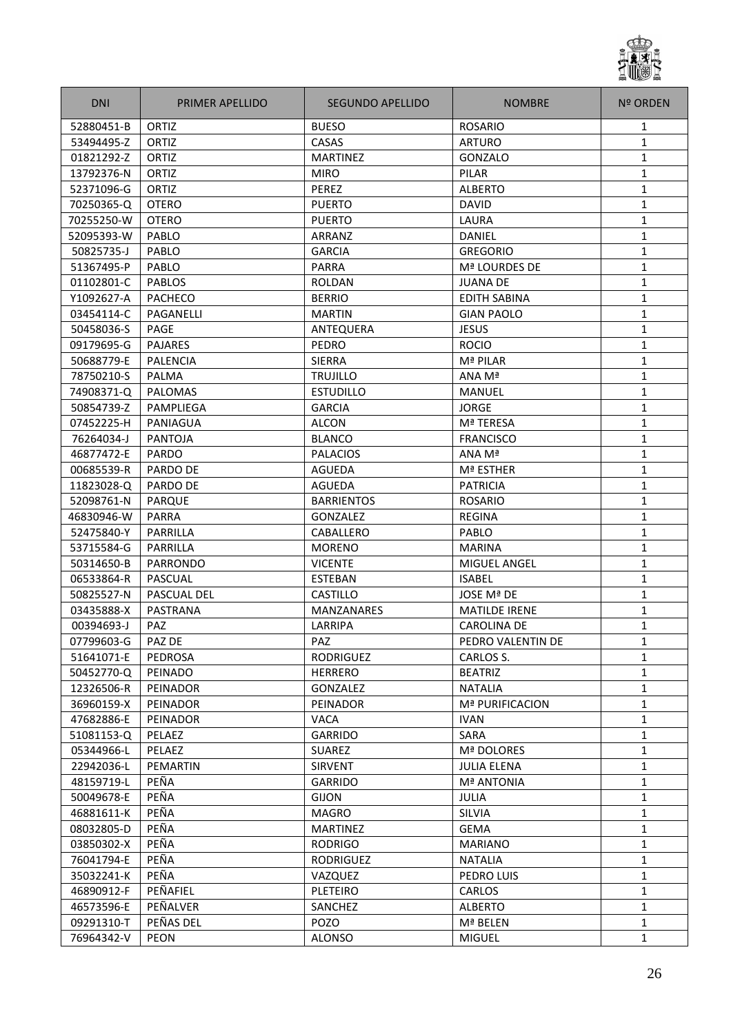| DNI | PRIMER APELLIDO | SEGUNDO APELLIDO | NOMBRE | Nº ORDEN |
|---|---|---|---|---|
| 52880451-B | ORTIZ | BUESO | ROSARIO | 1 |
| 53494495-Z | ORTIZ | CASAS | ARTURO | 1 |
| 01821292-Z | ORTIZ | MARTINEZ | GONZALO | 1 |
| 13792376-N | ORTIZ | MIRO | PILAR | 1 |
| 52371096-G | ORTIZ | PEREZ | ALBERTO | 1 |
| 70250365-Q | OTERO | PUERTO | DAVID | 1 |
| 70255250-W | OTERO | PUERTO | LAURA | 1 |
| 52095393-W | PABLO | ARRANZ | DANIEL | 1 |
| 50825735-J | PABLO | GARCIA | GREGORIO | 1 |
| 51367495-P | PABLO | PARRA | Mª LOURDES DE | 1 |
| 01102801-C | PABLOS | ROLDAN | JUANA DE | 1 |
| Y1092627-A | PACHECO | BERRIO | EDITH SABINA | 1 |
| 03454114-C | PAGANELLI | MARTIN | GIAN PAOLO | 1 |
| 50458036-S | PAGE | ANTEQUERA | JESUS | 1 |
| 09179695-G | PAJARES | PEDRO | ROCIO | 1 |
| 50688779-E | PALENCIA | SIERRA | Mª PILAR | 1 |
| 78750210-S | PALMA | TRUJILLO | ANA Mª | 1 |
| 74908371-Q | PALOMAS | ESTUDILLO | MANUEL | 1 |
| 50854739-Z | PAMPLIEGA | GARCIA | JORGE | 1 |
| 07452225-H | PANIAGUA | ALCON | Mª TERESA | 1 |
| 76264034-J | PANTOJA | BLANCO | FRANCISCO | 1 |
| 46877472-E | PARDO | PALACIOS | ANA Mª | 1 |
| 00685539-R | PARDO DE | AGUEDA | Mª ESTHER | 1 |
| 11823028-Q | PARDO DE | AGUEDA | PATRICIA | 1 |
| 52098761-N | PARQUE | BARRIENTOS | ROSARIO | 1 |
| 46830946-W | PARRA | GONZALEZ | REGINA | 1 |
| 52475840-Y | PARRILLA | CABALLERO | PABLO | 1 |
| 53715584-G | PARRILLA | MORENO | MARINA | 1 |
| 50314650-B | PARRONDO | VICENTE | MIGUEL ANGEL | 1 |
| 06533864-R | PASCUAL | ESTEBAN | ISABEL | 1 |
| 50825527-N | PASCUAL DEL | CASTILLO | JOSE Mª DE | 1 |
| 03435888-X | PASTRANA | MANZANARES | MATILDE IRENE | 1 |
| 00394693-J | PAZ | LARRIPA | CAROLINA DE | 1 |
| 07799603-G | PAZ DE | PAZ | PEDRO VALENTIN DE | 1 |
| 51641071-E | PEDROSA | RODRIGUEZ | CARLOS S. | 1 |
| 50452770-Q | PEINADO | HERRERO | BEATRIZ | 1 |
| 12326506-R | PEINADOR | GONZALEZ | NATALIA | 1 |
| 36960159-X | PEINADOR | PEINADOR | Mª PURIFICACION | 1 |
| 47682886-E | PEINADOR | VACA | IVAN | 1 |
| 51081153-Q | PELAEZ | GARRIDO | SARA | 1 |
| 05344966-L | PELAEZ | SUAREZ | Mª DOLORES | 1 |
| 22942036-L | PEMARTIN | SIRVENT | JULIA ELENA | 1 |
| 48159719-L | PEÑA | GARRIDO | Mª ANTONIA | 1 |
| 50049678-E | PEÑA | GIJON | JULIA | 1 |
| 46881611-K | PEÑA | MAGRO | SILVIA | 1 |
| 08032805-D | PEÑA | MARTINEZ | GEMA | 1 |
| 03850302-X | PEÑA | RODRIGO | MARIANO | 1 |
| 76041794-E | PEÑA | RODRIGUEZ | NATALIA | 1 |
| 35032241-K | PEÑA | VAZQUEZ | PEDRO LUIS | 1 |
| 46890912-F | PEÑAFIEL | PLETEIRO | CARLOS | 1 |
| 46573596-E | PEÑALVER | SANCHEZ | ALBERTO | 1 |
| 09291310-T | PEÑAS DEL | POZO | Mª BELEN | 1 |
| 76964342-V | PEON | ALONSO | MIGUEL | 1 |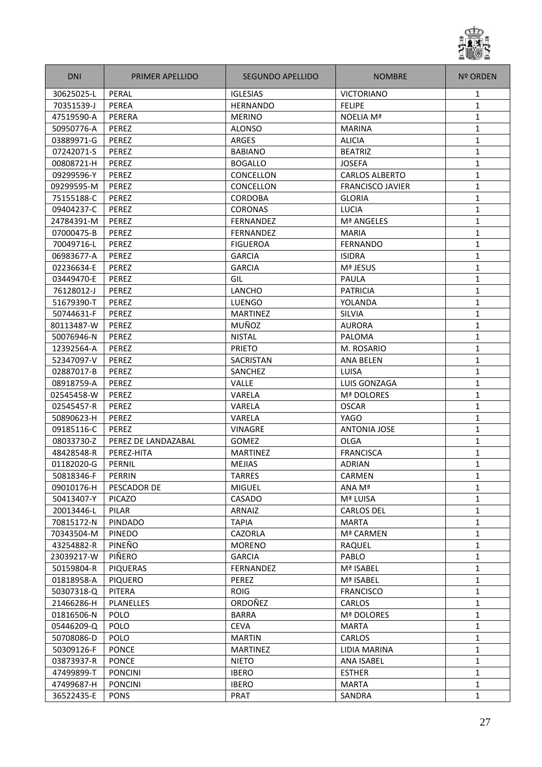| DNI | PRIMER APELLIDO | SEGUNDO APELLIDO | NOMBRE | Nº ORDEN |
|---|---|---|---|---|
| 30625025-L | PERAL | IGLESIAS | VICTORIANO | 1 |
| 70351539-J | PEREA | HERNANDO | FELIPE | 1 |
| 47519590-A | PERERA | MERINO | NOELIA Mª | 1 |
| 50950776-A | PEREZ | ALONSO | MARINA | 1 |
| 03889971-G | PEREZ | ARGES | ALICIA | 1 |
| 07242071-S | PEREZ | BABIANO | BEATRIZ | 1 |
| 00808721-H | PEREZ | BOGALLO | JOSEFA | 1 |
| 09299596-Y | PEREZ | CONCELLON | CARLOS ALBERTO | 1 |
| 09299595-M | PEREZ | CONCELLON | FRANCISCO JAVIER | 1 |
| 75155188-C | PEREZ | CORDOBA | GLORIA | 1 |
| 09404237-C | PEREZ | CORONAS | LUCIA | 1 |
| 24784391-M | PEREZ | FERNANDEZ | Mª ANGELES | 1 |
| 07000475-B | PEREZ | FERNANDEZ | MARIA | 1 |
| 70049716-L | PEREZ | FIGUEROA | FERNANDO | 1 |
| 06983677-A | PEREZ | GARCIA | ISIDRA | 1 |
| 02236634-E | PEREZ | GARCIA | Mª JESUS | 1 |
| 03449470-E | PEREZ | GIL | PAULA | 1 |
| 76128012-J | PEREZ | LANCHO | PATRICIA | 1 |
| 51679390-T | PEREZ | LUENGO | YOLANDA | 1 |
| 50744631-F | PEREZ | MARTINEZ | SILVIA | 1 |
| 80113487-W | PEREZ | MUÑOZ | AURORA | 1 |
| 50076946-N | PEREZ | NISTAL | PALOMA | 1 |
| 12392564-A | PEREZ | PRIETO | M. ROSARIO | 1 |
| 52347097-V | PEREZ | SACRISTAN | ANA BELEN | 1 |
| 02887017-B | PEREZ | SANCHEZ | LUISA | 1 |
| 08918759-A | PEREZ | VALLE | LUIS GONZAGA | 1 |
| 02545458-W | PEREZ | VARELA | Mª DOLORES | 1 |
| 02545457-R | PEREZ | VARELA | OSCAR | 1 |
| 50890623-H | PEREZ | VARELA | YAGO | 1 |
| 09185116-C | PEREZ | VINAGRE | ANTONIA JOSE | 1 |
| 08033730-Z | PEREZ DE LANDAZABAL | GOMEZ | OLGA | 1 |
| 48428548-R | PEREZ-HITA | MARTINEZ | FRANCISCA | 1 |
| 01182020-G | PERNIL | MEJIAS | ADRIAN | 1 |
| 50818346-F | PERRIN | TARRES | CARMEN | 1 |
| 09010176-H | PESCADOR DE | MIGUEL | ANA Mª | 1 |
| 50413407-Y | PICAZO | CASADO | Mª LUISA | 1 |
| 20013446-L | PILAR | ARNAIZ | CARLOS DEL | 1 |
| 70815172-N | PINDADO | TAPIA | MARTA | 1 |
| 70343504-M | PINEDO | CAZORLA | Mª CARMEN | 1 |
| 43254882-R | PINEÑO | MORENO | RAQUEL | 1 |
| 23039217-W | PIÑERO | GARCIA | PABLO | 1 |
| 50159804-R | PIQUERAS | FERNANDEZ | Mª ISABEL | 1 |
| 01818958-A | PIQUERO | PEREZ | Mª ISABEL | 1 |
| 50307318-Q | PITERA | ROIG | FRANCISCO | 1 |
| 21466286-H | PLANELLES | ORDOÑEZ | CARLOS | 1 |
| 01816506-N | POLO | BARRA | Mª DOLORES | 1 |
| 05446209-Q | POLO | CEVA | MARTA | 1 |
| 50708086-D | POLO | MARTIN | CARLOS | 1 |
| 50309126-F | PONCE | MARTINEZ | LIDIA MARINA | 1 |
| 03873937-R | PONCE | NIETO | ANA ISABEL | 1 |
| 47499899-T | PONCINI | IBERO | ESTHER | 1 |
| 47499687-H | PONCINI | IBERO | MARTA | 1 |
| 36522435-E | PONS | PRAT | SANDRA | 1 |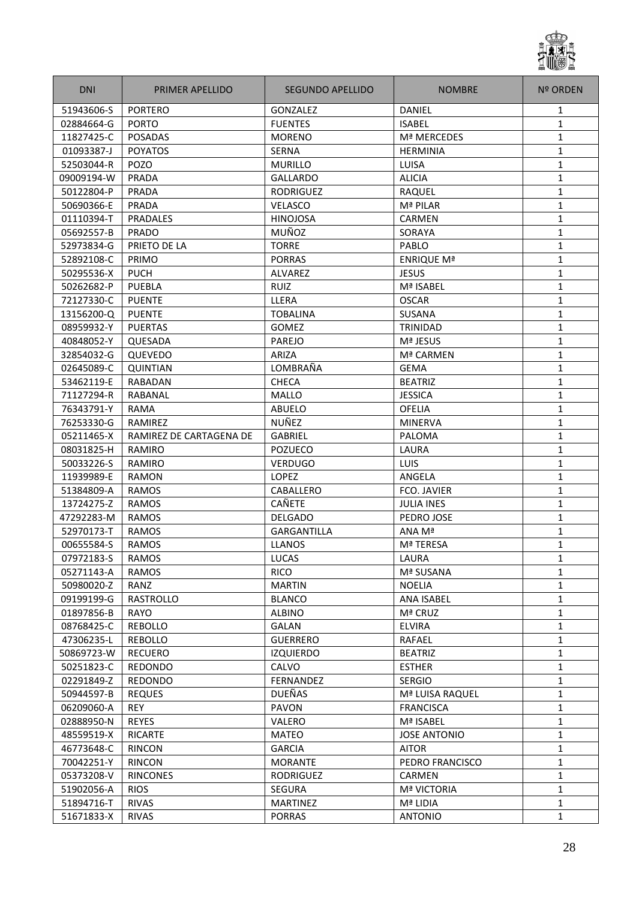| DNI | PRIMER APELLIDO | SEGUNDO APELLIDO | NOMBRE | Nº ORDEN |
|---|---|---|---|---|
| 51943606-S | PORTERO | GONZALEZ | DANIEL | 1 |
| 02884664-G | PORTO | FUENTES | ISABEL | 1 |
| 11827425-C | POSADAS | MORENO | Mª MERCEDES | 1 |
| 01093387-J | POYATOS | SERNA | HERMINIA | 1 |
| 52503044-R | POZO | MURILLO | LUISA | 1 |
| 09009194-W | PRADA | GALLARDO | ALICIA | 1 |
| 50122804-P | PRADA | RODRIGUEZ | RAQUEL | 1 |
| 50690366-E | PRADA | VELASCO | Mª PILAR | 1 |
| 01110394-T | PRADALES | HINOJOSA | CARMEN | 1 |
| 05692557-B | PRADO | MUÑOZ | SORAYA | 1 |
| 52973834-G | PRIETO DE LA | TORRE | PABLO | 1 |
| 52892108-C | PRIMO | PORRAS | ENRIQUE Mª | 1 |
| 50295536-X | PUCH | ALVAREZ | JESUS | 1 |
| 50262682-P | PUEBLA | RUIZ | Mª ISABEL | 1 |
| 72127330-C | PUENTE | LLERA | OSCAR | 1 |
| 13156200-Q | PUENTE | TOBALINA | SUSANA | 1 |
| 08959932-Y | PUERTAS | GOMEZ | TRINIDAD | 1 |
| 40848052-Y | QUESADA | PAREJO | Mª JESUS | 1 |
| 32854032-G | QUEVEDO | ARIZA | Mª CARMEN | 1 |
| 02645089-C | QUINTIAN | LOMBRAÑA | GEMA | 1 |
| 53462119-E | RABADAN | CHECA | BEATRIZ | 1 |
| 71127294-R | RABANAL | MALLO | JESSICA | 1 |
| 76343791-Y | RAMA | ABUELO | OFELIA | 1 |
| 76253330-G | RAMIREZ | NUÑEZ | MINERVA | 1 |
| 05211465-X | RAMIREZ DE CARTAGENA DE | GABRIEL | PALOMA | 1 |
| 08031825-H | RAMIRO | POZUECO | LAURA | 1 |
| 50033226-S | RAMIRO | VERDUGO | LUIS | 1 |
| 11939989-E | RAMON | LOPEZ | ANGELA | 1 |
| 51384809-A | RAMOS | CABALLERO | FCO. JAVIER | 1 |
| 13724275-Z | RAMOS | CAÑETE | JULIA INES | 1 |
| 47292283-M | RAMOS | DELGADO | PEDRO JOSE | 1 |
| 52970173-T | RAMOS | GARGANTILLA | ANA Mª | 1 |
| 00655584-S | RAMOS | LLANOS | Mª TERESA | 1 |
| 07972183-S | RAMOS | LUCAS | LAURA | 1 |
| 05271143-A | RAMOS | RICO | Mª SUSANA | 1 |
| 50980020-Z | RANZ | MARTIN | NOELIA | 1 |
| 09199199-G | RASTROLLO | BLANCO | ANA ISABEL | 1 |
| 01897856-B | RAYO | ALBINO | Mª CRUZ | 1 |
| 08768425-C | REBOLLO | GALAN | ELVIRA | 1 |
| 47306235-L | REBOLLO | GUERRERO | RAFAEL | 1 |
| 50869723-W | RECUERO | IZQUIERDO | BEATRIZ | 1 |
| 50251823-C | REDONDO | CALVO | ESTHER | 1 |
| 02291849-Z | REDONDO | FERNANDEZ | SERGIO | 1 |
| 50944597-B | REQUES | DUEÑAS | Mª LUISA RAQUEL | 1 |
| 06209060-A | REY | PAVON | FRANCISCA | 1 |
| 02888950-N | REYES | VALERO | Mª ISABEL | 1 |
| 48559519-X | RICARTE | MATEO | JOSE ANTONIO | 1 |
| 46773648-C | RINCON | GARCIA | AITOR | 1 |
| 70042251-Y | RINCON | MORANTE | PEDRO FRANCISCO | 1 |
| 05373208-V | RINCONES | RODRIGUEZ | CARMEN | 1 |
| 51902056-A | RIOS | SEGURA | Mª VICTORIA | 1 |
| 51894716-T | RIVAS | MARTINEZ | Mª LIDIA | 1 |
| 51671833-X | RIVAS | PORRAS | ANTONIO | 1 |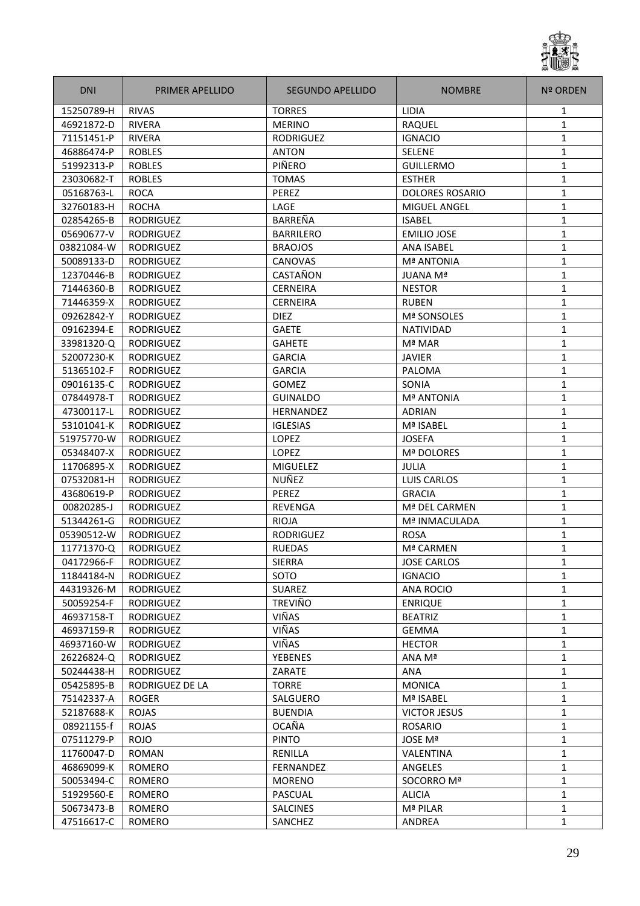| DNI | PRIMER APELLIDO | SEGUNDO APELLIDO | NOMBRE | Nº ORDEN |
|---|---|---|---|---|
| 15250789-H | RIVAS | TORRES | LIDIA | 1 |
| 46921872-D | RIVERA | MERINO | RAQUEL | 1 |
| 71151451-P | RIVERA | RODRIGUEZ | IGNACIO | 1 |
| 46886474-P | ROBLES | ANTON | SELENE | 1 |
| 51992313-P | ROBLES | PIÑERO | GUILLERMO | 1 |
| 23030682-T | ROBLES | TOMAS | ESTHER | 1 |
| 05168763-L | ROCA | PEREZ | DOLORES ROSARIO | 1 |
| 32760183-H | ROCHA | LAGE | MIGUEL ANGEL | 1 |
| 02854265-B | RODRIGUEZ | BARREÑA | ISABEL | 1 |
| 05690677-V | RODRIGUEZ | BARRILERO | EMILIO JOSE | 1 |
| 03821084-W | RODRIGUEZ | BRAOJOS | ANA ISABEL | 1 |
| 50089133-D | RODRIGUEZ | CANOVAS | Mª ANTONIA | 1 |
| 12370446-B | RODRIGUEZ | CASTAÑON | JUANA Mª | 1 |
| 71446360-B | RODRIGUEZ | CERNEIRA | NESTOR | 1 |
| 71446359-X | RODRIGUEZ | CERNEIRA | RUBEN | 1 |
| 09262842-Y | RODRIGUEZ | DIEZ | Mª SONSOLES | 1 |
| 09162394-E | RODRIGUEZ | GAETE | NATIVIDAD | 1 |
| 33981320-Q | RODRIGUEZ | GAHETE | Mª MAR | 1 |
| 52007230-K | RODRIGUEZ | GARCIA | JAVIER | 1 |
| 51365102-F | RODRIGUEZ | GARCIA | PALOMA | 1 |
| 09016135-C | RODRIGUEZ | GOMEZ | SONIA | 1 |
| 07844978-T | RODRIGUEZ | GUINALDO | Mª ANTONIA | 1 |
| 47300117-L | RODRIGUEZ | HERNANDEZ | ADRIAN | 1 |
| 53101041-K | RODRIGUEZ | IGLESIAS | Mª ISABEL | 1 |
| 51975770-W | RODRIGUEZ | LOPEZ | JOSEFA | 1 |
| 05348407-X | RODRIGUEZ | LOPEZ | Mª DOLORES | 1 |
| 11706895-X | RODRIGUEZ | MIGUELEZ | JULIA | 1 |
| 07532081-H | RODRIGUEZ | NUÑEZ | LUIS CARLOS | 1 |
| 43680619-P | RODRIGUEZ | PEREZ | GRACIA | 1 |
| 00820285-J | RODRIGUEZ | REVENGA | Mª DEL CARMEN | 1 |
| 51344261-G | RODRIGUEZ | RIOJA | Mª INMACULADA | 1 |
| 05390512-W | RODRIGUEZ | RODRIGUEZ | ROSA | 1 |
| 11771370-Q | RODRIGUEZ | RUEDAS | Mª CARMEN | 1 |
| 04172966-F | RODRIGUEZ | SIERRA | JOSE CARLOS | 1 |
| 11844184-N | RODRIGUEZ | SOTO | IGNACIO | 1 |
| 44319326-M | RODRIGUEZ | SUAREZ | ANA ROCIO | 1 |
| 50059254-F | RODRIGUEZ | TREVIÑO | ENRIQUE | 1 |
| 46937158-T | RODRIGUEZ | VIÑAS | BEATRIZ | 1 |
| 46937159-R | RODRIGUEZ | VIÑAS | GEMMA | 1 |
| 46937160-W | RODRIGUEZ | VIÑAS | HECTOR | 1 |
| 26226824-Q | RODRIGUEZ | YEBENES | ANA Mª | 1 |
| 50244438-H | RODRIGUEZ | ZARATE | ANA | 1 |
| 05425895-B | RODRIGUEZ DE LA | TORRE | MONICA | 1 |
| 75142337-A | ROGER | SALGUERO | Mª ISABEL | 1 |
| 52187688-K | ROJAS | BUENDIA | VICTOR JESUS | 1 |
| 08921155-f | ROJAS | OCAÑA | ROSARIO | 1 |
| 07511279-P | ROJO | PINTO | JOSE Mª | 1 |
| 11760047-D | ROMAN | RENILLA | VALENTINA | 1 |
| 46869099-K | ROMERO | FERNANDEZ | ANGELES | 1 |
| 50053494-C | ROMERO | MORENO | SOCORRO Mª | 1 |
| 51929560-E | ROMERO | PASCUAL | ALICIA | 1 |
| 50673473-B | ROMERO | SALCINES | Mª PILAR | 1 |
| 47516617-C | ROMERO | SANCHEZ | ANDREA | 1 |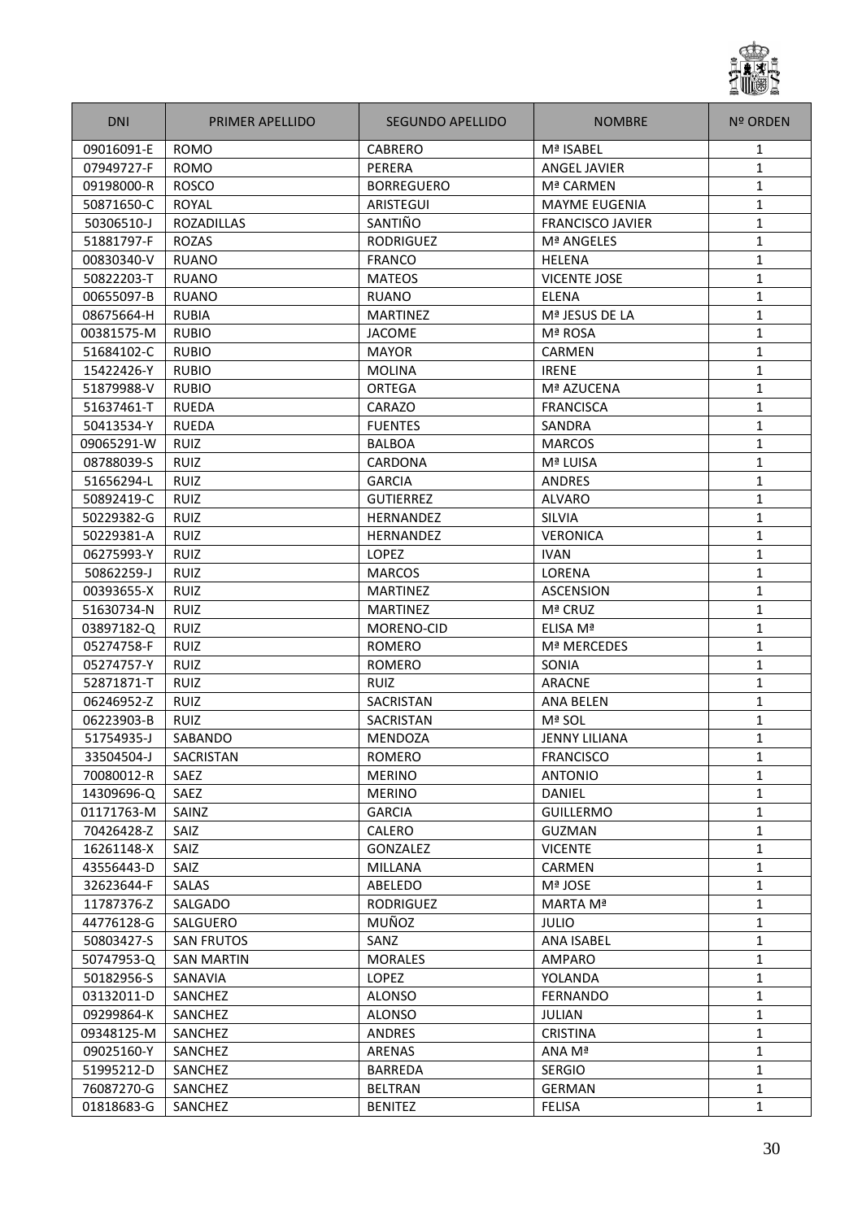| DNI | PRIMER APELLIDO | SEGUNDO APELLIDO | NOMBRE | Nº ORDEN |
|---|---|---|---|---|
| 09016091-E | ROMO | CABRERO | Mª ISABEL | 1 |
| 07949727-F | ROMO | PERERA | ANGEL JAVIER | 1 |
| 09198000-R | ROSCO | BORREGUERO | Mª CARMEN | 1 |
| 50871650-C | ROYAL | ARISTEGUI | MAYME EUGENIA | 1 |
| 50306510-J | ROZADILLAS | SANTIÑO | FRANCISCO JAVIER | 1 |
| 51881797-F | ROZAS | RODRIGUEZ | Mª ANGELES | 1 |
| 00830340-V | RUANO | FRANCO | HELENA | 1 |
| 50822203-T | RUANO | MATEOS | VICENTE JOSE | 1 |
| 00655097-B | RUANO | RUANO | ELENA | 1 |
| 08675664-H | RUBIA | MARTINEZ | Mª JESUS DE LA | 1 |
| 00381575-M | RUBIO | JACOME | Mª ROSA | 1 |
| 51684102-C | RUBIO | MAYOR | CARMEN | 1 |
| 15422426-Y | RUBIO | MOLINA | IRENE | 1 |
| 51879988-V | RUBIO | ORTEGA | Mª AZUCENA | 1 |
| 51637461-T | RUEDA | CARAZO | FRANCISCA | 1 |
| 50413534-Y | RUEDA | FUENTES | SANDRA | 1 |
| 09065291-W | RUIZ | BALBOA | MARCOS | 1 |
| 08788039-S | RUIZ | CARDONA | Mª LUISA | 1 |
| 51656294-L | RUIZ | GARCIA | ANDRES | 1 |
| 50892419-C | RUIZ | GUTIERREZ | ALVARO | 1 |
| 50229382-G | RUIZ | HERNANDEZ | SILVIA | 1 |
| 50229381-A | RUIZ | HERNANDEZ | VERONICA | 1 |
| 06275993-Y | RUIZ | LOPEZ | IVAN | 1 |
| 50862259-J | RUIZ | MARCOS | LORENA | 1 |
| 00393655-X | RUIZ | MARTINEZ | ASCENSION | 1 |
| 51630734-N | RUIZ | MARTINEZ | Mª CRUZ | 1 |
| 03897182-Q | RUIZ | MORENO-CID | ELISA Mª | 1 |
| 05274758-F | RUIZ | ROMERO | Mª MERCEDES | 1 |
| 05274757-Y | RUIZ | ROMERO | SONIA | 1 |
| 52871871-T | RUIZ | RUIZ | ARACNE | 1 |
| 06246952-Z | RUIZ | SACRISTAN | ANA BELEN | 1 |
| 06223903-B | RUIZ | SACRISTAN | Mª SOL | 1 |
| 51754935-J | SABANDO | MENDOZA | JENNY LILIANA | 1 |
| 33504504-J | SACRISTAN | ROMERO | FRANCISCO | 1 |
| 70080012-R | SAEZ | MERINO | ANTONIO | 1 |
| 14309696-Q | SAEZ | MERINO | DANIEL | 1 |
| 01171763-M | SAINZ | GARCIA | GUILLERMO | 1 |
| 70426428-Z | SAIZ | CALERO | GUZMAN | 1 |
| 16261148-X | SAIZ | GONZALEZ | VICENTE | 1 |
| 43556443-D | SAIZ | MILLANA | CARMEN | 1 |
| 32623644-F | SALAS | ABELEDO | Mª JOSE | 1 |
| 11787376-Z | SALGADO | RODRIGUEZ | MARTA Mª | 1 |
| 44776128-G | SALGUERO | MUÑOZ | JULIO | 1 |
| 50803427-S | SAN FRUTOS | SANZ | ANA ISABEL | 1 |
| 50747953-Q | SAN MARTIN | MORALES | AMPARO | 1 |
| 50182956-S | SANAVIA | LOPEZ | YOLANDA | 1 |
| 03132011-D | SANCHEZ | ALONSO | FERNANDO | 1 |
| 09299864-K | SANCHEZ | ALONSO | JULIAN | 1 |
| 09348125-M | SANCHEZ | ANDRES | CRISTINA | 1 |
| 09025160-Y | SANCHEZ | ARENAS | ANA Mª | 1 |
| 51995212-D | SANCHEZ | BARREDA | SERGIO | 1 |
| 76087270-G | SANCHEZ | BELTRAN | GERMAN | 1 |
| 01818683-G | SANCHEZ | BENITEZ | FELISA | 1 |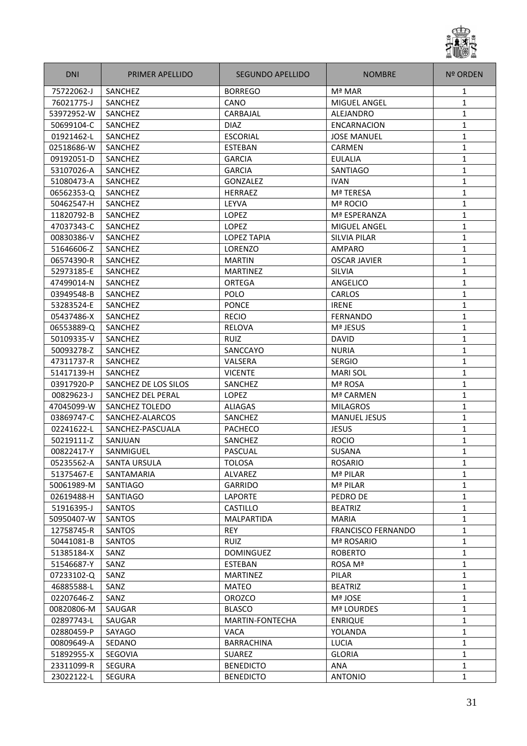| DNI | PRIMER APELLIDO | SEGUNDO APELLIDO | NOMBRE | Nº ORDEN |
|---|---|---|---|---|
| 75722062-J | SANCHEZ | BORREGO | Mª MAR | 1 |
| 76021775-J | SANCHEZ | CANO | MIGUEL ANGEL | 1 |
| 53972952-W | SANCHEZ | CARBAJAL | ALEJANDRO | 1 |
| 50699104-C | SANCHEZ | DIAZ | ENCARNACION | 1 |
| 01921462-L | SANCHEZ | ESCORIAL | JOSE MANUEL | 1 |
| 02518686-W | SANCHEZ | ESTEBAN | CARMEN | 1 |
| 09192051-D | SANCHEZ | GARCIA | EULALIA | 1 |
| 53107026-A | SANCHEZ | GARCIA | SANTIAGO | 1 |
| 51080473-A | SANCHEZ | GONZALEZ | IVAN | 1 |
| 06562353-Q | SANCHEZ | HERRAEZ | Mª TERESA | 1 |
| 50462547-H | SANCHEZ | LEYVA | Mª ROCIO | 1 |
| 11820792-B | SANCHEZ | LOPEZ | Mª ESPERANZA | 1 |
| 47037343-C | SANCHEZ | LOPEZ | MIGUEL ANGEL | 1 |
| 00830386-V | SANCHEZ | LOPEZ TAPIA | SILVIA PILAR | 1 |
| 51646606-Z | SANCHEZ | LORENZO | AMPARO | 1 |
| 06574390-R | SANCHEZ | MARTIN | OSCAR JAVIER | 1 |
| 52973185-E | SANCHEZ | MARTINEZ | SILVIA | 1 |
| 47499014-N | SANCHEZ | ORTEGA | ANGELICO | 1 |
| 03949548-B | SANCHEZ | POLO | CARLOS | 1 |
| 53283524-E | SANCHEZ | PONCE | IRENE | 1 |
| 05437486-X | SANCHEZ | RECIO | FERNANDO | 1 |
| 06553889-Q | SANCHEZ | RELOVA | Mª JESUS | 1 |
| 50109335-V | SANCHEZ | RUIZ | DAVID | 1 |
| 50093278-Z | SANCHEZ | SANCCAYO | NURIA | 1 |
| 47311737-R | SANCHEZ | VALSERA | SERGIO | 1 |
| 51417139-H | SANCHEZ | VICENTE | MARI SOL | 1 |
| 03917920-P | SANCHEZ DE LOS SILOS | SANCHEZ | Mª ROSA | 1 |
| 00829623-J | SANCHEZ DEL PERAL | LOPEZ | Mª CARMEN | 1 |
| 47045099-W | SANCHEZ TOLEDO | ALIAGAS | MILAGROS | 1 |
| 03869747-C | SANCHEZ-ALARCOS | SANCHEZ | MANUEL JESUS | 1 |
| 02241622-L | SANCHEZ-PASCUALA | PACHECO | JESUS | 1 |
| 50219111-Z | SANJUAN | SANCHEZ | ROCIO | 1 |
| 00822417-Y | SANMIGUEL | PASCUAL | SUSANA | 1 |
| 05235562-A | SANTA URSULA | TOLOSA | ROSARIO | 1 |
| 51375467-E | SANTAMARIA | ALVAREZ | Mª PILAR | 1 |
| 50061989-M | SANTIAGO | GARRIDO | Mª PILAR | 1 |
| 02619488-H | SANTIAGO | LAPORTE | PEDRO DE | 1 |
| 51916395-J | SANTOS | CASTILLO | BEATRIZ | 1 |
| 50950407-W | SANTOS | MALPARTIDA | MARIA | 1 |
| 12758745-R | SANTOS | REY | FRANCISCO FERNANDO | 1 |
| 50441081-B | SANTOS | RUIZ | Mª ROSARIO | 1 |
| 51385184-X | SANZ | DOMINGUEZ | ROBERTO | 1 |
| 51546687-Y | SANZ | ESTEBAN | ROSA Mª | 1 |
| 07233102-Q | SANZ | MARTINEZ | PILAR | 1 |
| 46885588-L | SANZ | MATEO | BEATRIZ | 1 |
| 02207646-Z | SANZ | OROZCO | Mª JOSE | 1 |
| 00820806-M | SAUGAR | BLASCO | Mª LOURDES | 1 |
| 02897743-L | SAUGAR | MARTIN-FONTECHA | ENRIQUE | 1 |
| 02880459-P | SAYAGO | VACA | YOLANDA | 1 |
| 00809649-A | SEDANO | BARRACHINA | LUCIA | 1 |
| 51892955-X | SEGOVIA | SUAREZ | GLORIA | 1 |
| 23311099-R | SEGURA | BENEDICTO | ANA | 1 |
| 23022122-L | SEGURA | BENEDICTO | ANTONIO | 1 |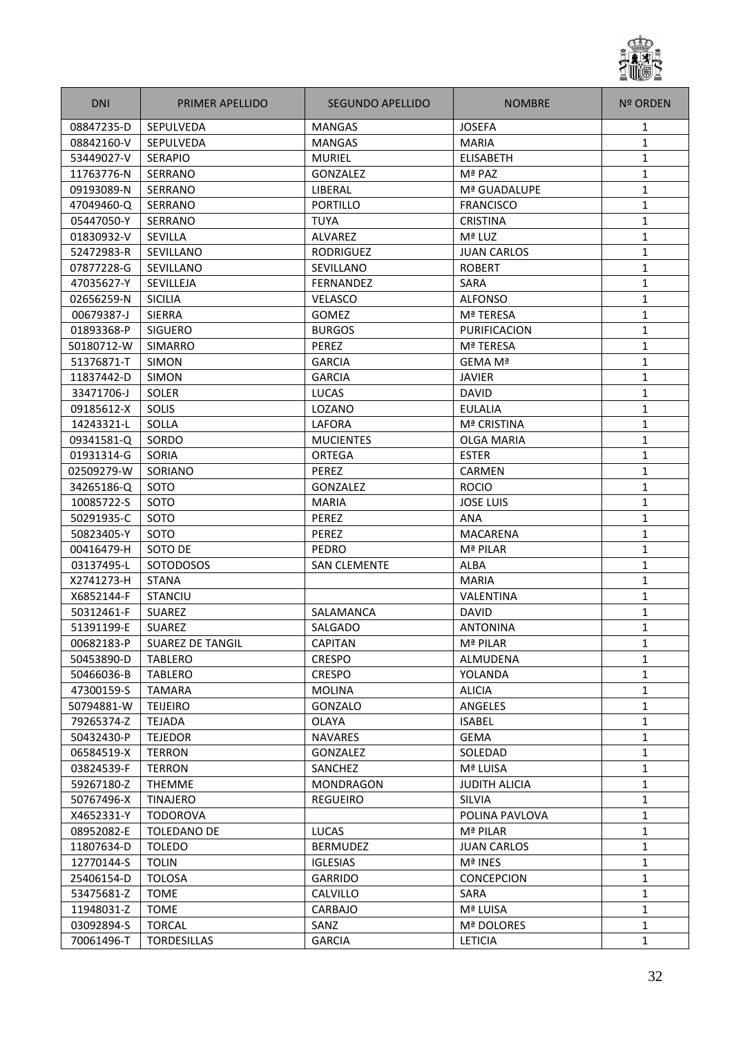| DNI | PRIMER APELLIDO | SEGUNDO APELLIDO | NOMBRE | Nº ORDEN |
|---|---|---|---|---|
| 08847235-D | SEPULVEDA | MANGAS | JOSEFA | 1 |
| 08842160-V | SEPULVEDA | MANGAS | MARIA | 1 |
| 53449027-V | SERAPIO | MURIEL | ELISABETH | 1 |
| 11763776-N | SERRANO | GONZALEZ | Mª PAZ | 1 |
| 09193089-N | SERRANO | LIBERAL | Mª GUADALUPE | 1 |
| 47049460-Q | SERRANO | PORTILLO | FRANCISCO | 1 |
| 05447050-Y | SERRANO | TUYA | CRISTINA | 1 |
| 01830932-V | SEVILLA | ALVAREZ | Mª LUZ | 1 |
| 52472983-R | SEVILLANO | RODRIGUEZ | JUAN CARLOS | 1 |
| 07877228-G | SEVILLANO | SEVILLANO | ROBERT | 1 |
| 47035627-Y | SEVILLEJA | FERNANDEZ | SARA | 1 |
| 02656259-N | SICILIA | VELASCO | ALFONSO | 1 |
| 00679387-J | SIERRA | GOMEZ | Mª TERESA | 1 |
| 01893368-P | SIGUERO | BURGOS | PURIFICACION | 1 |
| 50180712-W | SIMARRO | PEREZ | Mª TERESA | 1 |
| 51376871-T | SIMON | GARCIA | GEMA Mª | 1 |
| 11837442-D | SIMON | GARCIA | JAVIER | 1 |
| 33471706-J | SOLER | LUCAS | DAVID | 1 |
| 09185612-X | SOLIS | LOZANO | EULALIA | 1 |
| 14243321-L | SOLLA | LAFORA | Mª CRISTINA | 1 |
| 09341581-Q | SORDO | MUCIENTES | OLGA MARIA | 1 |
| 01931314-G | SORIA | ORTEGA | ESTER | 1 |
| 02509279-W | SORIANO | PEREZ | CARMEN | 1 |
| 34265186-Q | SOTO | GONZALEZ | ROCIO | 1 |
| 10085722-S | SOTO | MARIA | JOSE LUIS | 1 |
| 50291935-C | SOTO | PEREZ | ANA | 1 |
| 50823405-Y | SOTO | PEREZ | MACARENA | 1 |
| 00416479-H | SOTO DE | PEDRO | Mª PILAR | 1 |
| 03137495-L | SOTODOSOS | SAN CLEMENTE | ALBA | 1 |
| X2741273-H | STANA | | MARIA | 1 |
| X6852144-F | STANCIU | | VALENTINA | 1 |
| 50312461-F | SUAREZ | SALAMANCA | DAVID | 1 |
| 51391199-E | SUAREZ | SALGADO | ANTONINA | 1 |
| 00682183-P | SUAREZ DE TANGIL | CAPITAN | Mª PILAR | 1 |
| 50453890-D | TABLERO | CRESPO | ALMUDENA | 1 |
| 50466036-B | TABLERO | CRESPO | YOLANDA | 1 |
| 47300159-S | TAMARA | MOLINA | ALICIA | 1 |
| 50794881-W | TEIJEIRO | GONZALO | ANGELES | 1 |
| 79265374-Z | TEJADA | OLAYA | ISABEL | 1 |
| 50432430-P | TEJEDOR | NAVARES | GEMA | 1 |
| 06584519-X | TERRON | GONZALEZ | SOLEDAD | 1 |
| 03824539-F | TERRON | SANCHEZ | Mª LUISA | 1 |
| 59267180-Z | THEMME | MONDRAGON | JUDITH ALICIA | 1 |
| 50767496-X | TINAJERO | REGUEIRO | SILVIA | 1 |
| X4652331-Y | TODOROVA | | POLINA PAVLOVA | 1 |
| 08952082-E | TOLEDANO DE | LUCAS | Mª PILAR | 1 |
| 11807634-D | TOLEDO | BERMUDEZ | JUAN CARLOS | 1 |
| 12770144-S | TOLIN | IGLESIAS | Mª INES | 1 |
| 25406154-D | TOLOSA | GARRIDO | CONCEPCION | 1 |
| 53475681-Z | TOME | CALVILLO | SARA | 1 |
| 11948031-Z | TOME | CARBAJO | Mª LUISA | 1 |
| 03092894-S | TORCAL | SANZ | Mª DOLORES | 1 |
| 70061496-T | TORDESILLAS | GARCIA | LETICIA | 1 |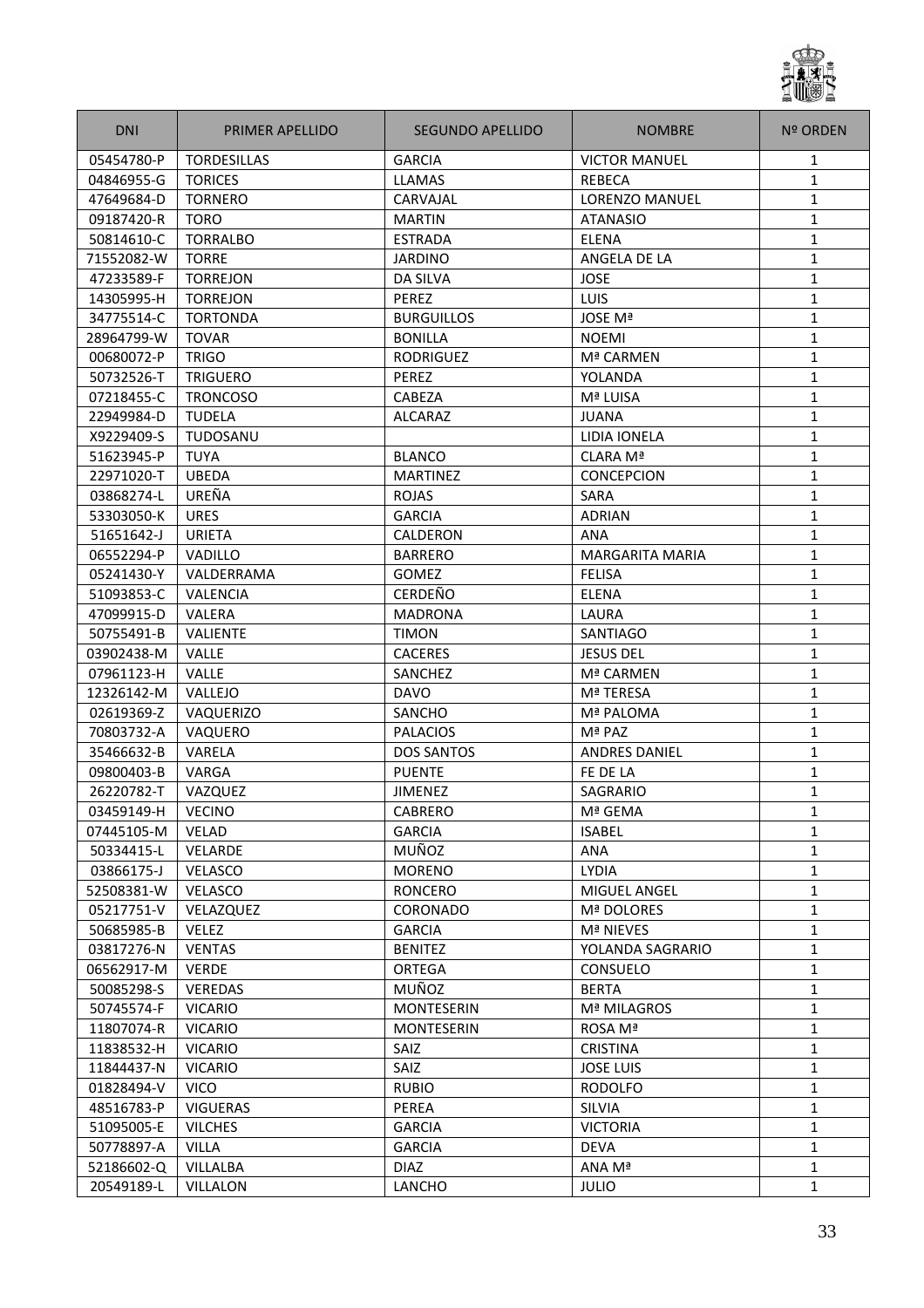| DNI | PRIMER APELLIDO | SEGUNDO APELLIDO | NOMBRE | Nº ORDEN |
|---|---|---|---|---|
| 05454780-P | TORDESILLAS | GARCIA | VICTOR MANUEL | 1 |
| 04846955-G | TORICES | LLAMAS | REBECA | 1 |
| 47649684-D | TORNERO | CARVAJAL | LORENZO MANUEL | 1 |
| 09187420-R | TORO | MARTIN | ATANASIO | 1 |
| 50814610-C | TORRALBO | ESTRADA | ELENA | 1 |
| 71552082-W | TORRE | JARDINO | ANGELA DE LA | 1 |
| 47233589-F | TORREJON | DA SILVA | JOSE | 1 |
| 14305995-H | TORREJON | PEREZ | LUIS | 1 |
| 34775514-C | TORTONDA | BURGUILLOS | JOSE Mª | 1 |
| 28964799-W | TOVAR | BONILLA | NOEMI | 1 |
| 00680072-P | TRIGO | RODRIGUEZ | Mª CARMEN | 1 |
| 50732526-T | TRIGUERO | PEREZ | YOLANDA | 1 |
| 07218455-C | TRONCOSO | CABEZA | Mª LUISA | 1 |
| 22949984-D | TUDELA | ALCARAZ | JUANA | 1 |
| X9229409-S | TUDOSANU | | LIDIA IONELA | 1 |
| 51623945-P | TUYA | BLANCO | CLARA Mª | 1 |
| 22971020-T | UBEDA | MARTINEZ | CONCEPCION | 1 |
| 03868274-L | UREÑA | ROJAS | SARA | 1 |
| 53303050-K | URES | GARCIA | ADRIAN | 1 |
| 51651642-J | URIETA | CALDERON | ANA | 1 |
| 06552294-P | VADILLO | BARRERO | MARGARITA MARIA | 1 |
| 05241430-Y | VALDERRAMA | GOMEZ | FELISA | 1 |
| 51093853-C | VALENCIA | CERDEÑO | ELENA | 1 |
| 47099915-D | VALERA | MADRONA | LAURA | 1 |
| 50755491-B | VALIENTE | TIMON | SANTIAGO | 1 |
| 03902438-M | VALLE | CACERES | JESUS DEL | 1 |
| 07961123-H | VALLE | SANCHEZ | Mª CARMEN | 1 |
| 12326142-M | VALLEJO | DAVO | Mª TERESA | 1 |
| 02619369-Z | VAQUERIZO | SANCHO | Mª PALOMA | 1 |
| 70803732-A | VAQUERO | PALACIOS | Mª PAZ | 1 |
| 35466632-B | VARELA | DOS SANTOS | ANDRES DANIEL | 1 |
| 09800403-B | VARGA | PUENTE | FE DE LA | 1 |
| 26220782-T | VAZQUEZ | JIMENEZ | SAGRARIO | 1 |
| 03459149-H | VECINO | CABRERO | Mª GEMA | 1 |
| 07445105-M | VELAD | GARCIA | ISABEL | 1 |
| 50334415-L | VELARDE | MUÑOZ | ANA | 1 |
| 03866175-J | VELASCO | MORENO | LYDIA | 1 |
| 52508381-W | VELASCO | RONCERO | MIGUEL ANGEL | 1 |
| 05217751-V | VELAZQUEZ | CORONADO | Mª DOLORES | 1 |
| 50685985-B | VELEZ | GARCIA | Mª NIEVES | 1 |
| 03817276-N | VENTAS | BENITEZ | YOLANDA SAGRARIO | 1 |
| 06562917-M | VERDE | ORTEGA | CONSUELO | 1 |
| 50085298-S | VEREDAS | MUÑOZ | BERTA | 1 |
| 50745574-F | VICARIO | MONTESERIN | Mª MILAGROS | 1 |
| 11807074-R | VICARIO | MONTESERIN | ROSA Mª | 1 |
| 11838532-H | VICARIO | SAIZ | CRISTINA | 1 |
| 11844437-N | VICARIO | SAIZ | JOSE LUIS | 1 |
| 01828494-V | VICO | RUBIO | RODOLFO | 1 |
| 48516783-P | VIGUERAS | PEREA | SILVIA | 1 |
| 51095005-E | VILCHES | GARCIA | VICTORIA | 1 |
| 50778897-A | VILLA | GARCIA | DEVA | 1 |
| 52186602-Q | VILLALBA | DIAZ | ANA Mª | 1 |
| 20549189-L | VILLALON | LANCHO | JULIO | 1 |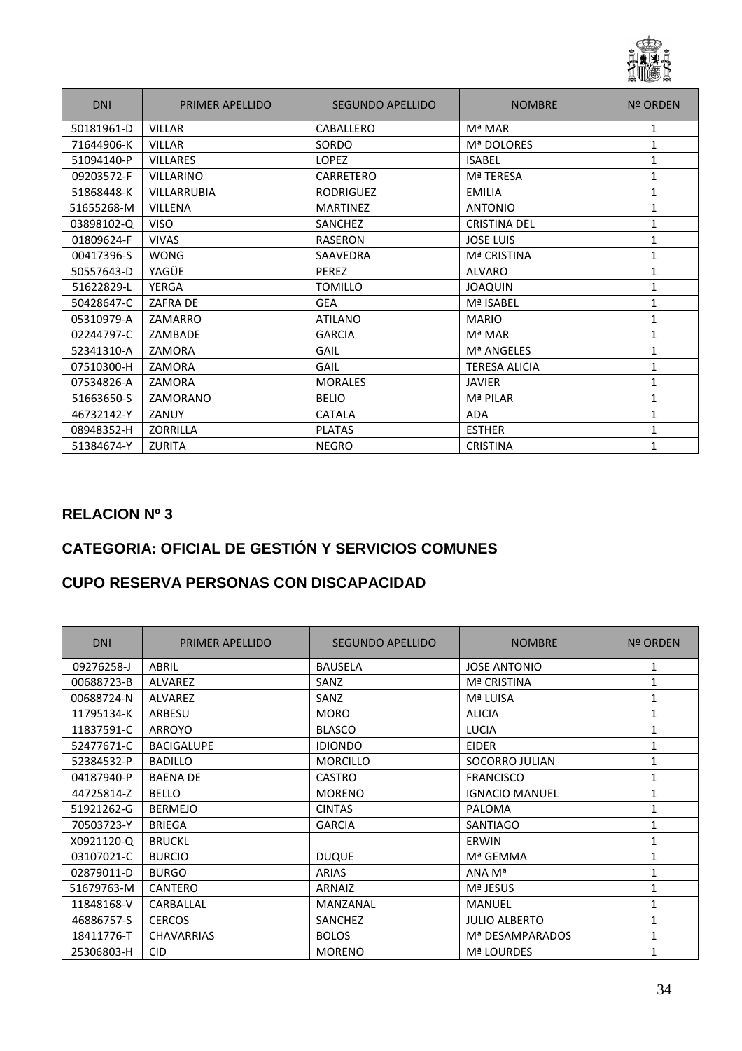| DNI | PRIMER APELLIDO | SEGUNDO APELLIDO | NOMBRE | Nº ORDEN |
|---|---|---|---|---|
| 50181961-D | VILLAR | CABALLERO | Mª MAR | 1 |
| 71644906-K | VILLAR | SORDO | Mª DOLORES | 1 |
| 51094140-P | VILLARES | LOPEZ | ISABEL | 1 |
| 09203572-F | VILLARINO | CARRETERO | Mª TERESA | 1 |
| 51868448-K | VILLARRUBIA | RODRIGUEZ | EMILIA | 1 |
| 51655268-M | VILLENA | MARTINEZ | ANTONIO | 1 |
| 03898102-Q | VISO | SANCHEZ | CRISTINA DEL | 1 |
| 01809624-F | VIVAS | RASERON | JOSE LUIS | 1 |
| 00417396-S | WONG | SAAVEDRA | Mª CRISTINA | 1 |
| 50557643-D | YAGÜE | PEREZ | ALVARO | 1 |
| 51622829-L | YERGA | TOMILLO | JOAQUIN | 1 |
| 50428647-C | ZAFRA DE | GEA | Mª ISABEL | 1 |
| 05310979-A | ZAMARRO | ATILANO | MARIO | 1 |
| 02244797-C | ZAMBADE | GARCIA | Mª MAR | 1 |
| 52341310-A | ZAMORA | GAIL | Mª ANGELES | 1 |
| 07510300-H | ZAMORA | GAIL | TERESA ALICIA | 1 |
| 07534826-A | ZAMORA | MORALES | JAVIER | 1 |
| 51663650-S | ZAMORANO | BELIO | Mª PILAR | 1 |
| 46732142-Y | ZANUY | CATALA | ADA | 1 |
| 08948352-H | ZORRILLA | PLATAS | ESTHER | 1 |
| 51384674-Y | ZURITA | NEGRO | CRISTINA | 1 |

**RELACION Nº 3**

**CATEGORIA: OFICIAL DE GESTIÓN Y SERVICIOS COMUNES**

**CUPO RESERVA PERSONAS CON DISCAPACIDAD**

| DNI | PRIMER APELLIDO | SEGUNDO APELLIDO | NOMBRE | Nº ORDEN |
|---|---|---|---|---|
| 09276258-J | ABRIL | BAUSELA | JOSE ANTONIO | 1 |
| 00688723-B | ALVAREZ | SANZ | Mª CRISTINA | 1 |
| 00688724-N | ALVAREZ | SANZ | Mª LUISA | 1 |
| 11795134-K | ARBESU | MORO | ALICIA | 1 |
| 11837591-C | ARROYO | BLASCO | LUCIA | 1 |
| 52477671-C | BACIGALUPE | IDIONDO | EIDER | 1 |
| 52384532-P | BADILLO | MORCILLO | SOCORRO JULIAN | 1 |
| 04187940-P | BAENA DE | CASTRO | FRANCISCO | 1 |
| 44725814-Z | BELLO | MORENO | IGNACIO MANUEL | 1 |
| 51921262-G | BERMEJO | CINTAS | PALOMA | 1 |
| 70503723-Y | BRIEGA | GARCIA | SANTIAGO | 1 |
| X0921120-Q | BRUCKL | | ERWIN | 1 |
| 03107021-C | BURCIO | DUQUE | Mª GEMMA | 1 |
| 02879011-D | BURGO | ARIAS | ANA Mª | 1 |
| 51679763-M | CANTERO | ARNAIZ | Mª JESUS | 1 |
| 11848168-V | CARBALLAL | MANZANAL | MANUEL | 1 |
| 46886757-S | CERCOS | SANCHEZ | JULIO ALBERTO | 1 |
| 18411776-T | CHAVARRIAS | BOLOS | Mª DESAMPARADOS | 1 |
| 25306803-H | CID | MORENO | Mª LOURDES | 1 |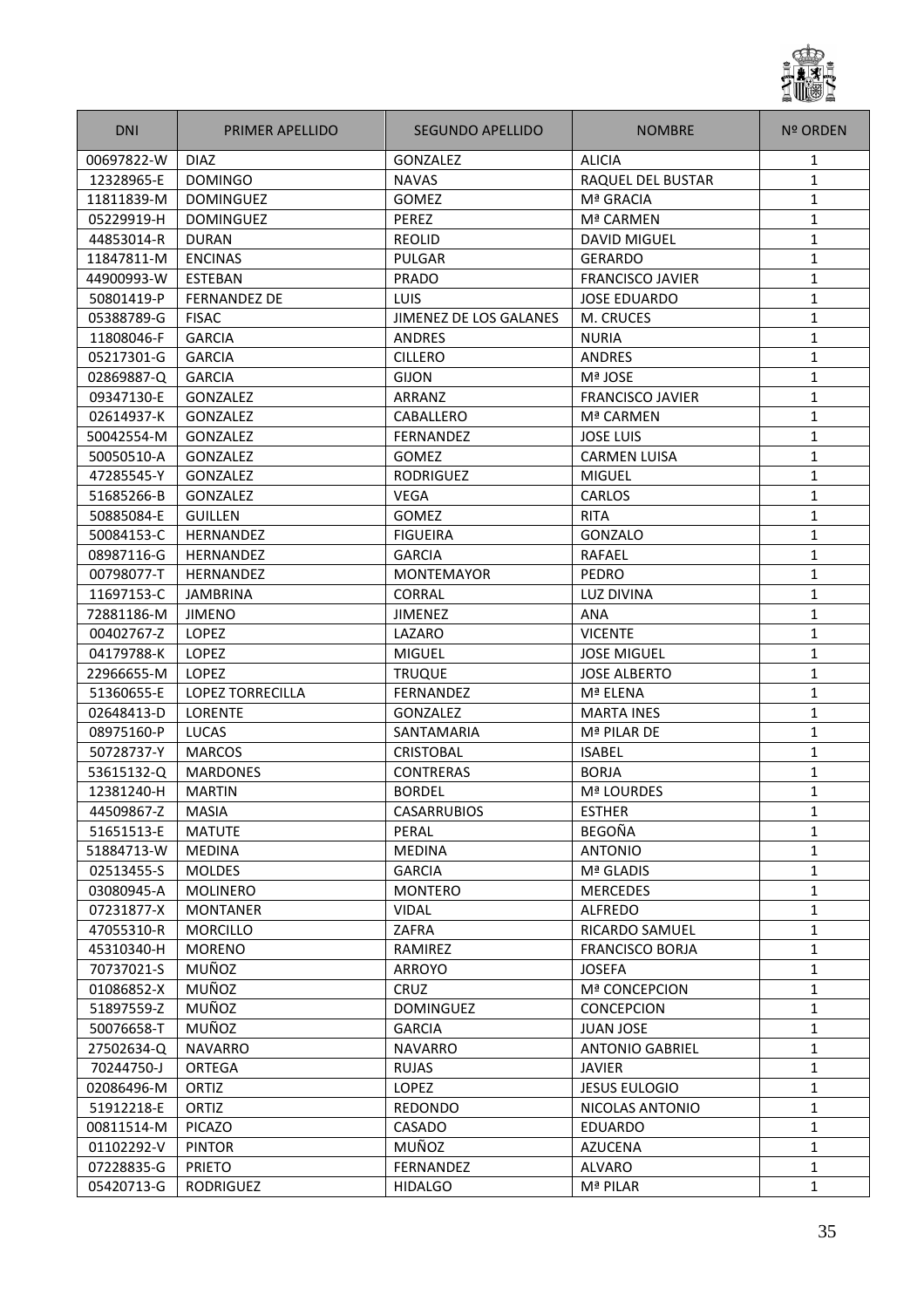| DNI | PRIMER APELLIDO | SEGUNDO APELLIDO | NOMBRE | Nº ORDEN |
|---|---|---|---|---|
| 00697822-W | DIAZ | GONZALEZ | ALICIA | 1 |
| 12328965-E | DOMINGO | NAVAS | RAQUEL DEL BUSTAR | 1 |
| 11811839-M | DOMINGUEZ | GOMEZ | Mª GRACIA | 1 |
| 05229919-H | DOMINGUEZ | PEREZ | Mª CARMEN | 1 |
| 44853014-R | DURAN | REOLID | DAVID MIGUEL | 1 |
| 11847811-M | ENCINAS | PULGAR | GERARDO | 1 |
| 44900993-W | ESTEBAN | PRADO | FRANCISCO JAVIER | 1 |
| 50801419-P | FERNANDEZ DE | LUIS | JOSE EDUARDO | 1 |
| 05388789-G | FISAC | JIMENEZ DE LOS GALANES | M. CRUCES | 1 |
| 11808046-F | GARCIA | ANDRES | NURIA | 1 |
| 05217301-G | GARCIA | CILLERO | ANDRES | 1 |
| 02869887-Q | GARCIA | GIJON | Mª JOSE | 1 |
| 09347130-E | GONZALEZ | ARRANZ | FRANCISCO JAVIER | 1 |
| 02614937-K | GONZALEZ | CABALLERO | Mª CARMEN | 1 |
| 50042554-M | GONZALEZ | FERNANDEZ | JOSE LUIS | 1 |
| 50050510-A | GONZALEZ | GOMEZ | CARMEN LUISA | 1 |
| 47285545-Y | GONZALEZ | RODRIGUEZ | MIGUEL | 1 |
| 51685266-B | GONZALEZ | VEGA | CARLOS | 1 |
| 50885084-E | GUILLEN | GOMEZ | RITA | 1 |
| 50084153-C | HERNANDEZ | FIGUEIRA | GONZALO | 1 |
| 08987116-G | HERNANDEZ | GARCIA | RAFAEL | 1 |
| 00798077-T | HERNANDEZ | MONTEMAYOR | PEDRO | 1 |
| 11697153-C | JAMBRINA | CORRAL | LUZ DIVINA | 1 |
| 72881186-M | JIMENO | JIMENEZ | ANA | 1 |
| 00402767-Z | LOPEZ | LAZARO | VICENTE | 1 |
| 04179788-K | LOPEZ | MIGUEL | JOSE MIGUEL | 1 |
| 22966655-M | LOPEZ | TRUQUE | JOSE ALBERTO | 1 |
| 51360655-E | LOPEZ TORRECILLA | FERNANDEZ | Mª ELENA | 1 |
| 02648413-D | LORENTE | GONZALEZ | MARTA INES | 1 |
| 08975160-P | LUCAS | SANTAMARIA | Mª PILAR DE | 1 |
| 50728737-Y | MARCOS | CRISTOBAL | ISABEL | 1 |
| 53615132-Q | MARDONES | CONTRERAS | BORJA | 1 |
| 12381240-H | MARTIN | BORDEL | Mª LOURDES | 1 |
| 44509867-Z | MASIA | CASARRUBIOS | ESTHER | 1 |
| 51651513-E | MATUTE | PERAL | BEGOÑA | 1 |
| 51884713-W | MEDINA | MEDINA | ANTONIO | 1 |
| 02513455-S | MOLDES | GARCIA | Mª GLADIS | 1 |
| 03080945-A | MOLINERO | MONTERO | MERCEDES | 1 |
| 07231877-X | MONTANER | VIDAL | ALFREDO | 1 |
| 47055310-R | MORCILLO | ZAFRA | RICARDO SAMUEL | 1 |
| 45310340-H | MORENO | RAMIREZ | FRANCISCO BORJA | 1 |
| 70737021-S | MUÑOZ | ARROYO | JOSEFA | 1 |
| 01086852-X | MUÑOZ | CRUZ | Mª CONCEPCION | 1 |
| 51897559-Z | MUÑOZ | DOMINGUEZ | CONCEPCION | 1 |
| 50076658-T | MUÑOZ | GARCIA | JUAN JOSE | 1 |
| 27502634-Q | NAVARRO | NAVARRO | ANTONIO GABRIEL | 1 |
| 70244750-J | ORTEGA | RUJAS | JAVIER | 1 |
| 02086496-M | ORTIZ | LOPEZ | JESUS EULOGIO | 1 |
| 51912218-E | ORTIZ | REDONDO | NICOLAS ANTONIO | 1 |
| 00811514-M | PICAZO | CASADO | EDUARDO | 1 |
| 01102292-V | PINTOR | MUÑOZ | AZUCENA | 1 |
| 07228835-G | PRIETO | FERNANDEZ | ALVARO | 1 |
| 05420713-G | RODRIGUEZ | HIDALGO | Mª PILAR | 1 |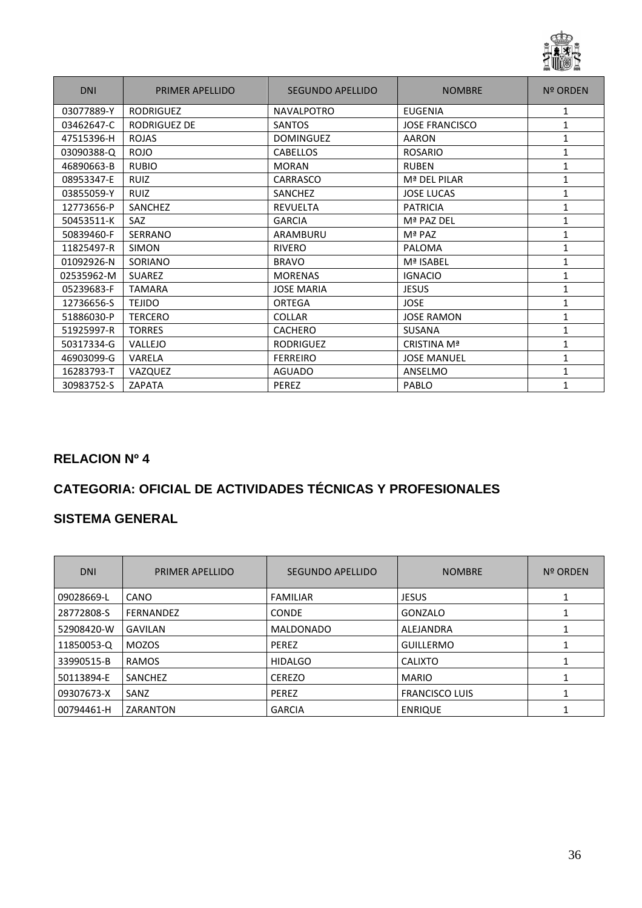| DNI | PRIMER APELLIDO | SEGUNDO APELLIDO | NOMBRE | Nº ORDEN |
|---|---|---|---|---|
| 03077889-Y | RODRIGUEZ | NAVALPOTRO | EUGENIA | 1 |
| 03462647-C | RODRIGUEZ DE | SANTOS | JOSE FRANCISCO | 1 |
| 47515396-H | ROJAS | DOMINGUEZ | AARON | 1 |
| 03090388-Q | ROJO | CABELLOS | ROSARIO | 1 |
| 46890663-B | RUBIO | MORAN | RUBEN | 1 |
| 08953347-E | RUIZ | CARRASCO | Mª DEL PILAR | 1 |
| 03855059-Y | RUIZ | SANCHEZ | JOSE LUCAS | 1 |
| 12773656-P | SANCHEZ | REVUELTA | PATRICIA | 1 |
| 50453511-K | SAZ | GARCIA | Mª PAZ DEL | 1 |
| 50839460-F | SERRANO | ARAMBURU | Mª PAZ | 1 |
| 11825497-R | SIMON | RIVERO | PALOMA | 1 |
| 01092926-N | SORIANO | BRAVO | Mª ISABEL | 1 |
| 02535962-M | SUAREZ | MORENAS | IGNACIO | 1 |
| 05239683-F | TAMARA | JOSE MARIA | JESUS | 1 |
| 12736656-S | TEJIDO | ORTEGA | JOSE | 1 |
| 51886030-P | TERCERO | COLLAR | JOSE RAMON | 1 |
| 51925997-R | TORRES | CACHERO | SUSANA | 1 |
| 50317334-G | VALLEJO | RODRIGUEZ | CRISTINA Mª | 1 |
| 46903099-G | VARELA | FERREIRO | JOSE MANUEL | 1 |
| 16283793-T | VAZQUEZ | AGUADO | ANSELMO | 1 |
| 30983752-S | ZAPATA | PEREZ | PABLO | 1 |

## RELACION Nº 4

## CATEGORIA: OFICIAL DE ACTIVIDADES TÉCNICAS Y PROFESIONALES

## SISTEMA GENERAL

| DNI | PRIMER APELLIDO | SEGUNDO APELLIDO | NOMBRE | Nº ORDEN |
|---|---|---|---|---|
| 09028669-L | CANO | FAMILIAR | JESUS | 1 |
| 28772808-S | FERNANDEZ | CONDE | GONZALO | 1 |
| 52908420-W | GAVILAN | MALDONADO | ALEJANDRA | 1 |
| 11850053-Q | MOZOS | PEREZ | GUILLERMO | 1 |
| 33990515-B | RAMOS | HIDALGO | CALIXTO | 1 |
| 50113894-E | SANCHEZ | CEREZO | MARIO | 1 |
| 09307673-X | SANZ | PEREZ | FRANCISCO LUIS | 1 |
| 00794461-H | ZARANTON | GARCIA | ENRIQUE | 1 |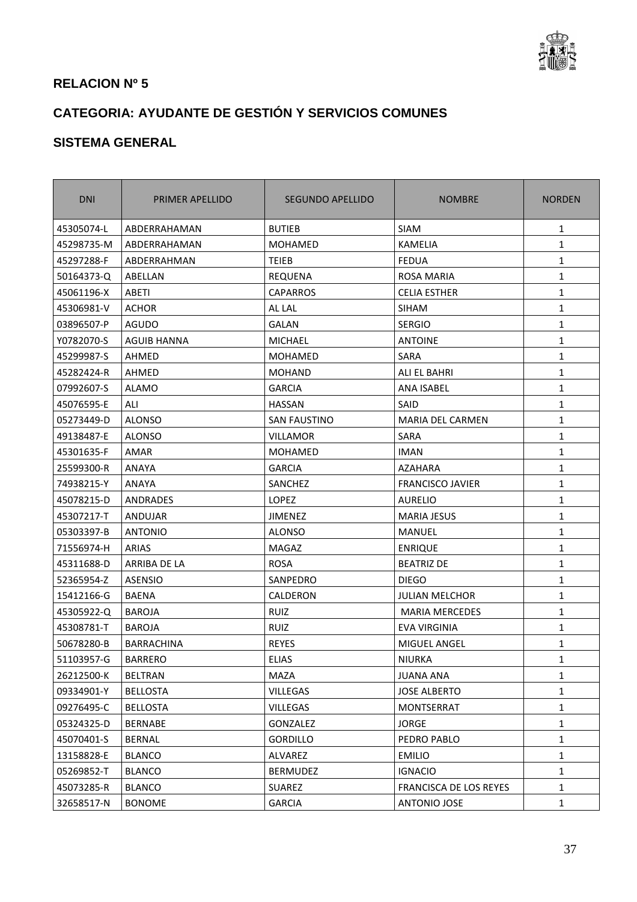**RELACION Nº 5**

**CATEGORIA: AYUDANTE DE GESTIÓN Y SERVICIOS COMUNES**

**SISTEMA GENERAL**

| DNI | PRIMER APELLIDO | SEGUNDO APELLIDO | NOMBRE | NORDEN |
|---|---|---|---|---|
| 45305074-L | ABDERRAHAMAN | BUTIEB | SIAM | 1 |
| 45298735-M | ABDERRAHAMAN | MOHAMED | KAMELIA | 1 |
| 45297288-F | ABDERRAHMAN | TEIEB | FEDUA | 1 |
| 50164373-Q | ABELLAN | REQUENA | ROSA MARIA | 1 |
| 45061196-X | ABETI | CAPARROS | CELIA ESTHER | 1 |
| 45306981-V | ACHOR | AL LAL | SIHAM | 1 |
| 03896507-P | AGUDO | GALAN | SERGIO | 1 |
| Y0782070-S | AGUIB HANNA | MICHAEL | ANTOINE | 1 |
| 45299987-S | AHMED | MOHAMED | SARA | 1 |
| 45282424-R | AHMED | MOHAND | ALI EL BAHRI | 1 |
| 07992607-S | ALAMO | GARCIA | ANA ISABEL | 1 |
| 45076595-E | ALI | HASSAN | SAID | 1 |
| 05273449-D | ALONSO | SAN FAUSTINO | MARIA DEL CARMEN | 1 |
| 49138487-E | ALONSO | VILLAMOR | SARA | 1 |
| 45301635-F | AMAR | MOHAMED | IMAN | 1 |
| 25599300-R | ANAYA | GARCIA | AZAHARA | 1 |
| 74938215-Y | ANAYA | SANCHEZ | FRANCISCO JAVIER | 1 |
| 45078215-D | ANDRADES | LOPEZ | AURELIO | 1 |
| 45307217-T | ANDUJAR | JIMENEZ | MARIA JESUS | 1 |
| 05303397-B | ANTONIO | ALONSO | MANUEL | 1 |
| 71556974-H | ARIAS | MAGAZ | ENRIQUE | 1 |
| 45311688-D | ARRIBA DE LA | ROSA | BEATRIZ DE | 1 |
| 52365954-Z | ASENSIO | SANPEDRO | DIEGO | 1 |
| 15412166-G | BAENA | CALDERON | JULIAN MELCHOR | 1 |
| 45305922-Q | BAROJA | RUIZ | MARIA MERCEDES | 1 |
| 45308781-T | BAROJA | RUIZ | EVA VIRGINIA | 1 |
| 50678280-B | BARRACHINA | REYES | MIGUEL ANGEL | 1 |
| 51103957-G | BARRERO | ELIAS | NIURKA | 1 |
| 26212500-K | BELTRAN | MAZA | JUANA ANA | 1 |
| 09334901-Y | BELLOSTA | VILLEGAS | JOSE ALBERTO | 1 |
| 09276495-C | BELLOSTA | VILLEGAS | MONTSERRAT | 1 |
| 05324325-D | BERNABE | GONZALEZ | JORGE | 1 |
| 45070401-S | BERNAL | GORDILLO | PEDRO PABLO | 1 |
| 13158828-E | BLANCO | ALVAREZ | EMILIO | 1 |
| 05269852-T | BLANCO | BERMUDEZ | IGNACIO | 1 |
| 45073285-R | BLANCO | SUAREZ | FRANCISCA DE LOS REYES | 1 |
| 32658517-N | BONOME | GARCIA | ANTONIO JOSE | 1 |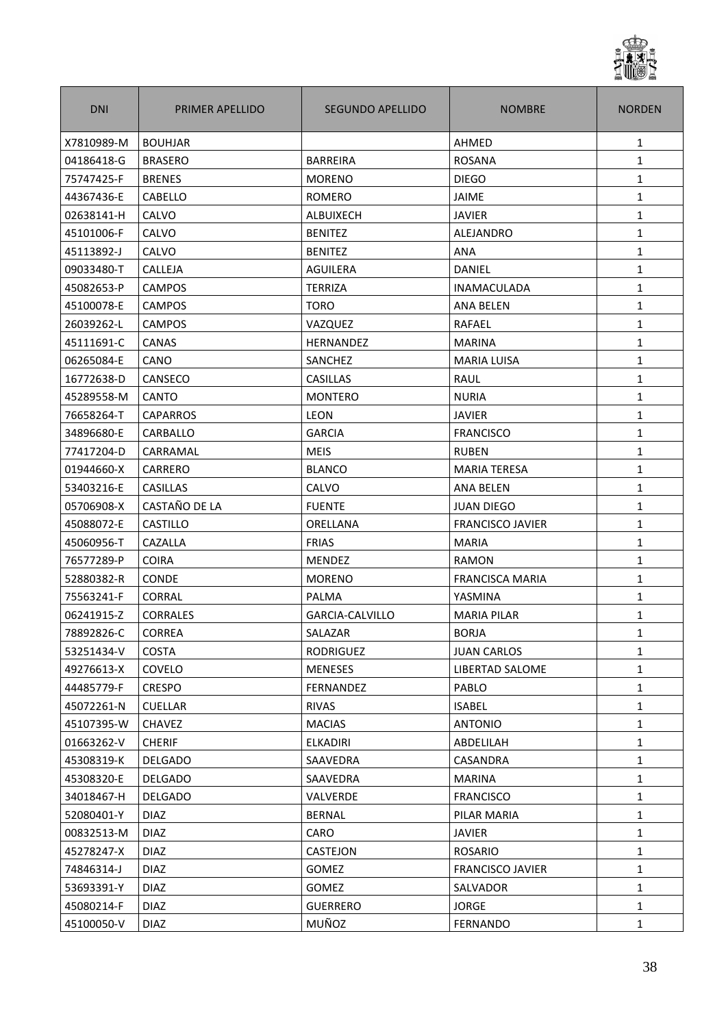| DNI | PRIMER APELLIDO | SEGUNDO APELLIDO | NOMBRE | NORDEN |
|---|---|---|---|---|
| X7810989-M | BOUHJAR | | AHMED | 1 |
| 04186418-G | BRASERO | BARREIRA | ROSANA | 1 |
| 75747425-F | BRENES | MORENO | DIEGO | 1 |
| 44367436-E | CABELLO | ROMERO | JAIME | 1 |
| 02638141-H | CALVO | ALBUIXECH | JAVIER | 1 |
| 45101006-F | CALVO | BENITEZ | ALEJANDRO | 1 |
| 45113892-J | CALVO | BENITEZ | ANA | 1 |
| 09033480-T | CALLEJA | AGUILERA | DANIEL | 1 |
| 45082653-P | CAMPOS | TERRIZA | INAMACULADA | 1 |
| 45100078-E | CAMPOS | TORO | ANA BELEN | 1 |
| 26039262-L | CAMPOS | VAZQUEZ | RAFAEL | 1 |
| 45111691-C | CANAS | HERNANDEZ | MARINA | 1 |
| 06265084-E | CANO | SANCHEZ | MARIA LUISA | 1 |
| 16772638-D | CANSECO | CASILLAS | RAUL | 1 |
| 45289558-M | CANTO | MONTERO | NURIA | 1 |
| 76658264-T | CAPARROS | LEON | JAVIER | 1 |
| 34896680-E | CARBALLO | GARCIA | FRANCISCO | 1 |
| 77417204-D | CARRAMAL | MEIS | RUBEN | 1 |
| 01944660-X | CARRERO | BLANCO | MARIA TERESA | 1 |
| 53403216-E | CASILLAS | CALVO | ANA BELEN | 1 |
| 05706908-X | CASTAÑO DE LA | FUENTE | JUAN DIEGO | 1 |
| 45088072-E | CASTILLO | ORELLANA | FRANCISCO JAVIER | 1 |
| 45060956-T | CAZALLA | FRIAS | MARIA | 1 |
| 76577289-P | COIRA | MENDEZ | RAMON | 1 |
| 52880382-R | CONDE | MORENO | FRANCISCA MARIA | 1 |
| 75563241-F | CORRAL | PALMA | YASMINA | 1 |
| 06241915-Z | CORRALES | GARCIA-CALVILLO | MARIA PILAR | 1 |
| 78892826-C | CORREA | SALAZAR | BORJA | 1 |
| 53251434-V | COSTA | RODRIGUEZ | JUAN CARLOS | 1 |
| 49276613-X | COVELO | MENESES | LIBERTAD SALOME | 1 |
| 44485779-F | CRESPO | FERNANDEZ | PABLO | 1 |
| 45072261-N | CUELLAR | RIVAS | ISABEL | 1 |
| 45107395-W | CHAVEZ | MACIAS | ANTONIO | 1 |
| 01663262-V | CHERIF | ELKADIRI | ABDELILAH | 1 |
| 45308319-K | DELGADO | SAAVEDRA | CASANDRA | 1 |
| 45308320-E | DELGADO | SAAVEDRA | MARINA | 1 |
| 34018467-H | DELGADO | VALVERDE | FRANCISCO | 1 |
| 52080401-Y | DIAZ | BERNAL | PILAR MARIA | 1 |
| 00832513-M | DIAZ | CARO | JAVIER | 1 |
| 45278247-X | DIAZ | CASTEJON | ROSARIO | 1 |
| 74846314-J | DIAZ | GOMEZ | FRANCISCO JAVIER | 1 |
| 53693391-Y | DIAZ | GOMEZ | SALVADOR | 1 |
| 45080214-F | DIAZ | GUERRERO | JORGE | 1 |
| 45100050-V | DIAZ | MUÑOZ | FERNANDO | 1 |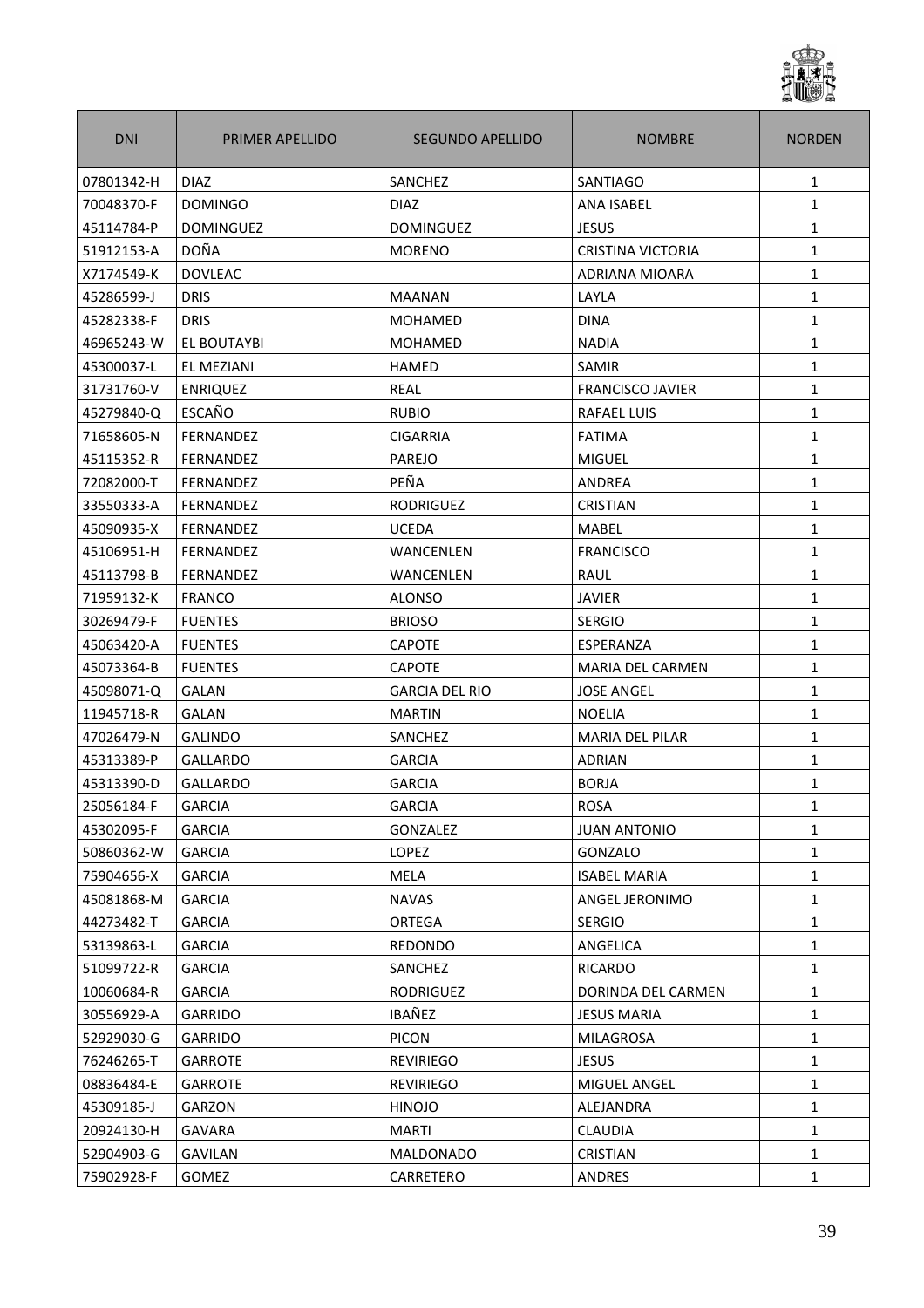| DNI | PRIMER APELLIDO | SEGUNDO APELLIDO | NOMBRE | NORDEN |
|---|---|---|---|---|
| 07801342-H | DIAZ | SANCHEZ | SANTIAGO | 1 |
| 70048370-F | DOMINGO | DIAZ | ANA ISABEL | 1 |
| 45114784-P | DOMINGUEZ | DOMINGUEZ | JESUS | 1 |
| 51912153-A | DOÑA | MORENO | CRISTINA VICTORIA | 1 |
| X7174549-K | DOVLEAC | | ADRIANA MIOARA | 1 |
| 45286599-J | DRIS | MAANAN | LAYLA | 1 |
| 45282338-F | DRIS | MOHAMED | DINA | 1 |
| 46965243-W | EL BOUTAYBI | MOHAMED | NADIA | 1 |
| 45300037-L | EL MEZIANI | HAMED | SAMIR | 1 |
| 31731760-V | ENRIQUEZ | REAL | FRANCISCO JAVIER | 1 |
| 45279840-Q | ESCAÑO | RUBIO | RAFAEL LUIS | 1 |
| 71658605-N | FERNANDEZ | CIGARRIA | FATIMA | 1 |
| 45115352-R | FERNANDEZ | PAREJO | MIGUEL | 1 |
| 72082000-T | FERNANDEZ | PEÑA | ANDREA | 1 |
| 33550333-A | FERNANDEZ | RODRIGUEZ | CRISTIAN | 1 |
| 45090935-X | FERNANDEZ | UCEDA | MABEL | 1 |
| 45106951-H | FERNANDEZ | WANCENLEN | FRANCISCO | 1 |
| 45113798-B | FERNANDEZ | WANCENLEN | RAUL | 1 |
| 71959132-K | FRANCO | ALONSO | JAVIER | 1 |
| 30269479-F | FUENTES | BRIOSO | SERGIO | 1 |
| 45063420-A | FUENTES | CAPOTE | ESPERANZA | 1 |
| 45073364-B | FUENTES | CAPOTE | MARIA DEL CARMEN | 1 |
| 45098071-Q | GALAN | GARCIA DEL RIO | JOSE ANGEL | 1 |
| 11945718-R | GALAN | MARTIN | NOELIA | 1 |
| 47026479-N | GALINDO | SANCHEZ | MARIA DEL PILAR | 1 |
| 45313389-P | GALLARDO | GARCIA | ADRIAN | 1 |
| 45313390-D | GALLARDO | GARCIA | BORJA | 1 |
| 25056184-F | GARCIA | GARCIA | ROSA | 1 |
| 45302095-F | GARCIA | GONZALEZ | JUAN ANTONIO | 1 |
| 50860362-W | GARCIA | LOPEZ | GONZALO | 1 |
| 75904656-X | GARCIA | MELA | ISABEL MARIA | 1 |
| 45081868-M | GARCIA | NAVAS | ANGEL JERONIMO | 1 |
| 44273482-T | GARCIA | ORTEGA | SERGIO | 1 |
| 53139863-L | GARCIA | REDONDO | ANGELICA | 1 |
| 51099722-R | GARCIA | SANCHEZ | RICARDO | 1 |
| 10060684-R | GARCIA | RODRIGUEZ | DORINDA DEL CARMEN | 1 |
| 30556929-A | GARRIDO | IBAÑEZ | JESUS MARIA | 1 |
| 52929030-G | GARRIDO | PICON | MILAGROSA | 1 |
| 76246265-T | GARROTE | REVIRIEGO | JESUS | 1 |
| 08836484-E | GARROTE | REVIRIEGO | MIGUEL ANGEL | 1 |
| 45309185-J | GARZON | HINOJO | ALEJANDRA | 1 |
| 20924130-H | GAVARA | MARTI | CLAUDIA | 1 |
| 52904903-G | GAVILAN | MALDONADO | CRISTIAN | 1 |
| 75902928-F | GOMEZ | CARRETERO | ANDRES | 1 |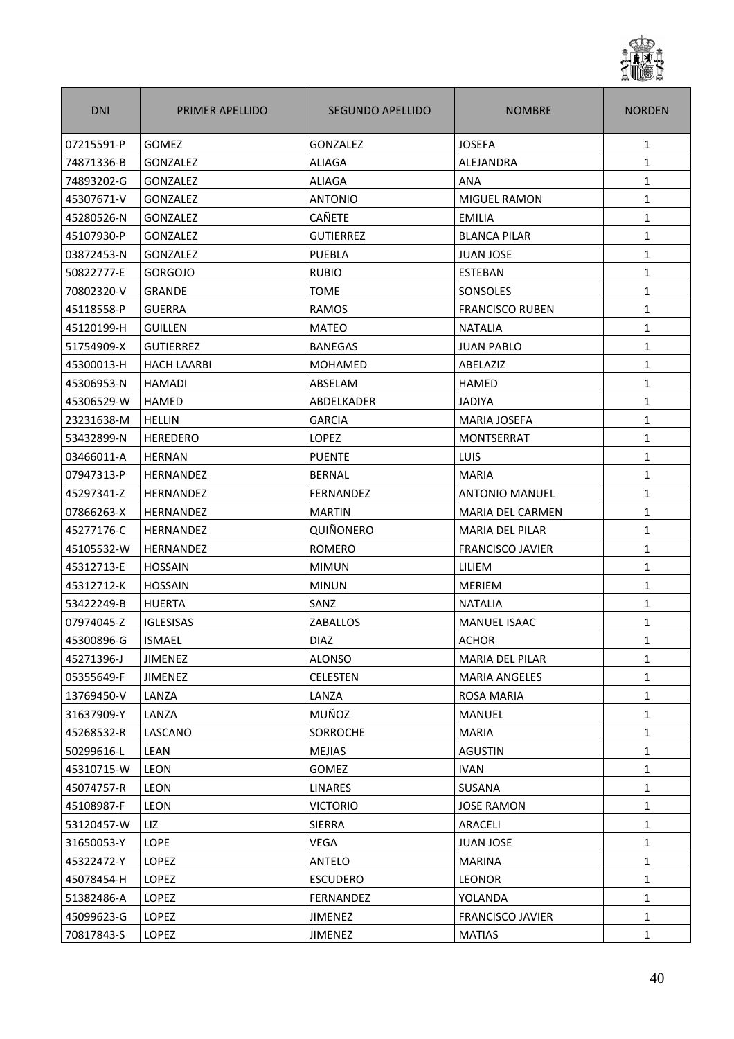| DNI | PRIMER APELLIDO | SEGUNDO APELLIDO | NOMBRE | NORDEN |
|---|---|---|---|---|
| 07215591-P | GOMEZ | GONZALEZ | JOSEFA | 1 |
| 74871336-B | GONZALEZ | ALIAGA | ALEJANDRA | 1 |
| 74893202-G | GONZALEZ | ALIAGA | ANA | 1 |
| 45307671-V | GONZALEZ | ANTONIO | MIGUEL RAMON | 1 |
| 45280526-N | GONZALEZ | CAÑETE | EMILIA | 1 |
| 45107930-P | GONZALEZ | GUTIERREZ | BLANCA PILAR | 1 |
| 03872453-N | GONZALEZ | PUEBLA | JUAN JOSE | 1 |
| 50822777-E | GORGOJO | RUBIO | ESTEBAN | 1 |
| 70802320-V | GRANDE | TOME | SONSOLES | 1 |
| 45118558-P | GUERRA | RAMOS | FRANCISCO RUBEN | 1 |
| 45120199-H | GUILLEN | MATEO | NATALIA | 1 |
| 51754909-X | GUTIERREZ | BANEGAS | JUAN PABLO | 1 |
| 45300013-H | HACH LAARBI | MOHAMED | ABELAZIZ | 1 |
| 45306953-N | HAMADI | ABSELAM | HAMED | 1 |
| 45306529-W | HAMED | ABDELKADER | JADIYA | 1 |
| 23231638-M | HELLIN | GARCIA | MARIA JOSEFA | 1 |
| 53432899-N | HEREDERO | LOPEZ | MONTSERRAT | 1 |
| 03466011-A | HERNAN | PUENTE | LUIS | 1 |
| 07947313-P | HERNANDEZ | BERNAL | MARIA | 1 |
| 45297341-Z | HERNANDEZ | FERNANDEZ | ANTONIO MANUEL | 1 |
| 07866263-X | HERNANDEZ | MARTIN | MARIA DEL CARMEN | 1 |
| 45277176-C | HERNANDEZ | QUIÑONERO | MARIA DEL PILAR | 1 |
| 45105532-W | HERNANDEZ | ROMERO | FRANCISCO JAVIER | 1 |
| 45312713-E | HOSSAIN | MIMUN | LILIEM | 1 |
| 45312712-K | HOSSAIN | MINUN | MERIEM | 1 |
| 53422249-B | HUERTA | SANZ | NATALIA | 1 |
| 07974045-Z | IGLESISAS | ZABALLOS | MANUEL ISAAC | 1 |
| 45300896-G | ISMAEL | DIAZ | ACHOR | 1 |
| 45271396-J | JIMENEZ | ALONSO | MARIA DEL PILAR | 1 |
| 05355649-F | JIMENEZ | CELESTEN | MARIA ANGELES | 1 |
| 13769450-V | LANZA | LANZA | ROSA MARIA | 1 |
| 31637909-Y | LANZA | MUÑOZ | MANUEL | 1 |
| 45268532-R | LASCANO | SORROCHE | MARIA | 1 |
| 50299616-L | LEAN | MEJIAS | AGUSTIN | 1 |
| 45310715-W | LEON | GOMEZ | IVAN | 1 |
| 45074757-R | LEON | LINARES | SUSANA | 1 |
| 45108987-F | LEON | VICTORIO | JOSE RAMON | 1 |
| 53120457-W | LIZ | SIERRA | ARACELI | 1 |
| 31650053-Y | LOPE | VEGA | JUAN JOSE | 1 |
| 45322472-Y | LOPEZ | ANTELO | MARINA | 1 |
| 45078454-H | LOPEZ | ESCUDERO | LEONOR | 1 |
| 51382486-A | LOPEZ | FERNANDEZ | YOLANDA | 1 |
| 45099623-G | LOPEZ | JIMENEZ | FRANCISCO JAVIER | 1 |
| 70817843-S | LOPEZ | JIMENEZ | MATIAS | 1 |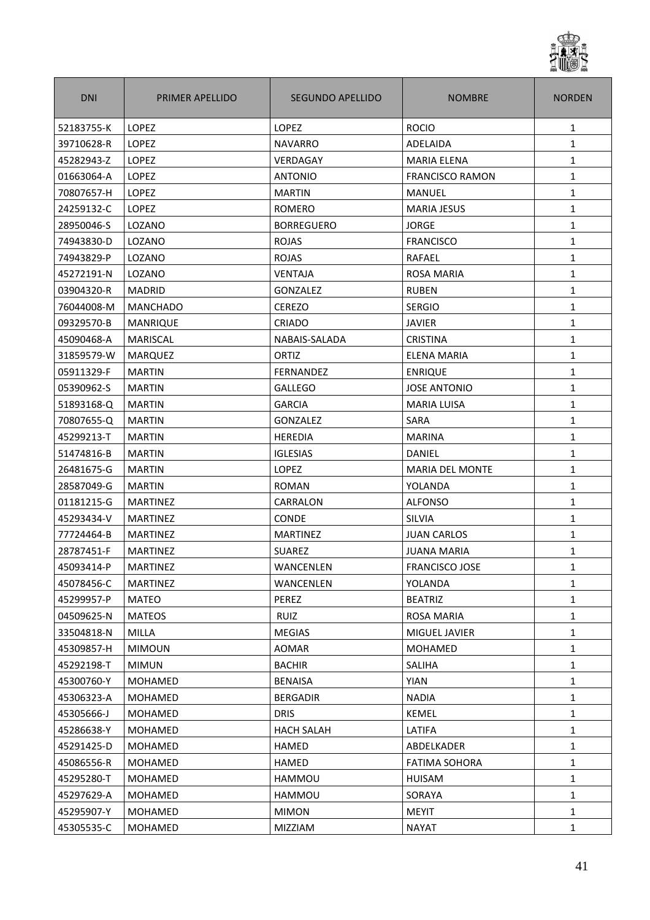| DNI | PRIMER APELLIDO | SEGUNDO APELLIDO | NOMBRE | NORDEN |
| --- | --- | --- | --- | --- |
| 52183755-K | LOPEZ | LOPEZ | ROCIO | 1 |
| 39710628-R | LOPEZ | NAVARRO | ADELAIDA | 1 |
| 45282943-Z | LOPEZ | VERDAGAY | MARIA ELENA | 1 |
| 01663064-A | LOPEZ | ANTONIO | FRANCISCO RAMON | 1 |
| 70807657-H | LOPEZ | MARTIN | MANUEL | 1 |
| 24259132-C | LOPEZ | ROMERO | MARIA JESUS | 1 |
| 28950046-S | LOZANO | BORREGUERO | JORGE | 1 |
| 74943830-D | LOZANO | ROJAS | FRANCISCO | 1 |
| 74943829-P | LOZANO | ROJAS | RAFAEL | 1 |
| 45272191-N | LOZANO | VENTAJA | ROSA MARIA | 1 |
| 03904320-R | MADRID | GONZALEZ | RUBEN | 1 |
| 76044008-M | MANCHADO | CEREZO | SERGIO | 1 |
| 09329570-B | MANRIQUE | CRIADO | JAVIER | 1 |
| 45090468-A | MARISCAL | NABAIS-SALADA | CRISTINA | 1 |
| 31859579-W | MARQUEZ | ORTIZ | ELENA MARIA | 1 |
| 05911329-F | MARTIN | FERNANDEZ | ENRIQUE | 1 |
| 05390962-S | MARTIN | GALLEGO | JOSE ANTONIO | 1 |
| 51893168-Q | MARTIN | GARCIA | MARIA LUISA | 1 |
| 70807655-Q | MARTIN | GONZALEZ | SARA | 1 |
| 45299213-T | MARTIN | HEREDIA | MARINA | 1 |
| 51474816-B | MARTIN | IGLESIAS | DANIEL | 1 |
| 26481675-G | MARTIN | LOPEZ | MARIA DEL MONTE | 1 |
| 28587049-G | MARTIN | ROMAN | YOLANDA | 1 |
| 01181215-G | MARTINEZ | CARRALON | ALFONSO | 1 |
| 45293434-V | MARTINEZ | CONDE | SILVIA | 1 |
| 77724464-B | MARTINEZ | MARTINEZ | JUAN CARLOS | 1 |
| 28787451-F | MARTINEZ | SUAREZ | JUANA MARIA | 1 |
| 45093414-P | MARTINEZ | WANCENLEN | FRANCISCO JOSE | 1 |
| 45078456-C | MARTINEZ | WANCENLEN | YOLANDA | 1 |
| 45299957-P | MATEO | PEREZ | BEATRIZ | 1 |
| 04509625-N | MATEOS | RUIZ | ROSA MARIA | 1 |
| 33504818-N | MILLA | MEGIAS | MIGUEL JAVIER | 1 |
| 45309857-H | MIMOUN | AOMAR | MOHAMED | 1 |
| 45292198-T | MIMUN | BACHIR | SALIHA | 1 |
| 45300760-Y | MOHAMED | BENAISA | YIAN | 1 |
| 45306323-A | MOHAMED | BERGADIR | NADIA | 1 |
| 45305666-J | MOHAMED | DRIS | KEMEL | 1 |
| 45286638-Y | MOHAMED | HACH SALAH | LATIFA | 1 |
| 45291425-D | MOHAMED | HAMED | ABDELKADER | 1 |
| 45086556-R | MOHAMED | HAMED | FATIMA SOHORA | 1 |
| 45295280-T | MOHAMED | HAMMOU | HUISAM | 1 |
| 45297629-A | MOHAMED | HAMMOU | SORAYA | 1 |
| 45295907-Y | MOHAMED | MIMON | MEYIT | 1 |
| 45305535-C | MOHAMED | MIZZIAM | NAYAT | 1 |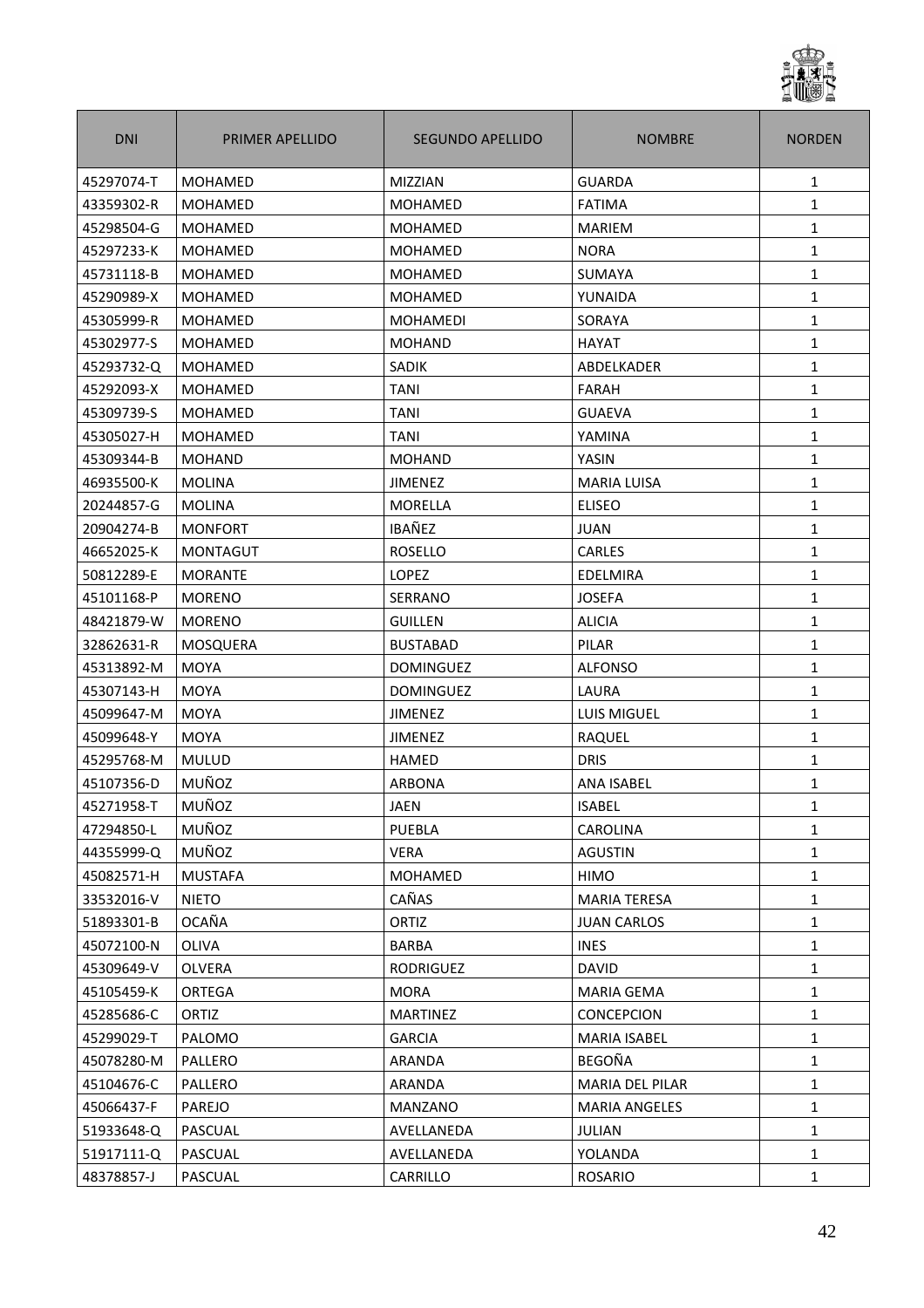| DNI | PRIMER APELLIDO | SEGUNDO APELLIDO | NOMBRE | NORDEN |
|---|---|---|---|---|
| 45297074-T | MOHAMED | MIZZIAN | GUARDA | 1 |
| 43359302-R | MOHAMED | MOHAMED | FATIMA | 1 |
| 45298504-G | MOHAMED | MOHAMED | MARIEM | 1 |
| 45297233-K | MOHAMED | MOHAMED | NORA | 1 |
| 45731118-B | MOHAMED | MOHAMED | SUMAYA | 1 |
| 45290989-X | MOHAMED | MOHAMED | YUNAIDA | 1 |
| 45305999-R | MOHAMED | MOHAMEDI | SORAYA | 1 |
| 45302977-S | MOHAMED | MOHAND | HAYAT | 1 |
| 45293732-Q | MOHAMED | SADIK | ABDELKADER | 1 |
| 45292093-X | MOHAMED | TANI | FARAH | 1 |
| 45309739-S | MOHAMED | TANI | GUAEVA | 1 |
| 45305027-H | MOHAMED | TANI | YAMINA | 1 |
| 45309344-B | MOHAND | MOHAND | YASIN | 1 |
| 46935500-K | MOLINA | JIMENEZ | MARIA LUISA | 1 |
| 20244857-G | MOLINA | MORELLA | ELISEO | 1 |
| 20904274-B | MONFORT | IBAÑEZ | JUAN | 1 |
| 46652025-K | MONTAGUT | ROSELLO | CARLES | 1 |
| 50812289-E | MORANTE | LOPEZ | EDELMIRA | 1 |
| 45101168-P | MORENO | SERRANO | JOSEFA | 1 |
| 48421879-W | MORENO | GUILLEN | ALICIA | 1 |
| 32862631-R | MOSQUERA | BUSTABAD | PILAR | 1 |
| 45313892-M | MOYA | DOMINGUEZ | ALFONSO | 1 |
| 45307143-H | MOYA | DOMINGUEZ | LAURA | 1 |
| 45099647-M | MOYA | JIMENEZ | LUIS MIGUEL | 1 |
| 45099648-Y | MOYA | JIMENEZ | RAQUEL | 1 |
| 45295768-M | MULUD | HAMED | DRIS | 1 |
| 45107356-D | MUÑOZ | ARBONA | ANA ISABEL | 1 |
| 45271958-T | MUÑOZ | JAEN | ISABEL | 1 |
| 47294850-L | MUÑOZ | PUEBLA | CAROLINA | 1 |
| 44355999-Q | MUÑOZ | VERA | AGUSTIN | 1 |
| 45082571-H | MUSTAFA | MOHAMED | HIMO | 1 |
| 33532016-V | NIETO | CAÑAS | MARIA TERESA | 1 |
| 51893301-B | OCAÑA | ORTIZ | JUAN CARLOS | 1 |
| 45072100-N | OLIVA | BARBA | INES | 1 |
| 45309649-V | OLVERA | RODRIGUEZ | DAVID | 1 |
| 45105459-K | ORTEGA | MORA | MARIA GEMA | 1 |
| 45285686-C | ORTIZ | MARTINEZ | CONCEPCION | 1 |
| 45299029-T | PALOMO | GARCIA | MARIA ISABEL | 1 |
| 45078280-M | PALLERO | ARANDA | BEGOÑA | 1 |
| 45104676-C | PALLERO | ARANDA | MARIA DEL PILAR | 1 |
| 45066437-F | PAREJO | MANZANO | MARIA ANGELES | 1 |
| 51933648-Q | PASCUAL | AVELLANEDA | JULIAN | 1 |
| 51917111-Q | PASCUAL | AVELLANEDA | YOLANDA | 1 |
| 48378857-J | PASCUAL | CARRILLO | ROSARIO | 1 |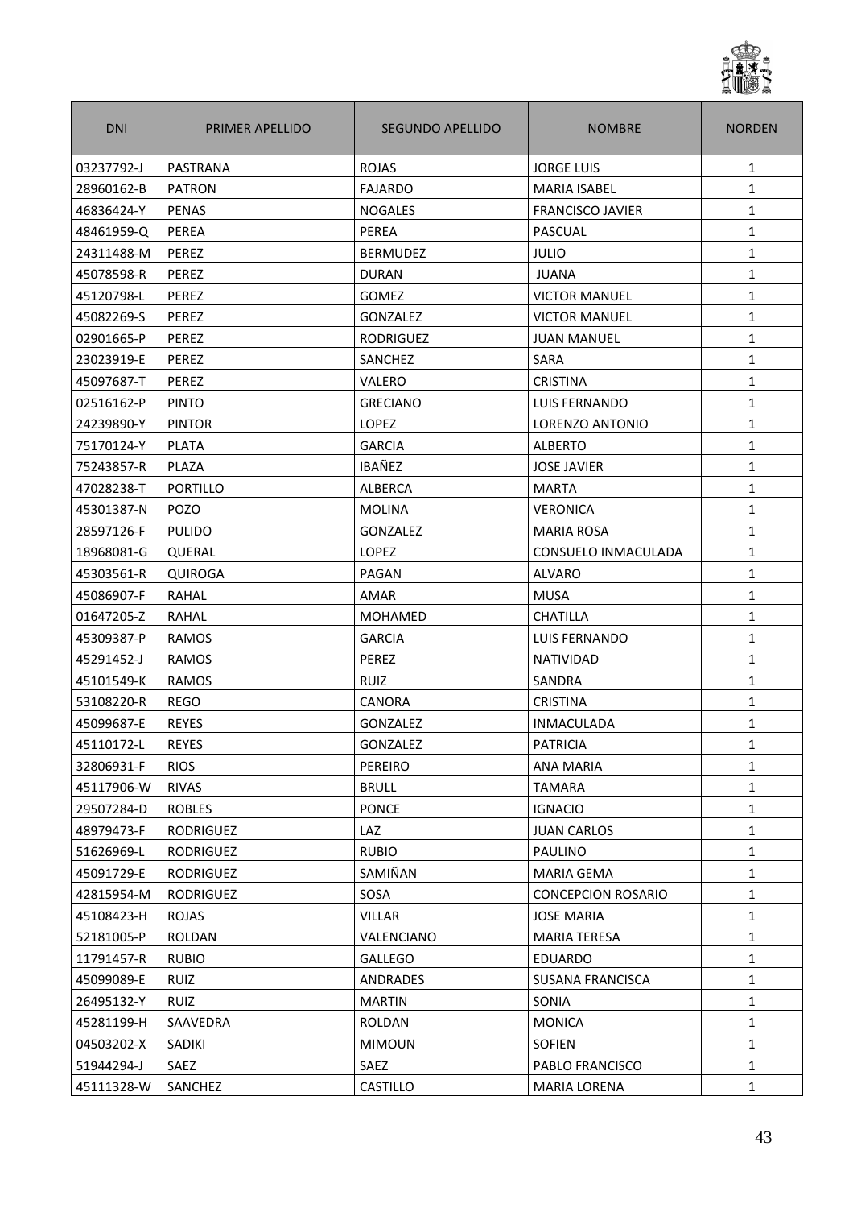| DNI | PRIMER APELLIDO | SEGUNDO APELLIDO | NOMBRE | NORDEN |
|---|---|---|---|---|
| 03237792-J | PASTRANA | ROJAS | JORGE LUIS | 1 |
| 28960162-B | PATRON | FAJARDO | MARIA ISABEL | 1 |
| 46836424-Y | PENAS | NOGALES | FRANCISCO JAVIER | 1 |
| 48461959-Q | PEREA | PEREA | PASCUAL | 1 |
| 24311488-M | PEREZ | BERMUDEZ | JULIO | 1 |
| 45078598-R | PEREZ | DURAN | JUANA | 1 |
| 45120798-L | PEREZ | GOMEZ | VICTOR MANUEL | 1 |
| 45082269-S | PEREZ | GONZALEZ | VICTOR MANUEL | 1 |
| 02901665-P | PEREZ | RODRIGUEZ | JUAN MANUEL | 1 |
| 23023919-E | PEREZ | SANCHEZ | SARA | 1 |
| 45097687-T | PEREZ | VALERO | CRISTINA | 1 |
| 02516162-P | PINTO | GRECIANO | LUIS FERNANDO | 1 |
| 24239890-Y | PINTOR | LOPEZ | LORENZO ANTONIO | 1 |
| 75170124-Y | PLATA | GARCIA | ALBERTO | 1 |
| 75243857-R | PLAZA | IBAÑEZ | JOSE JAVIER | 1 |
| 47028238-T | PORTILLO | ALBERCA | MARTA | 1 |
| 45301387-N | POZO | MOLINA | VERONICA | 1 |
| 28597126-F | PULIDO | GONZALEZ | MARIA ROSA | 1 |
| 18968081-G | QUERAL | LOPEZ | CONSUELO INMACULADA | 1 |
| 45303561-R | QUIROGA | PAGAN | ALVARO | 1 |
| 45086907-F | RAHAL | AMAR | MUSA | 1 |
| 01647205-Z | RAHAL | MOHAMED | CHATILLA | 1 |
| 45309387-P | RAMOS | GARCIA | LUIS FERNANDO | 1 |
| 45291452-J | RAMOS | PEREZ | NATIVIDAD | 1 |
| 45101549-K | RAMOS | RUIZ | SANDRA | 1 |
| 53108220-R | REGO | CANORA | CRISTINA | 1 |
| 45099687-E | REYES | GONZALEZ | INMACULADA | 1 |
| 45110172-L | REYES | GONZALEZ | PATRICIA | 1 |
| 32806931-F | RIOS | PEREIRO | ANA MARIA | 1 |
| 45117906-W | RIVAS | BRULL | TAMARA | 1 |
| 29507284-D | ROBLES | PONCE | IGNACIO | 1 |
| 48979473-F | RODRIGUEZ | LAZ | JUAN CARLOS | 1 |
| 51626969-L | RODRIGUEZ | RUBIO | PAULINO | 1 |
| 45091729-E | RODRIGUEZ | SAMIÑAN | MARIA GEMA | 1 |
| 42815954-M | RODRIGUEZ | SOSA | CONCEPCION ROSARIO | 1 |
| 45108423-H | ROJAS | VILLAR | JOSE MARIA | 1 |
| 52181005-P | ROLDAN | VALENCIANO | MARIA TERESA | 1 |
| 11791457-R | RUBIO | GALLEGO | EDUARDO | 1 |
| 45099089-E | RUIZ | ANDRADES | SUSANA FRANCISCA | 1 |
| 26495132-Y | RUIZ | MARTIN | SONIA | 1 |
| 45281199-H | SAAVEDRA | ROLDAN | MONICA | 1 |
| 04503202-X | SADIKI | MIMOUN | SOFIEN | 1 |
| 51944294-J | SAEZ | SAEZ | PABLO FRANCISCO | 1 |
| 45111328-W | SANCHEZ | CASTILLO | MARIA LORENA | 1 |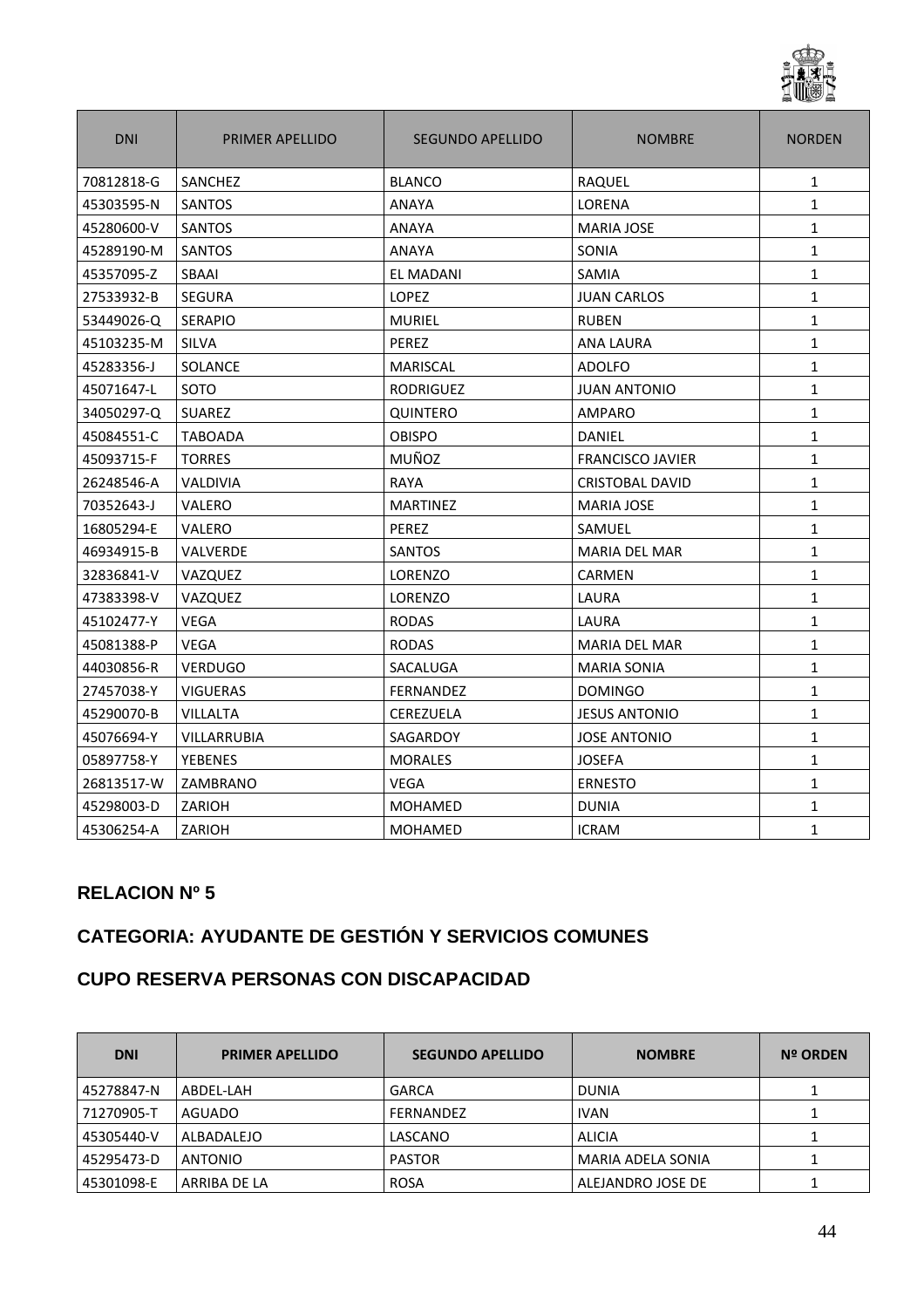| DNI | PRIMER APELLIDO | SEGUNDO APELLIDO | NOMBRE | NORDEN |
|---|---|---|---|---|
| 70812818-G | SANCHEZ | BLANCO | RAQUEL | 1 |
| 45303595-N | SANTOS | ANAYA | LORENA | 1 |
| 45280600-V | SANTOS | ANAYA | MARIA JOSE | 1 |
| 45289190-M | SANTOS | ANAYA | SONIA | 1 |
| 45357095-Z | SBAAI | EL MADANI | SAMIA | 1 |
| 27533932-B | SEGURA | LOPEZ | JUAN CARLOS | 1 |
| 53449026-Q | SERAPIO | MURIEL | RUBEN | 1 |
| 45103235-M | SILVA | PEREZ | ANA LAURA | 1 |
| 45283356-J | SOLANCE | MARISCAL | ADOLFO | 1 |
| 45071647-L | SOTO | RODRIGUEZ | JUAN ANTONIO | 1 |
| 34050297-Q | SUAREZ | QUINTERO | AMPARO | 1 |
| 45084551-C | TABOADA | OBISPO | DANIEL | 1 |
| 45093715-F | TORRES | MUÑOZ | FRANCISCO JAVIER | 1 |
| 26248546-A | VALDIVIA | RAYA | CRISTOBAL DAVID | 1 |
| 70352643-J | VALERO | MARTINEZ | MARIA JOSE | 1 |
| 16805294-E | VALERO | PEREZ | SAMUEL | 1 |
| 46934915-B | VALVERDE | SANTOS | MARIA DEL MAR | 1 |
| 32836841-V | VAZQUEZ | LORENZO | CARMEN | 1 |
| 47383398-V | VAZQUEZ | LORENZO | LAURA | 1 |
| 45102477-Y | VEGA | RODAS | LAURA | 1 |
| 45081388-P | VEGA | RODAS | MARIA DEL MAR | 1 |
| 44030856-R | VERDUGO | SACALUGA | MARIA SONIA | 1 |
| 27457038-Y | VIGUERAS | FERNANDEZ | DOMINGO | 1 |
| 45290070-B | VILLALTA | CEREZUELA | JESUS ANTONIO | 1 |
| 45076694-Y | VILLARRUBIA | SAGARDOY | JOSE ANTONIO | 1 |
| 05897758-Y | YEBENES | MORALES | JOSEFA | 1 |
| 26813517-W | ZAMBRANO | VEGA | ERNESTO | 1 |
| 45298003-D | ZARIOH | MOHAMED | DUNIA | 1 |
| 45306254-A | ZARIOH | MOHAMED | ICRAM | 1 |

## RELACION Nº 5

## CATEGORIA: AYUDANTE DE GESTIÓN Y SERVICIOS COMUNES

## CUPO RESERVA PERSONAS CON DISCAPACIDAD

| DNI | PRIMER APELLIDO | SEGUNDO APELLIDO | NOMBRE | Nº ORDEN |
|---|---|---|---|---|
| 45278847-N | ABDEL-LAH | GARCA | DUNIA | 1 |
| 71270905-T | AGUADO | FERNANDEZ | IVAN | 1 |
| 45305440-V | ALBADALEJO | LASCANO | ALICIA | 1 |
| 45295473-D | ANTONIO | PASTOR | MARIA ADELA SONIA | 1 |
| 45301098-E | ARRIBA DE LA | ROSA | ALEJANDRO JOSE DE | 1 |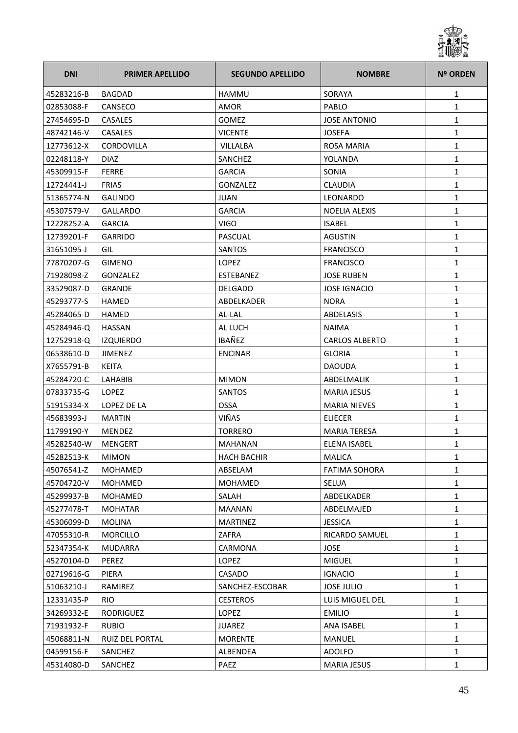| DNI | PRIMER APELLIDO | SEGUNDO APELLIDO | NOMBRE | Nº ORDEN |
|---|---|---|---|---|
| 45283216-B | BAGDAD | HAMMU | SORAYA | 1 |
| 02853088-F | CANSECO | AMOR | PABLO | 1 |
| 27454695-D | CASALES | GOMEZ | JOSE ANTONIO | 1 |
| 48742146-V | CASALES | VICENTE | JOSEFA | 1 |
| 12773612-X | CORDOVILLA | VILLALBA | ROSA MARIA | 1 |
| 02248118-Y | DIAZ | SANCHEZ | YOLANDA | 1 |
| 45309915-F | FERRE | GARCIA | SONIA | 1 |
| 12724441-J | FRIAS | GONZALEZ | CLAUDIA | 1 |
| 51365774-N | GALINDO | JUAN | LEONARDO | 1 |
| 45307579-V | GALLARDO | GARCIA | NOELIA ALEXIS | 1 |
| 12228252-A | GARCIA | VIGO | ISABEL | 1 |
| 12739201-F | GARRIDO | PASCUAL | AGUSTIN | 1 |
| 31651095-J | GIL | SANTOS | FRANCISCO | 1 |
| 77870207-G | GIMENO | LOPEZ | FRANCISCO | 1 |
| 71928098-Z | GONZALEZ | ESTEBANEZ | JOSE RUBEN | 1 |
| 33529087-D | GRANDE | DELGADO | JOSE IGNACIO | 1 |
| 45293777-S | HAMED | ABDELKADER | NORA | 1 |
| 45284065-D | HAMED | AL-LAL | ABDELASIS | 1 |
| 45284946-Q | HASSAN | AL LUCH | NAIMA | 1 |
| 12752918-Q | IZQUIERDO | IBAÑEZ | CARLOS ALBERTO | 1 |
| 06538610-D | JIMENEZ | ENCINAR | GLORIA | 1 |
| X7655791-B | KEITA | | DAOUDA | 1 |
| 45284720-C | LAHABIB | MIMON | ABDELMALIK | 1 |
| 07833735-G | LOPEZ | SANTOS | MARIA JESUS | 1 |
| 51915334-X | LOPEZ DE LA | OSSA | MARIA NIEVES | 1 |
| 45683993-J | MARTIN | VIÑAS | ELIECER | 1 |
| 11799190-Y | MENDEZ | TORRERO | MARIA TERESA | 1 |
| 45282540-W | MENGERT | MAHANAN | ELENA ISABEL | 1 |
| 45282513-K | MIMON | HACH BACHIR | MALICA | 1 |
| 45076541-Z | MOHAMED | ABSELAM | FATIMA SOHORA | 1 |
| 45704720-V | MOHAMED | MOHAMED | SELUA | 1 |
| 45299937-B | MOHAMED | SALAH | ABDELKADER | 1 |
| 45277478-T | MOHATAR | MAANAN | ABDELMAJED | 1 |
| 45306099-D | MOLINA | MARTINEZ | JESSICA | 1 |
| 47055310-R | MORCILLO | ZAFRA | RICARDO SAMUEL | 1 |
| 52347354-K | MUDARRA | CARMONA | JOSE | 1 |
| 45270104-D | PEREZ | LOPEZ | MIGUEL | 1 |
| 02719616-G | PIERA | CASADO | IGNACIO | 1 |
| 51063210-J | RAMIREZ | SANCHEZ-ESCOBAR | JOSE JULIO | 1 |
| 12331435-P | RIO | CESTEROS | LUIS MIGUEL DEL | 1 |
| 34269332-E | RODRIGUEZ | LOPEZ | EMILIO | 1 |
| 71931932-F | RUBIO | JUAREZ | ANA ISABEL | 1 |
| 45068811-N | RUIZ DEL PORTAL | MORENTE | MANUEL | 1 |
| 04599156-F | SANCHEZ | ALBENDEA | ADOLFO | 1 |
| 45314080-D | SANCHEZ | PAEZ | MARIA JESUS | 1 |